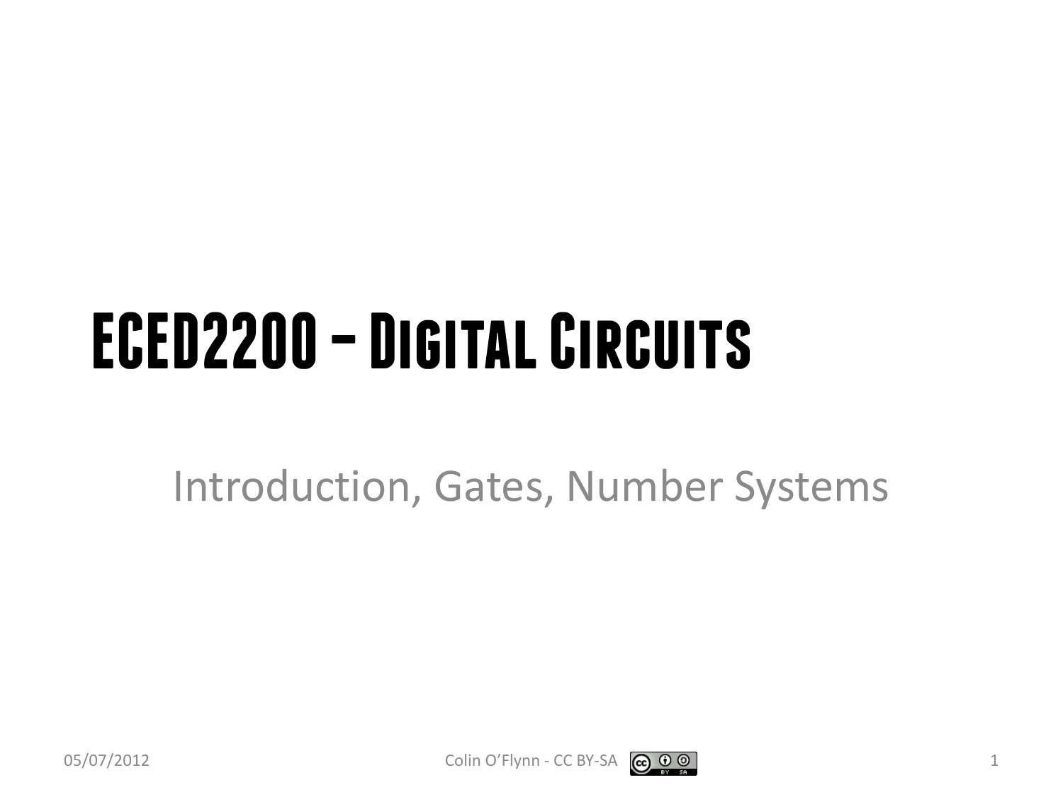# ECED2200 – Digital Circuits

Introduction, Gates, Number Systems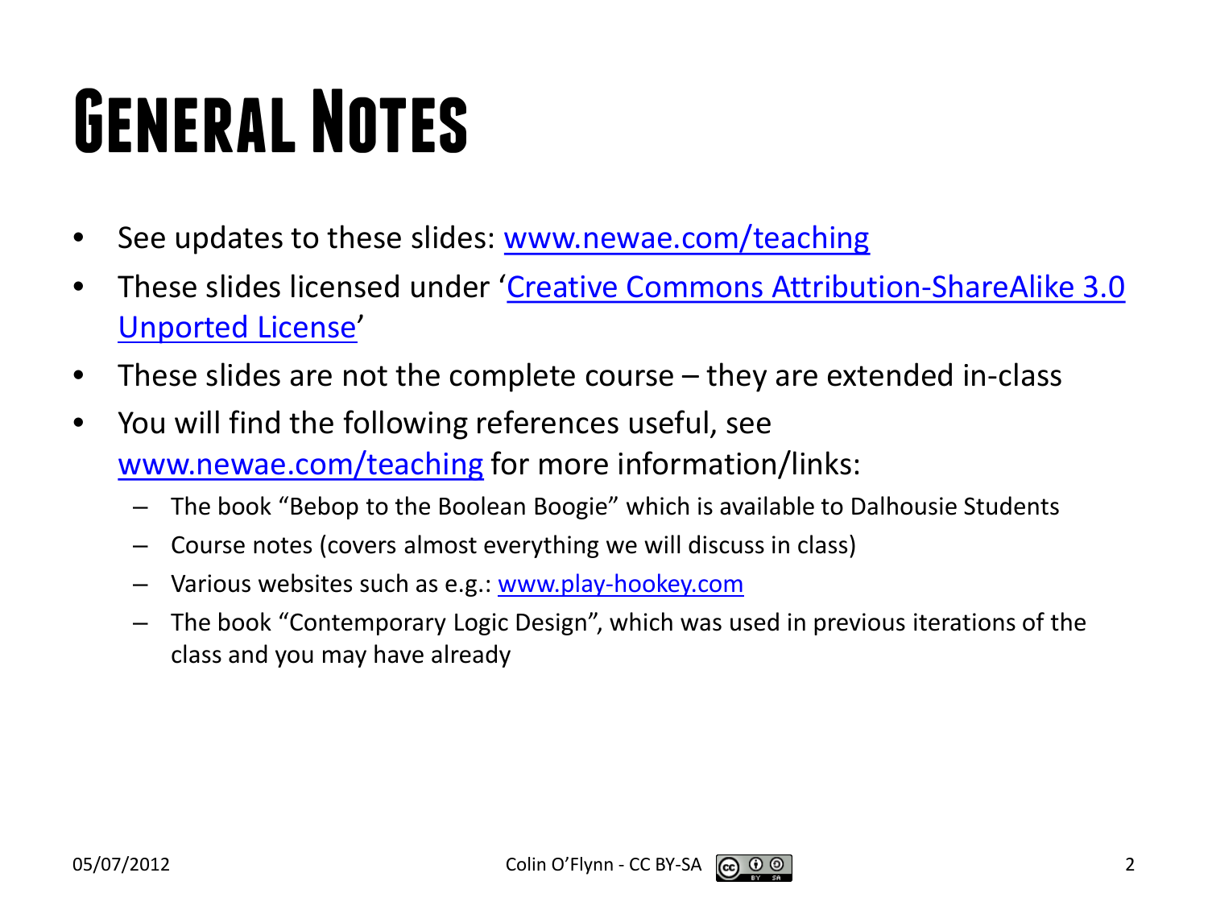# General Notes

- See updates to these slides: [www.newae.com/teaching](http://www.newae.com/teaching)
- These slides licensed under '[Creative Commons Attribution-ShareAlike 3.0 Unported License](http://creativecommons.org/licenses/by-sa/3.0/)'
- These slides are not the complete course – they are extended in-class
- You will find the following references useful, see [www.newae.com/teaching](http://www.newae.com/teaching) for more information/links:
  - The book "Bebop to the Boolean Boogie" which is available to Dalhousie Students
  - Course notes (covers almost everything we will discuss in class)
  - Various websites such as e.g.: [www.play-hookey.com](http://www.play-hookey.com)
  - The book "Contemporary Logic Design", which was used in previous iterations of the class and you may have already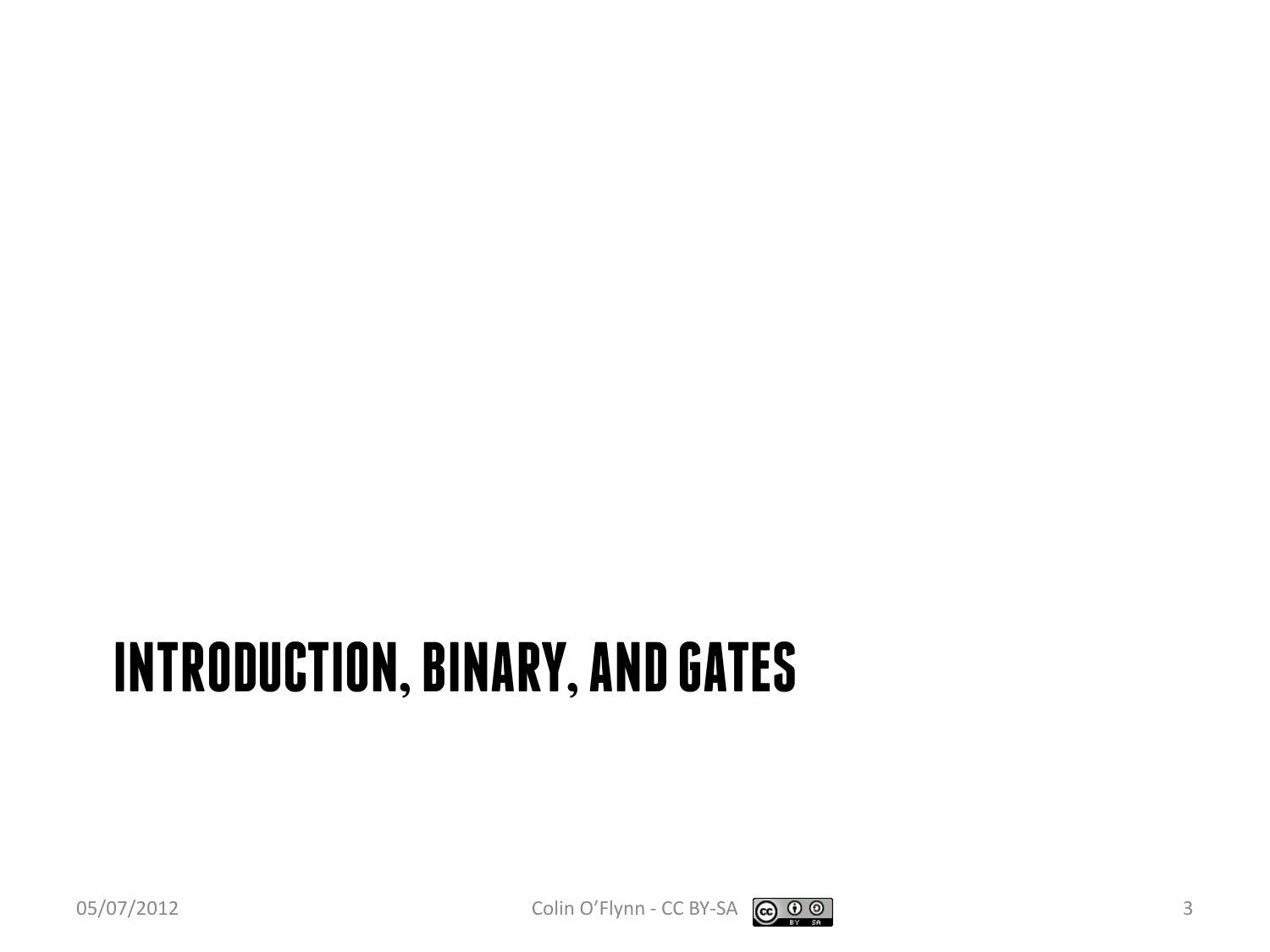# INTRODUCTION, BINARY, AND GATES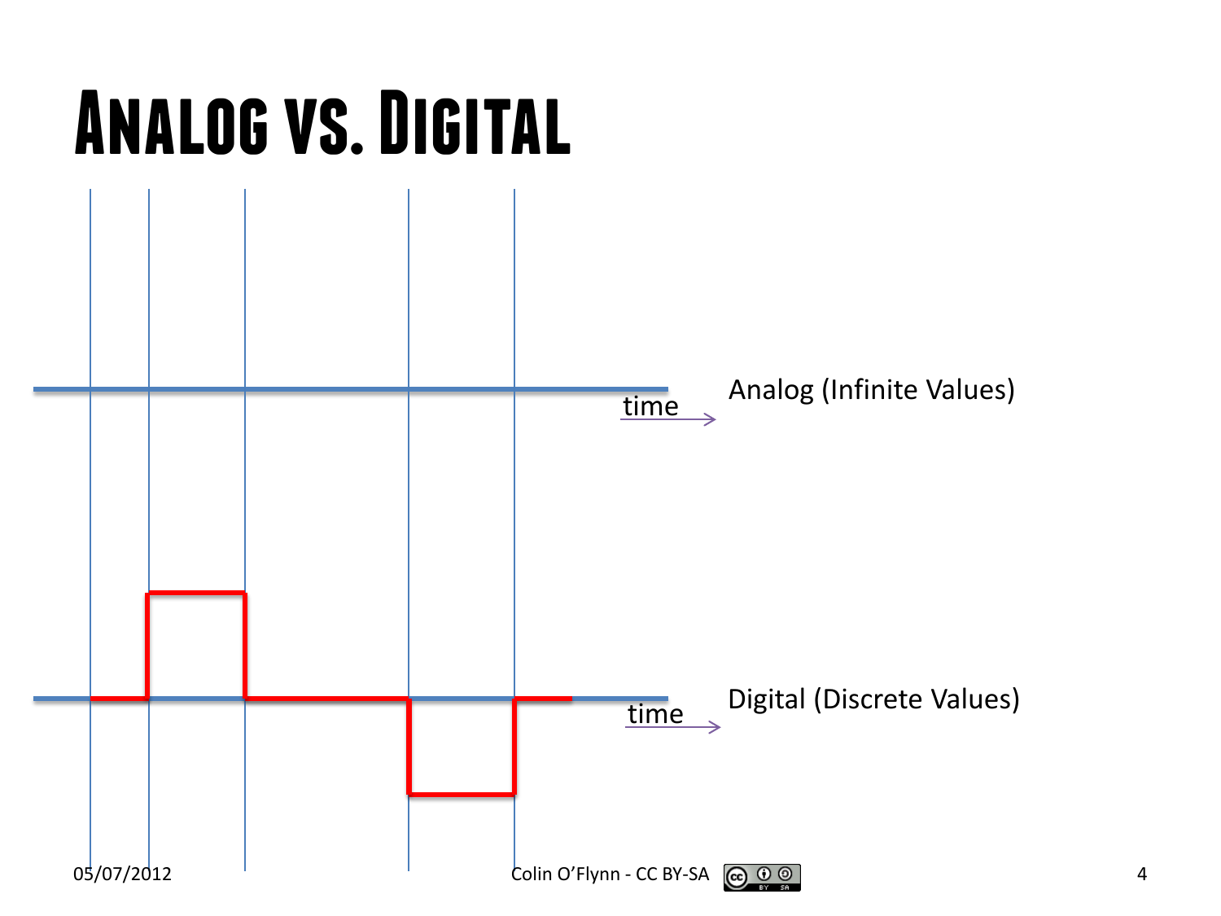# Analog vs. Digital

time

Analog (Infinite Values)

time

Digital (Discrete Values)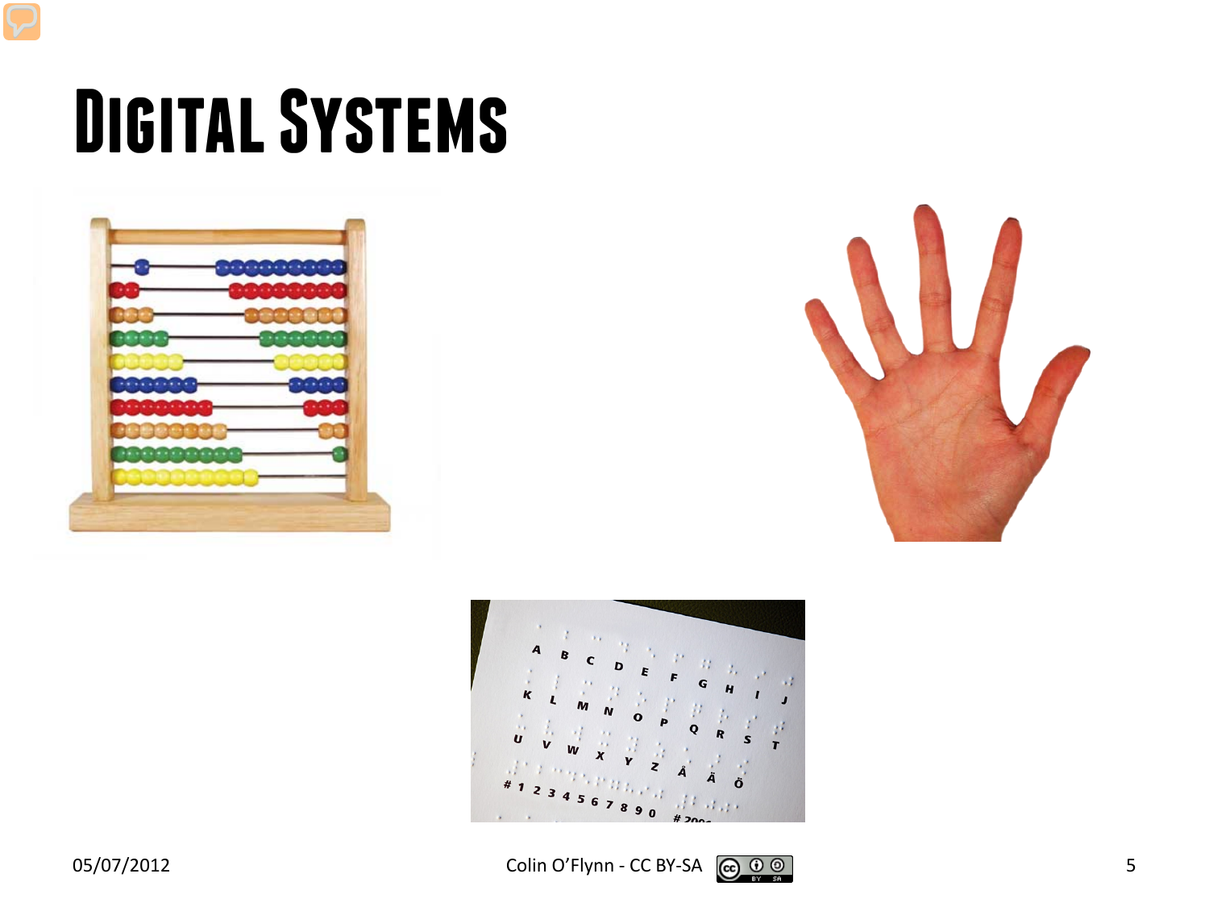# Digital Systems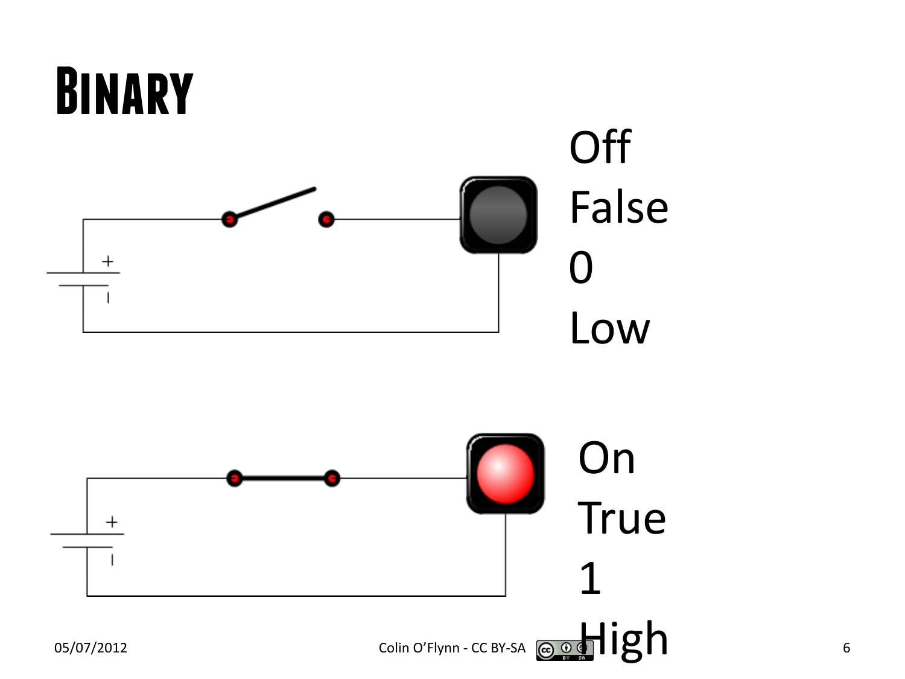# Binary

Off
False
0
Low

On
True
1
High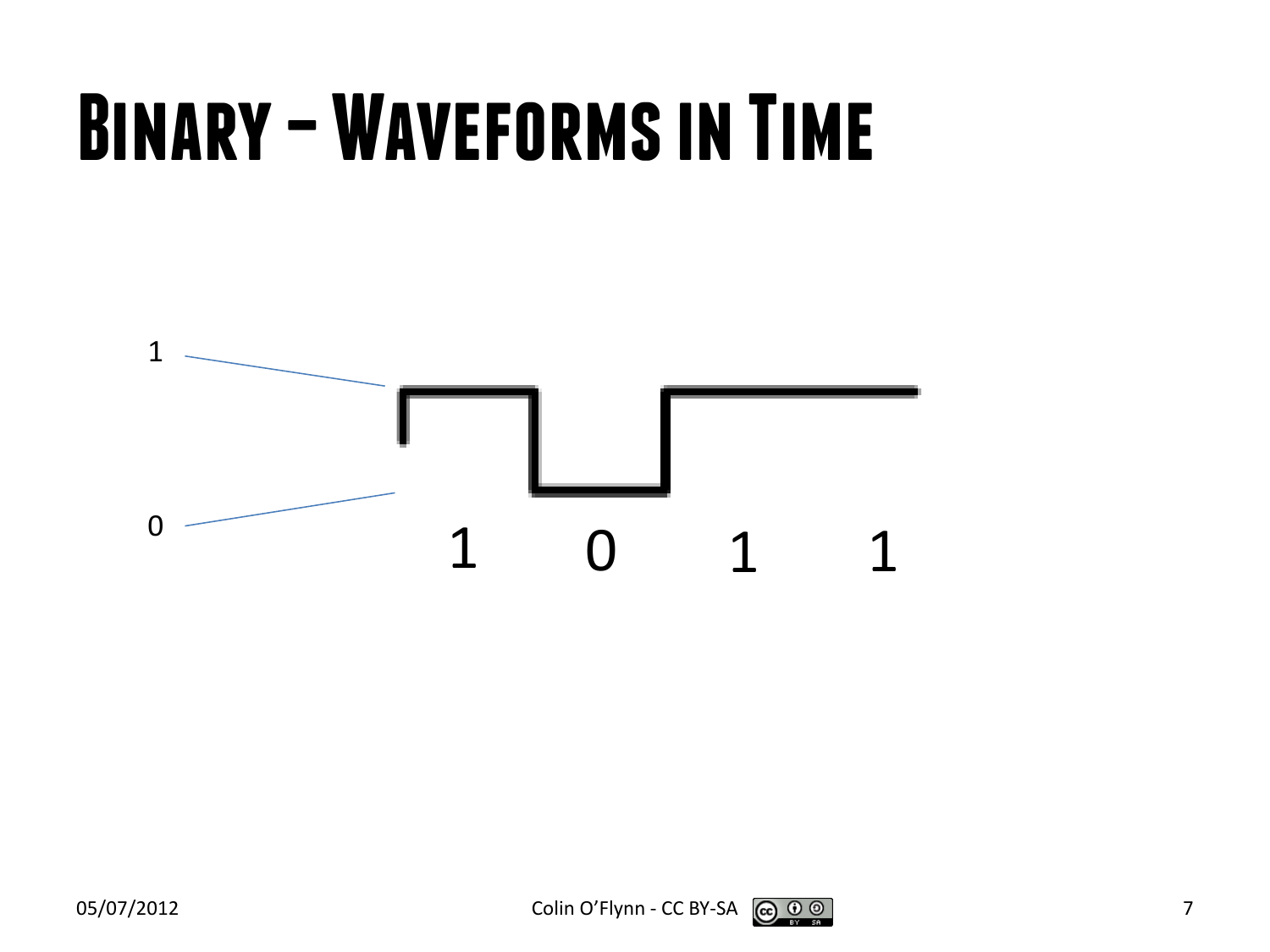# Binary – Waveforms in Time

1

0

1 0 1 1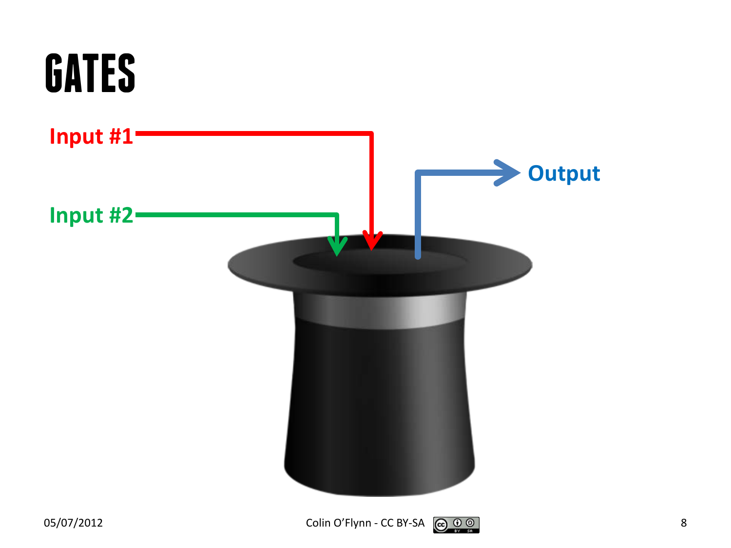# GATES

Input #1

Input #2

Output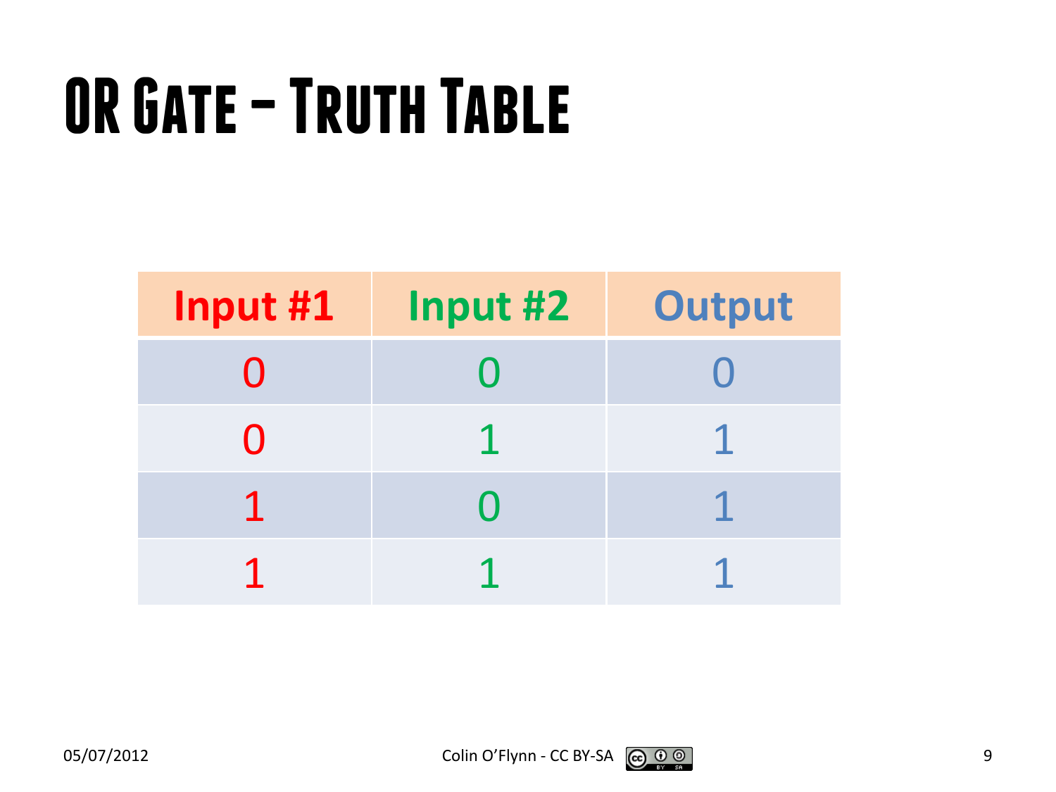# OR Gate – Truth Table

| Input #1 | Input #2 | Output |
|---|---|---|
| 0 | 0 | 0 |
| 0 | 1 | 1 |
| 1 | 0 | 1 |
| 1 | 1 | 1 |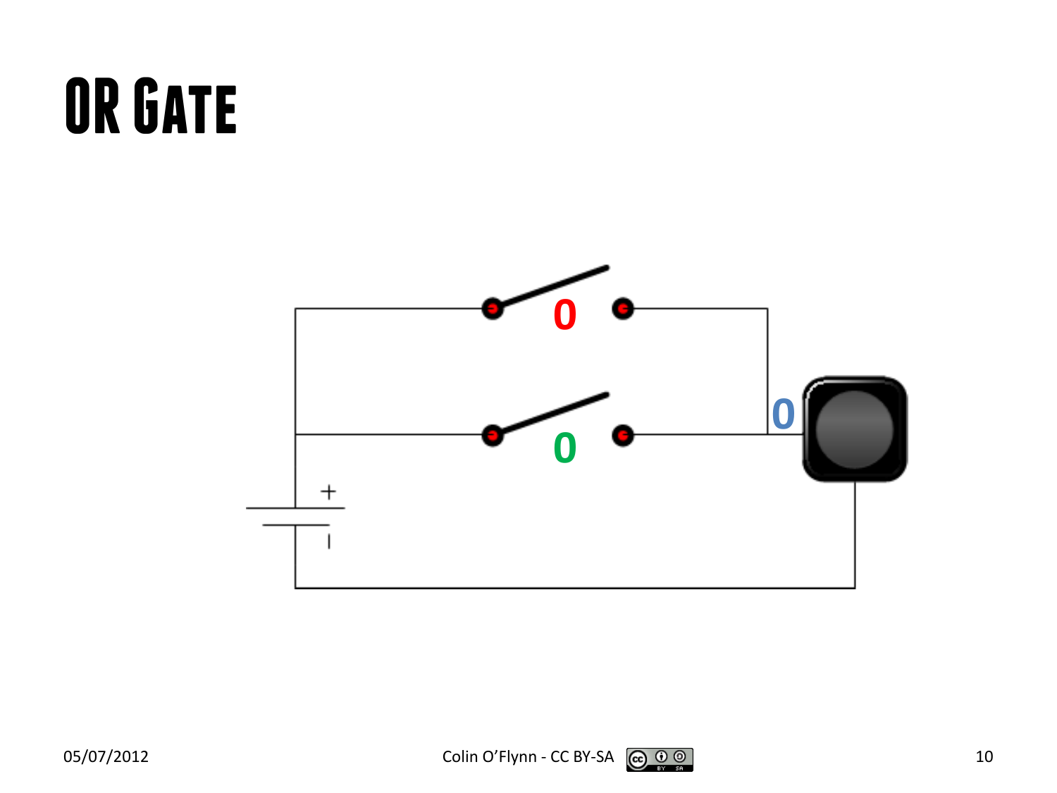# OR Gate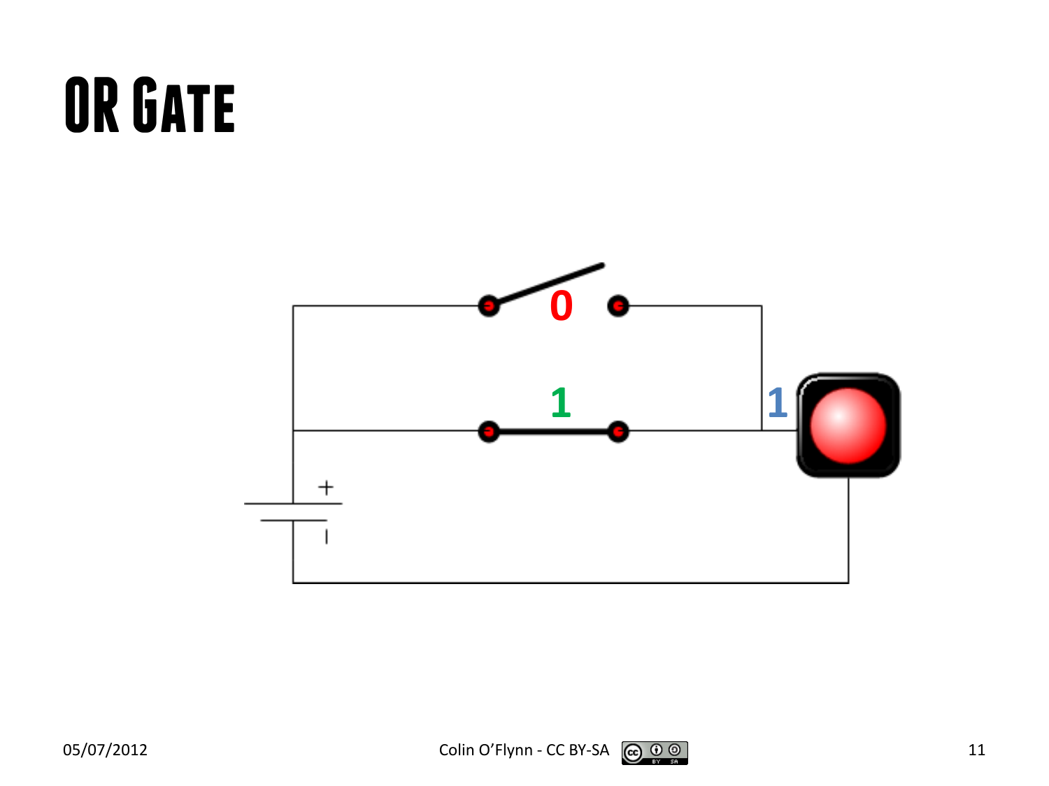# OR Gate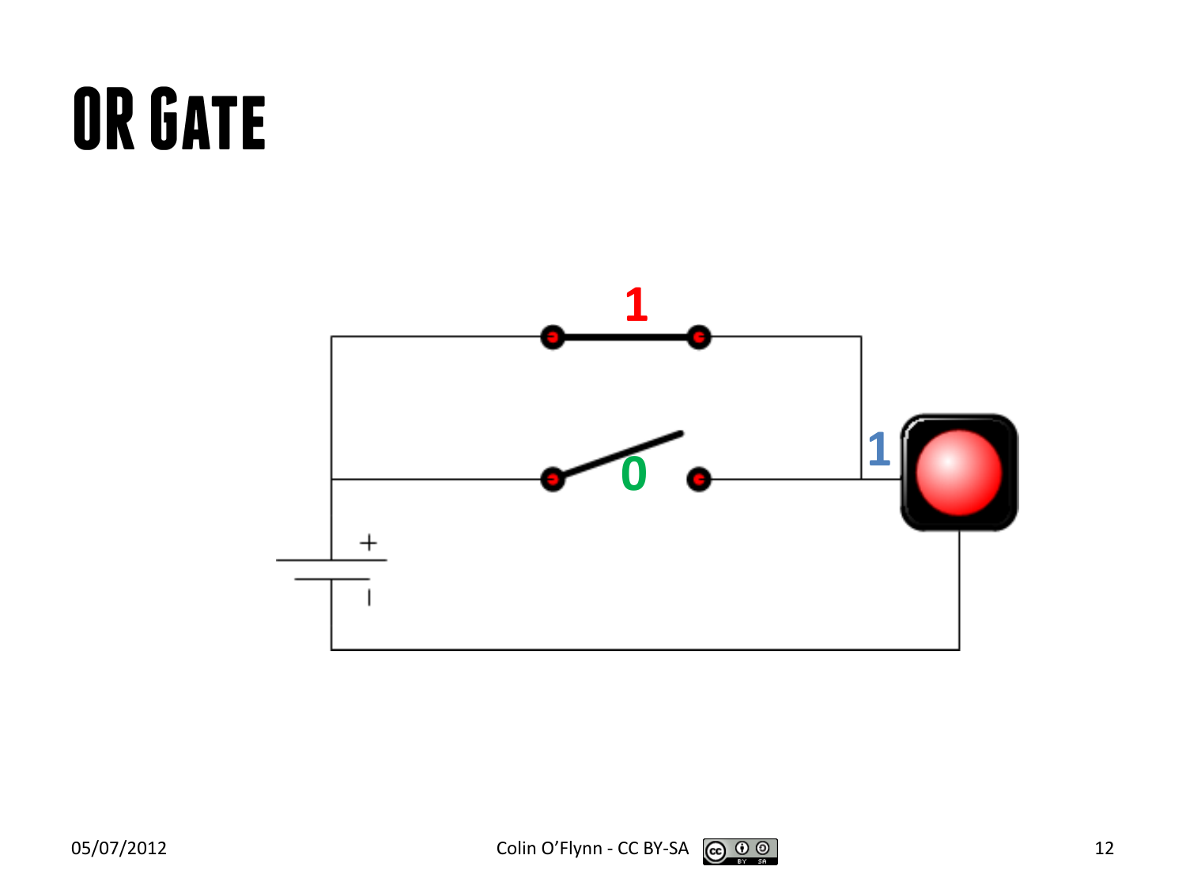# OR Gate

1

0

1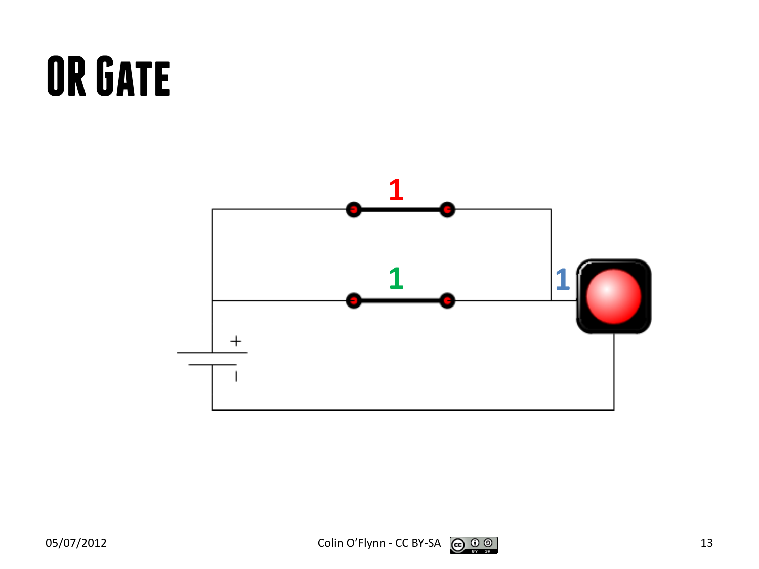# OR Gate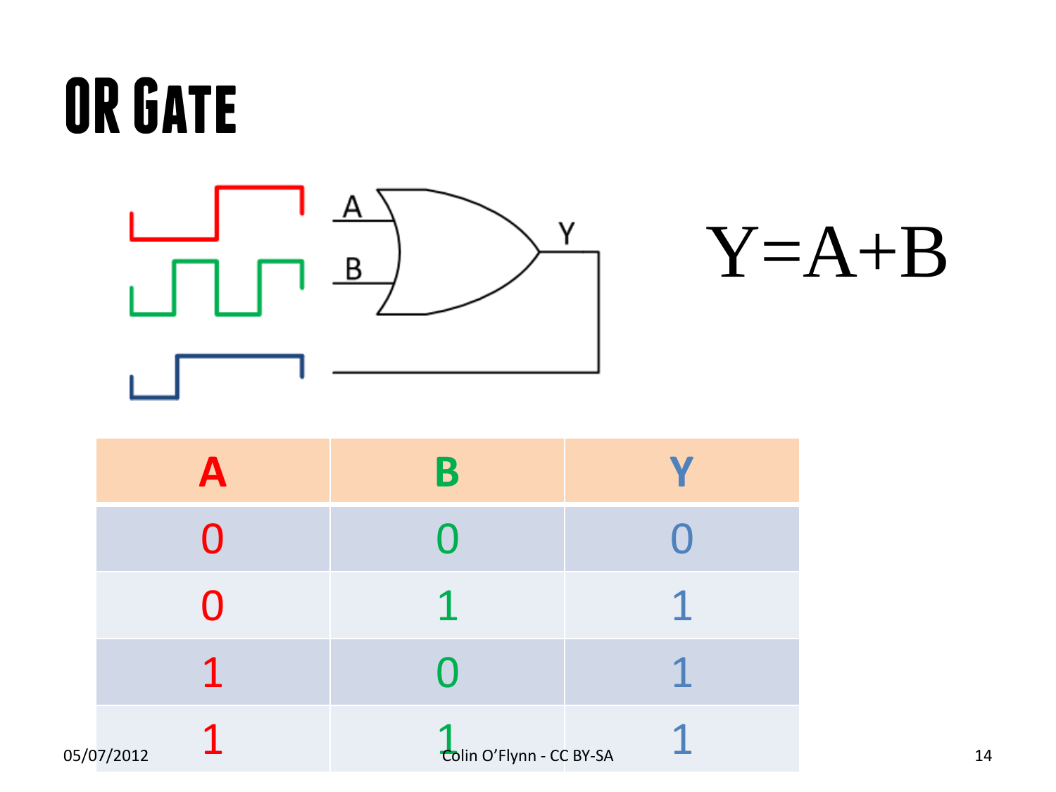# OR Gate

$$Y=A+B$$

| A | B | Y |
|---|---|---|
| 0 | 0 | 0 |
| 0 | 1 | 1 |
| 1 | 0 | 1 |
| 1 | 1 | 1 |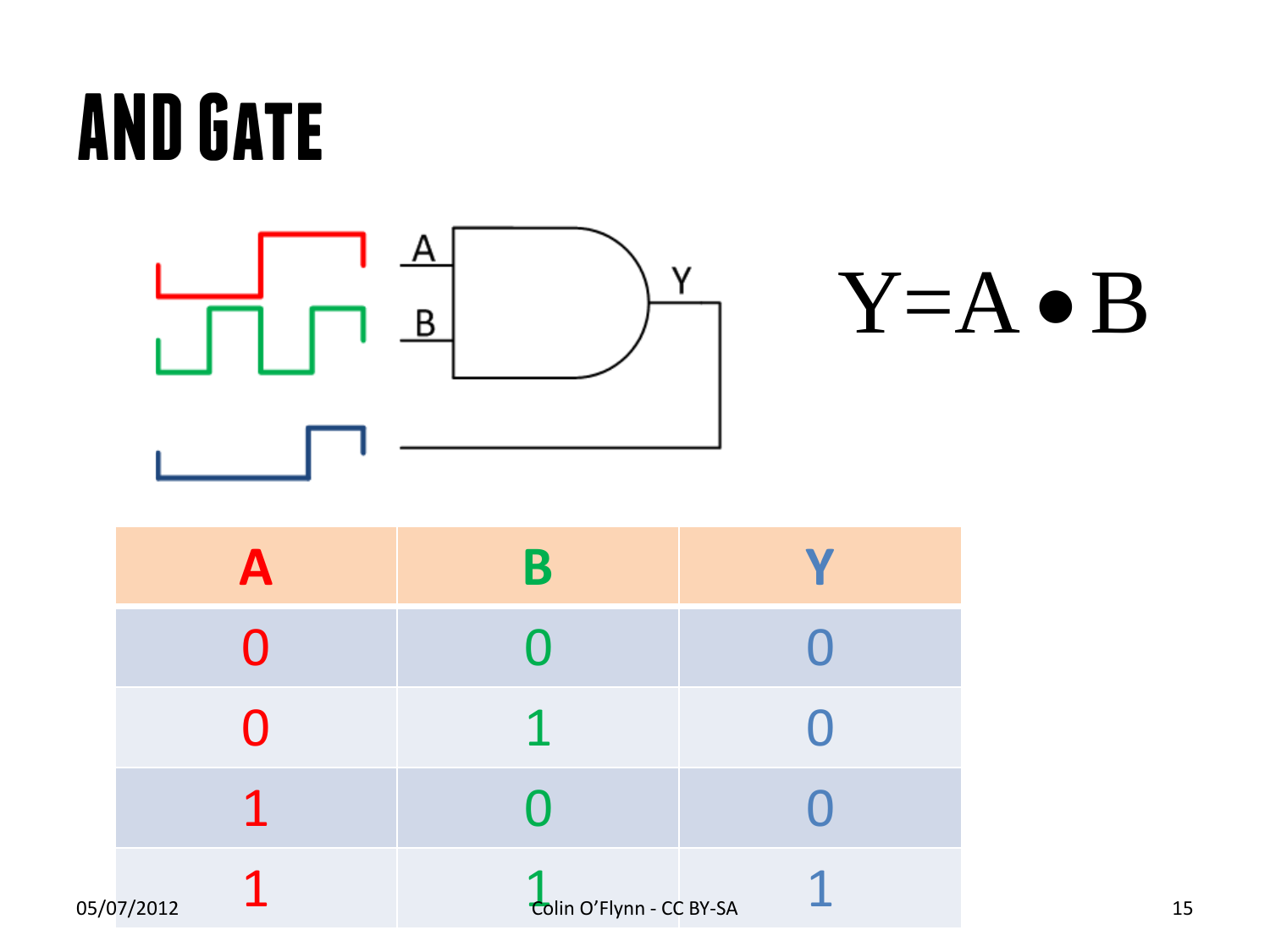# AND Gate

$$Y = A \bullet B$$

| A | B | Y |
|---|---|---|
| 0 | 0 | 0 |
| 0 | 1 | 0 |
| 1 | 0 | 0 |
| 1 | 1 | 1 |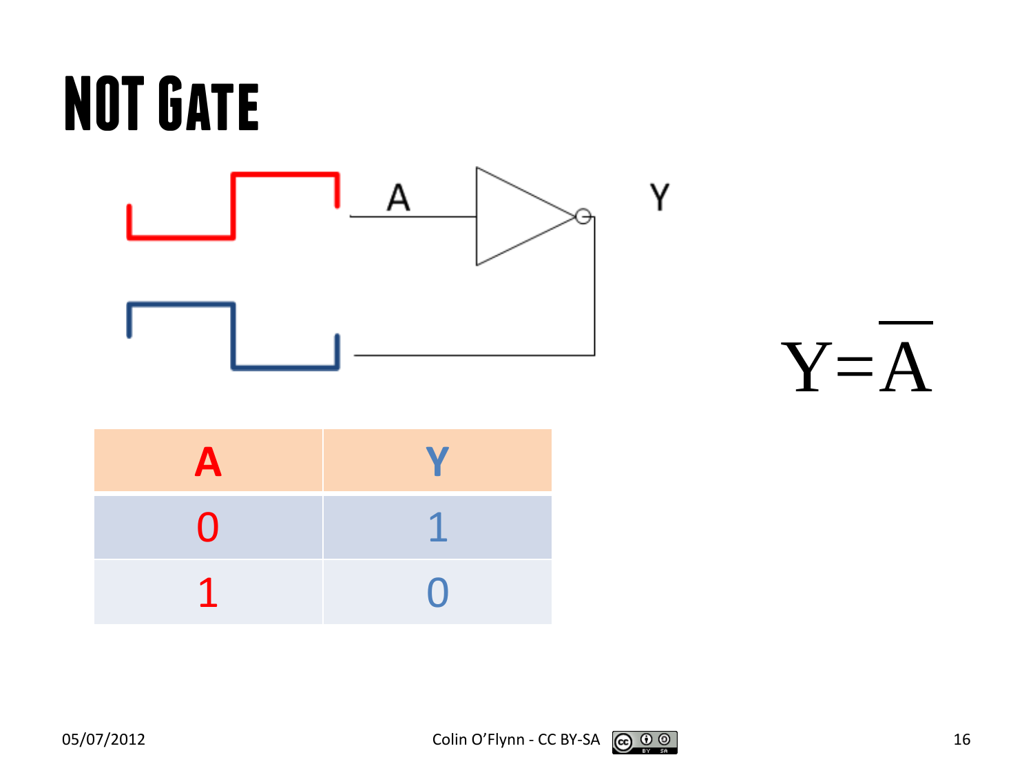# NOT Gate

A

Y

$$Y = \overline{A}$$

| A | Y |
|---|---|
| 0 | 1 |
| 1 | 0 |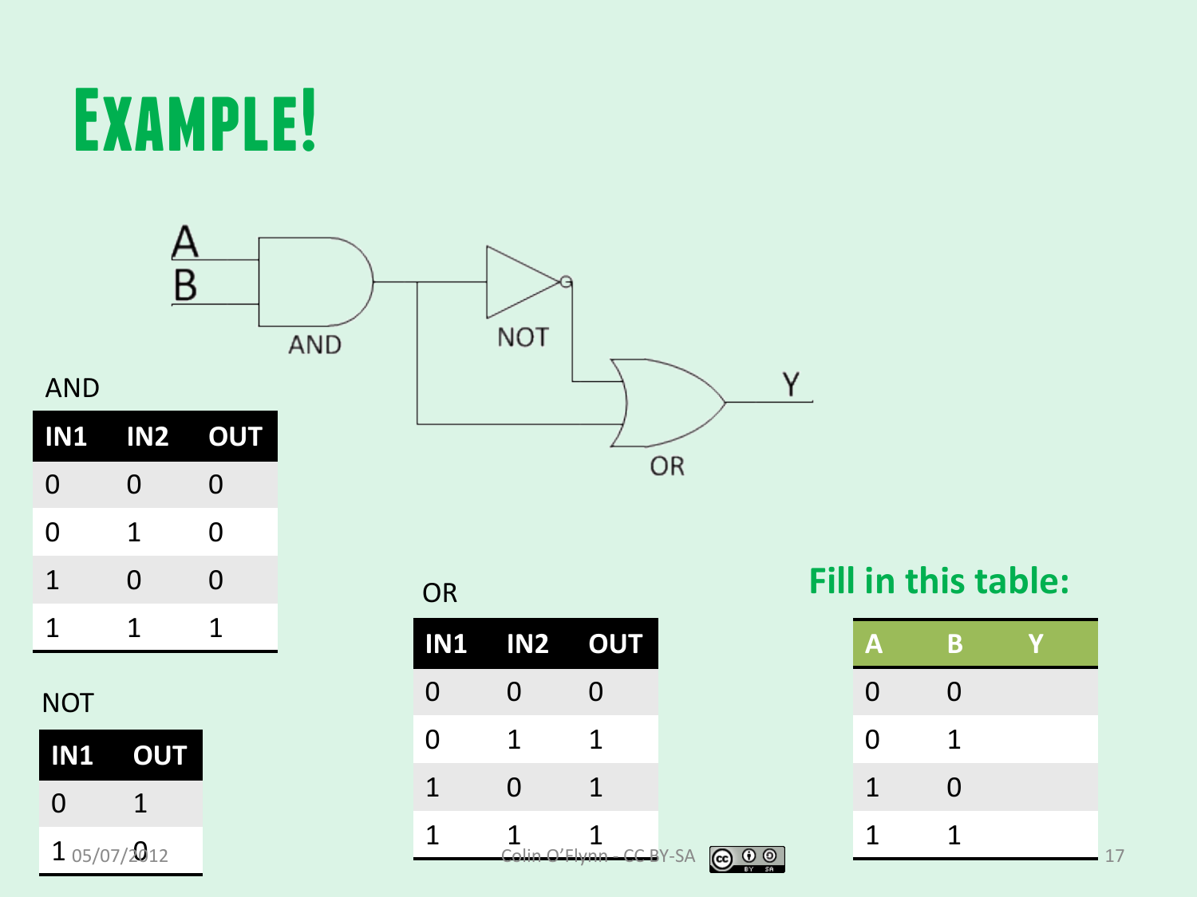# Example!

A, B → AND → NOT → OR → Y (AND output also feeds the second OR input)

AND

| IN1 | IN2 | OUT |
|---|---|---|
| 0 | 0 | 0 |
| 0 | 1 | 0 |
| 1 | 0 | 0 |
| 1 | 1 | 1 |

NOT

| IN1 | OUT |
|---|---|
| 0 | 1 |
| 1 | 0 |

OR

| IN1 | IN2 | OUT |
|---|---|---|
| 0 | 0 | 0 |
| 0 | 1 | 1 |
| 1 | 0 | 1 |
| 1 | 1 | 1 |

**Fill in this table:**

| A | B | Y |
|---|---|---|
| 0 | 0 | |
| 0 | 1 | |
| 1 | 0 | |
| 1 | 1 | |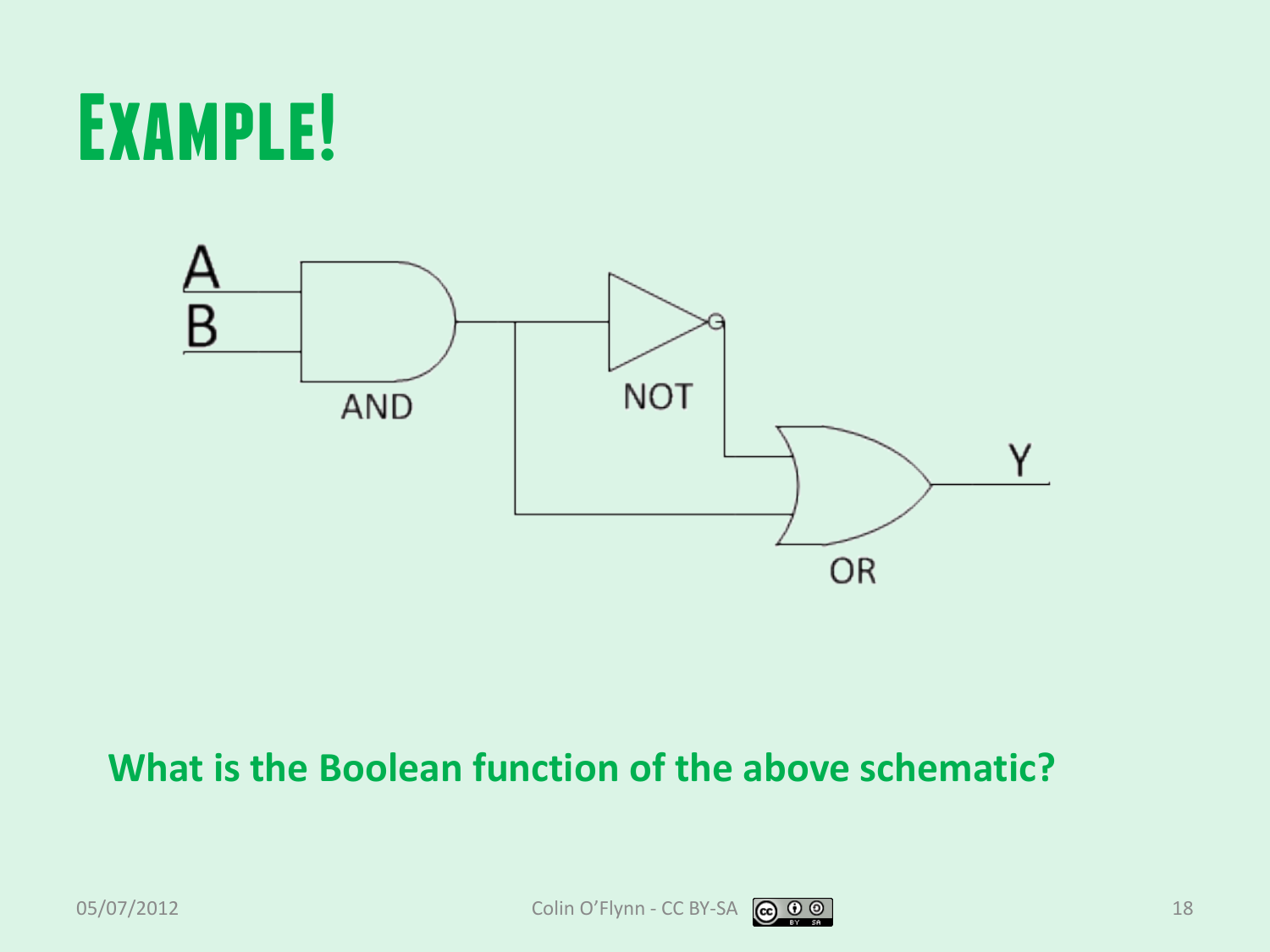# Example!

A

B

AND

NOT

OR

Y

**What is the Boolean function of the above schematic?**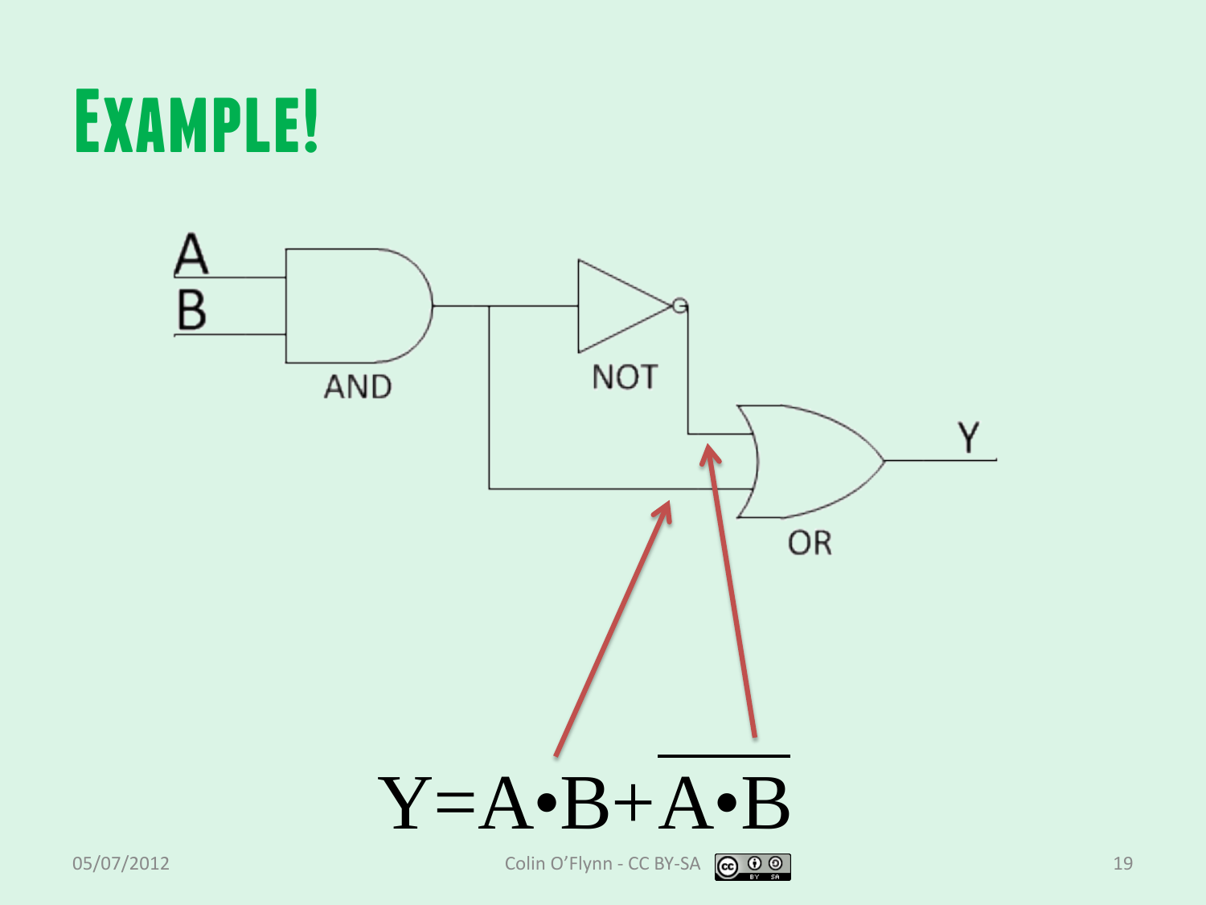# Example!

A

B

AND

NOT

OR

Y

$$Y = A \cdot B + \overline{A \cdot B}$$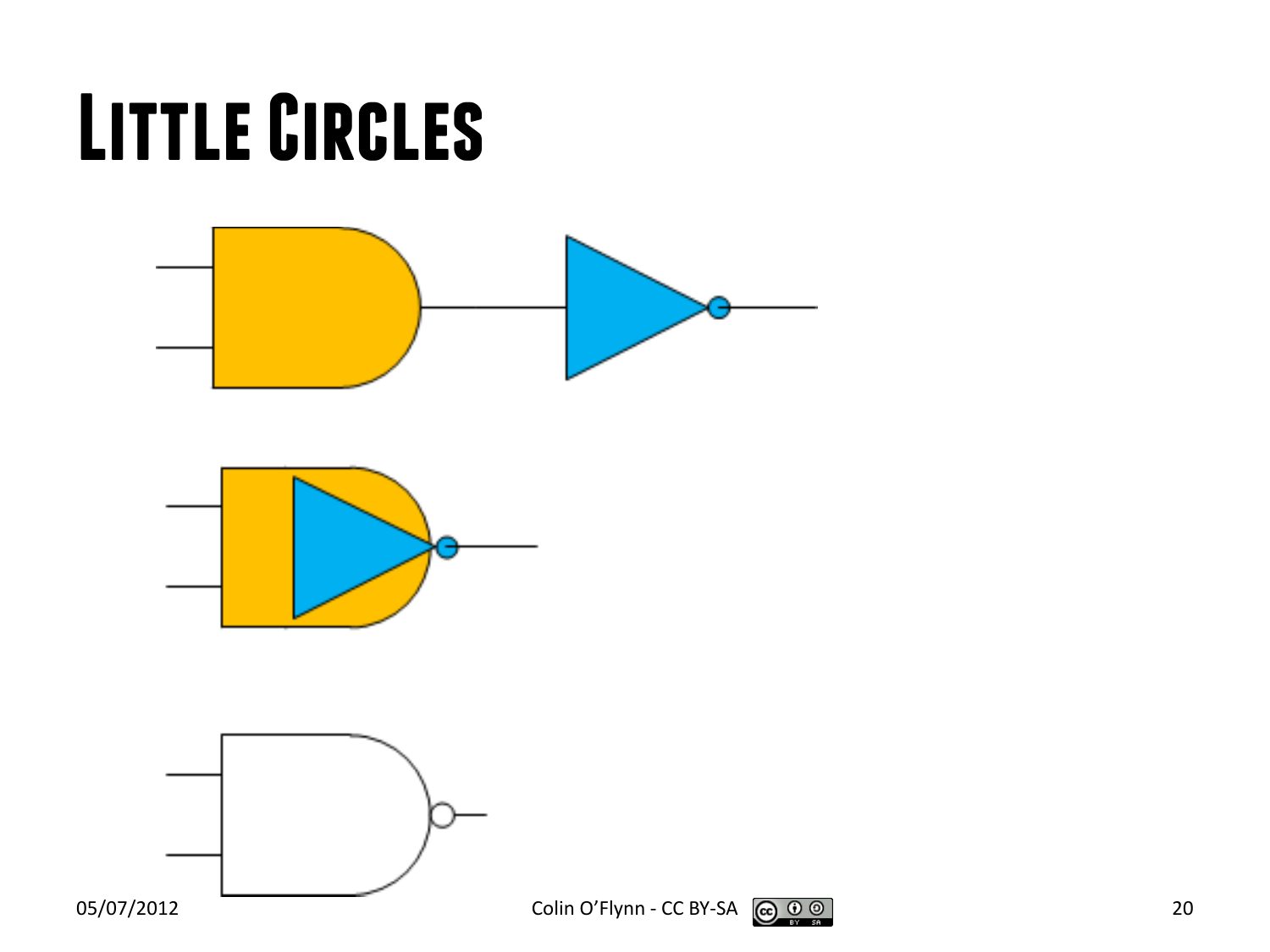# Little Circles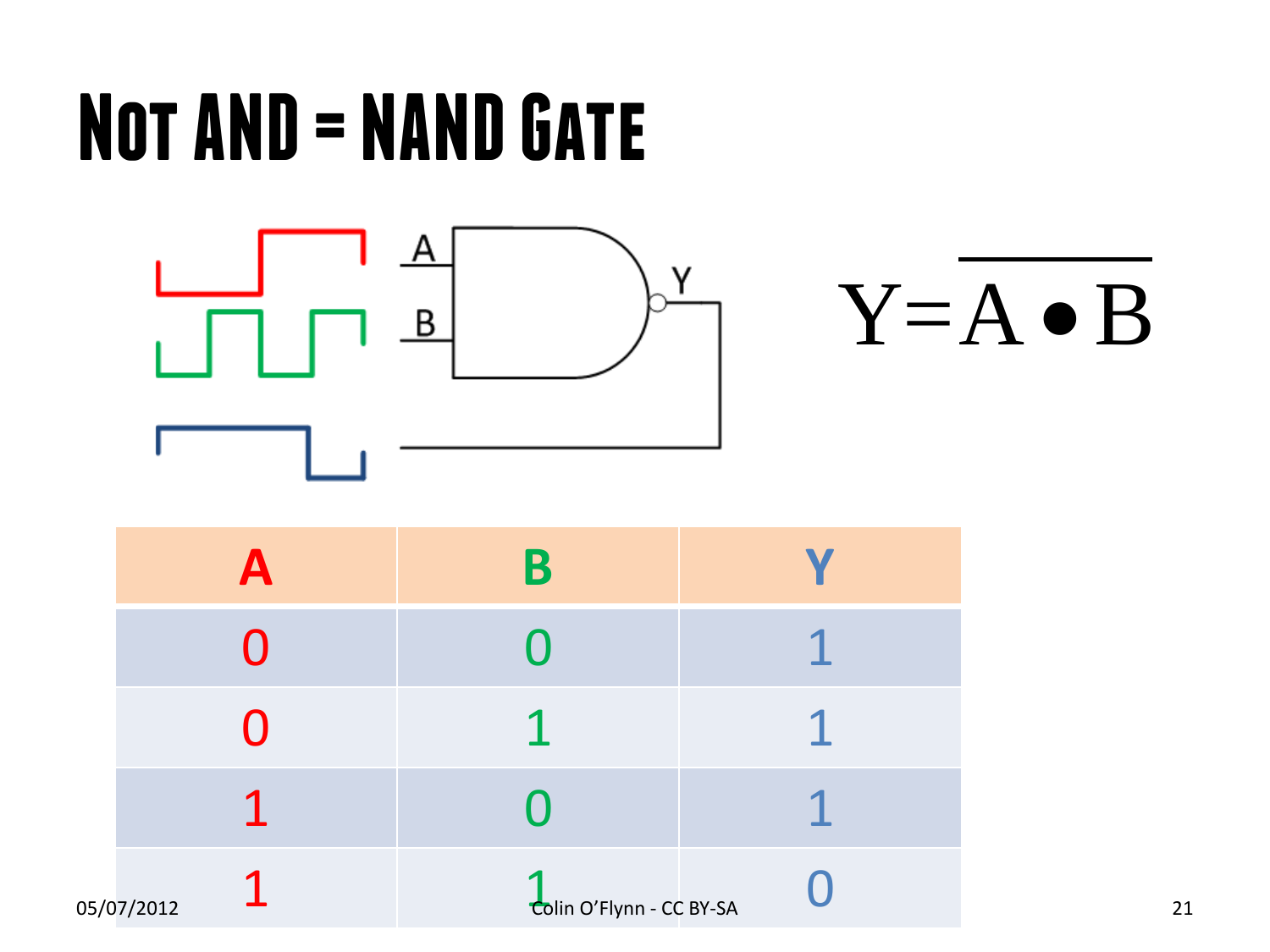# Not AND = NAND Gate

$$Y = \overline{A \bullet B}$$

| A | B | Y |
|---|---|---|
| 0 | 0 | 1 |
| 0 | 1 | 1 |
| 1 | 0 | 1 |
| 1 | 1 | 0 |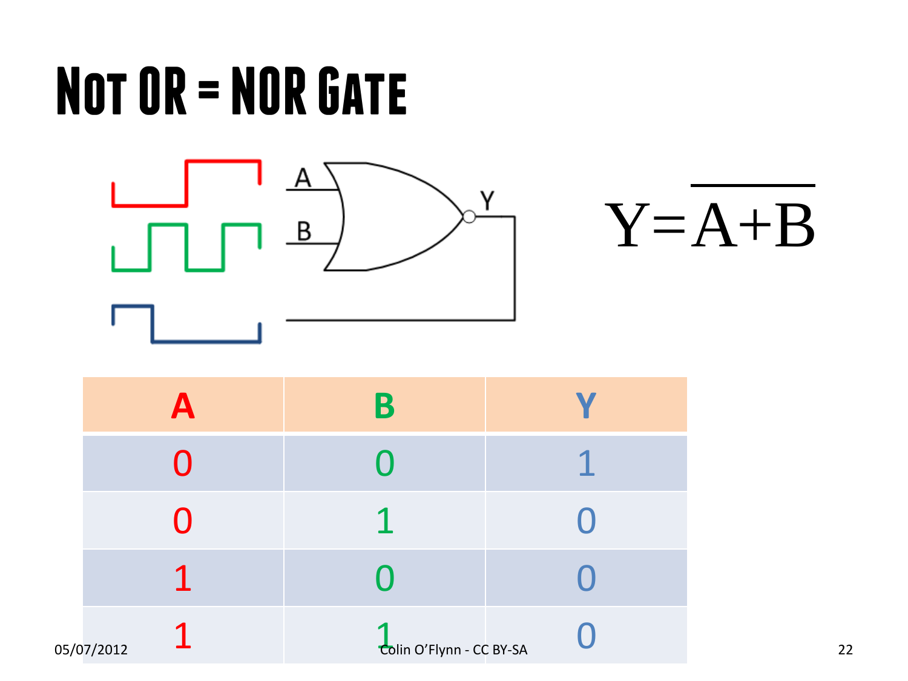# Not OR = NOR Gate

$$Y = \overline{A+B}$$

| A | B | Y |
|---|---|---|
| 0 | 0 | 1 |
| 0 | 1 | 0 |
| 1 | 0 | 0 |
| 1 | 1 | 0 |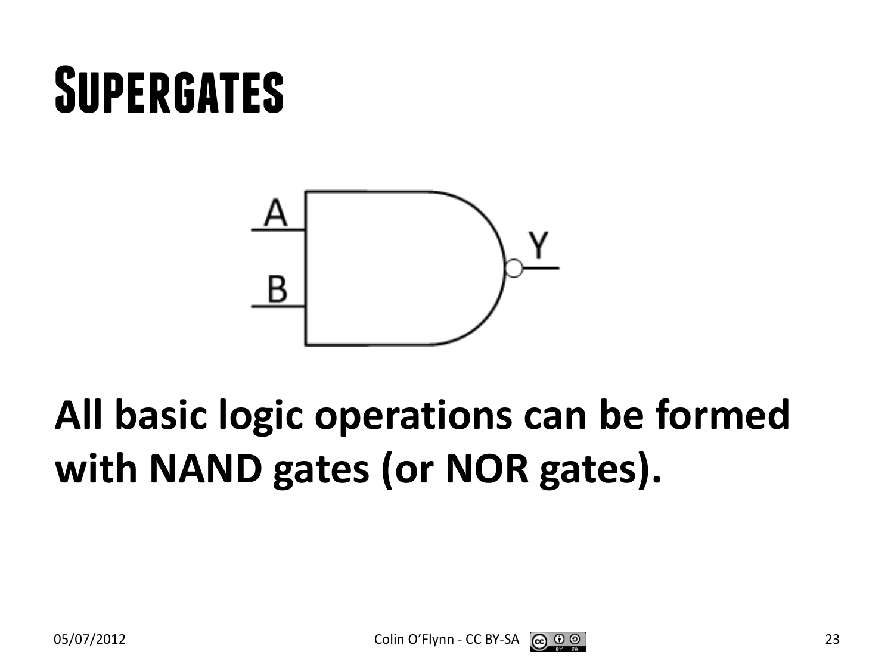# Supergates

**All basic logic operations can be formed with NAND gates (or NOR gates).**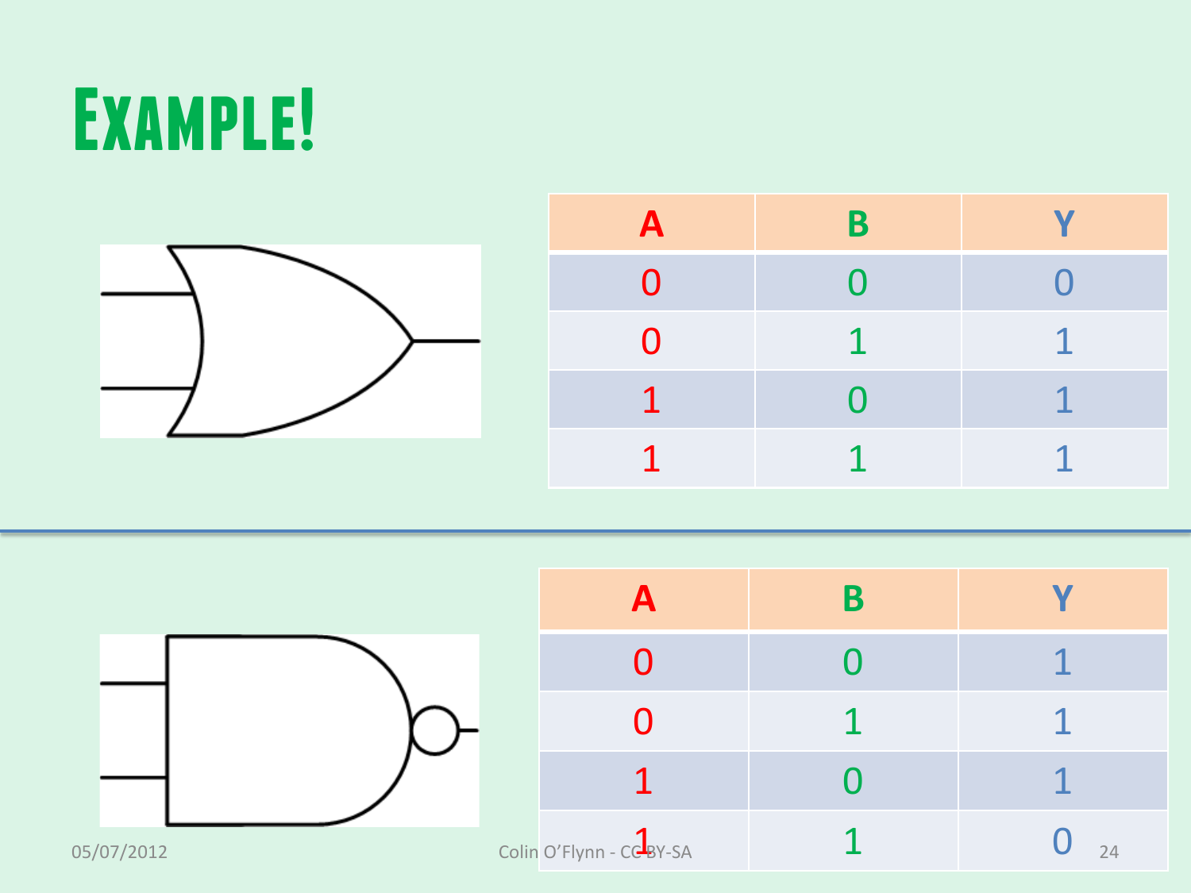# Example!

| A | B | Y |
|---|---|---|
| 0 | 0 | 0 |
| 0 | 1 | 1 |
| 1 | 0 | 1 |
| 1 | 1 | 1 |

| A | B | Y |
|---|---|---|
| 0 | 0 | 1 |
| 0 | 1 | 1 |
| 1 | 0 | 1 |
| 1 | 1 | 0 |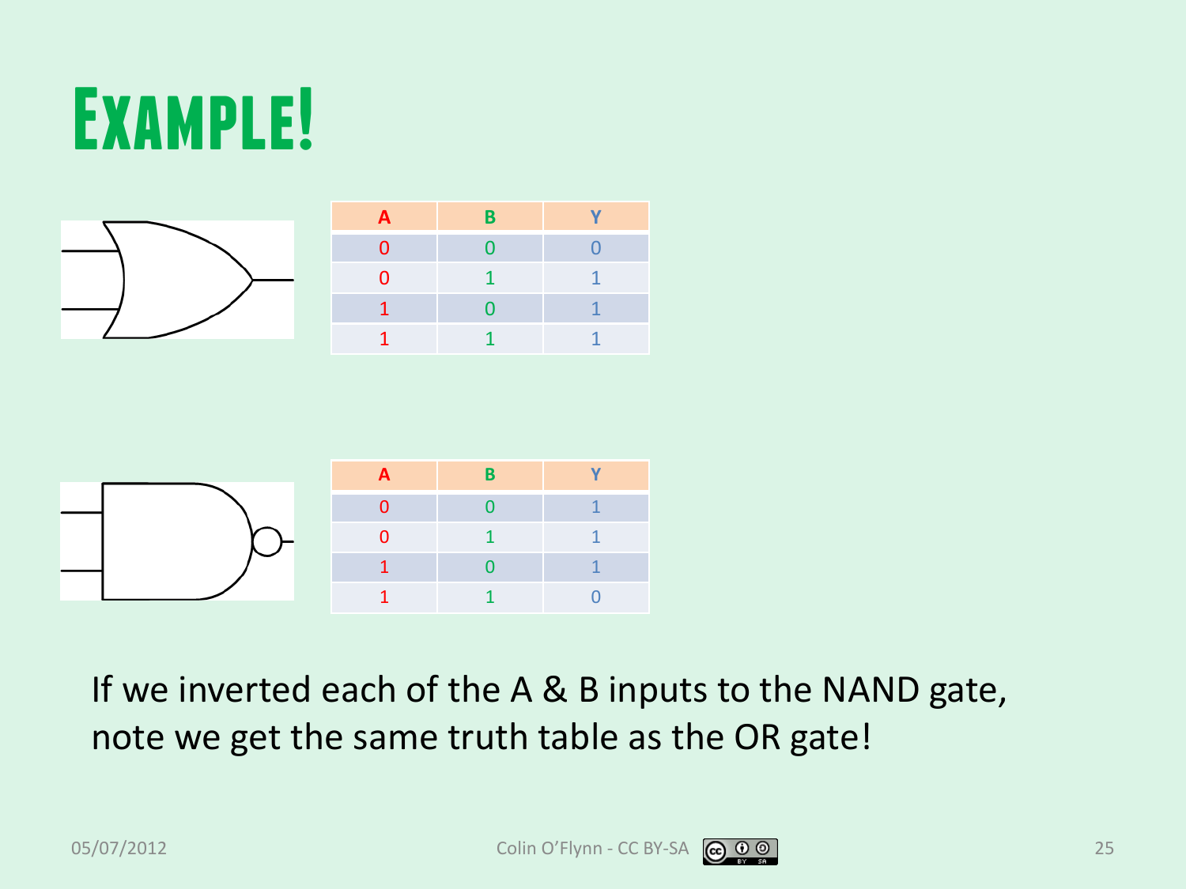# Example!

| A | B | Y |
|---|---|---|
| 0 | 0 | 0 |
| 0 | 1 | 1 |
| 1 | 0 | 1 |
| 1 | 1 | 1 |

| A | B | Y |
|---|---|---|
| 0 | 0 | 1 |
| 0 | 1 | 1 |
| 1 | 0 | 1 |
| 1 | 1 | 0 |

If we inverted each of the A & B inputs to the NAND gate, note we get the same truth table as the OR gate!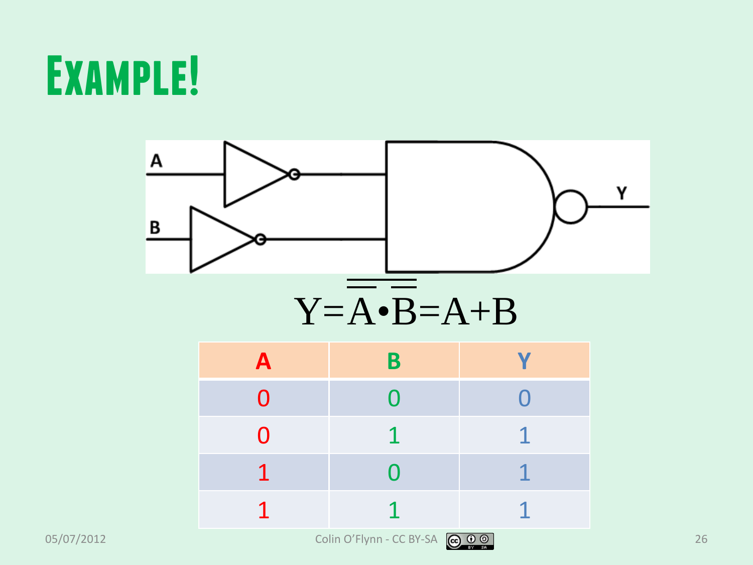# Example!

$$Y=\overline{\overline{A}\bullet\overline{B}}=A+B$$

| A | B | Y |
|---|---|---|
| 0 | 0 | 0 |
| 0 | 1 | 1 |
| 1 | 0 | 1 |
| 1 | 1 | 1 |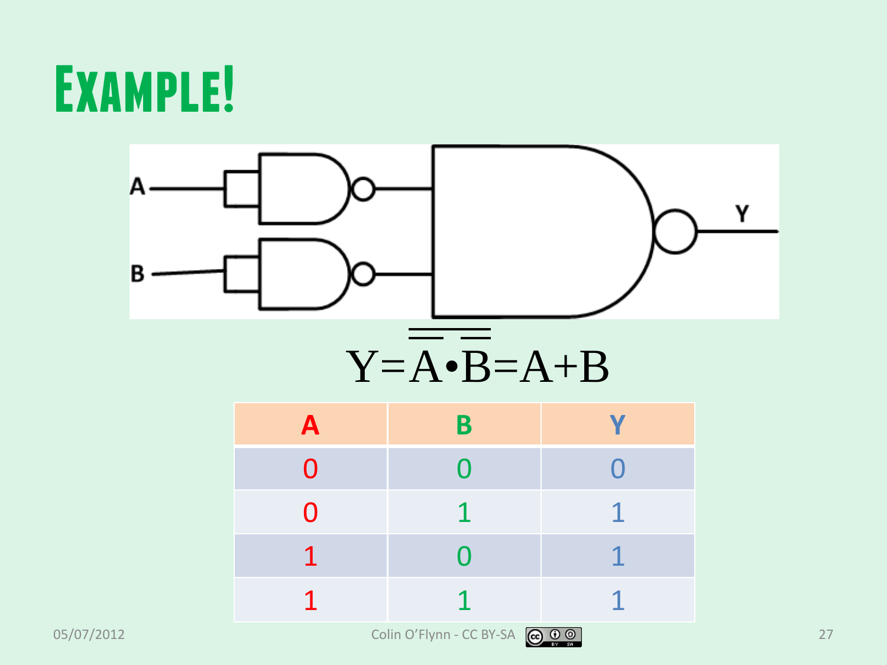# Example!

$$Y=\overline{\overline{A}\bullet\overline{B}}=A+B$$

| A | B | Y |
|---|---|---|
| 0 | 0 | 0 |
| 0 | 1 | 1 |
| 1 | 0 | 1 |
| 1 | 1 | 1 |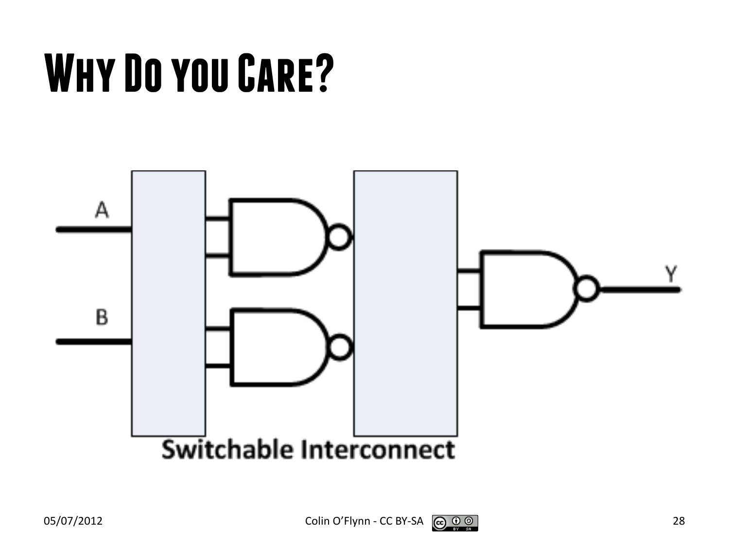# Why Do you Care?

A

B

Y

Switchable Interconnect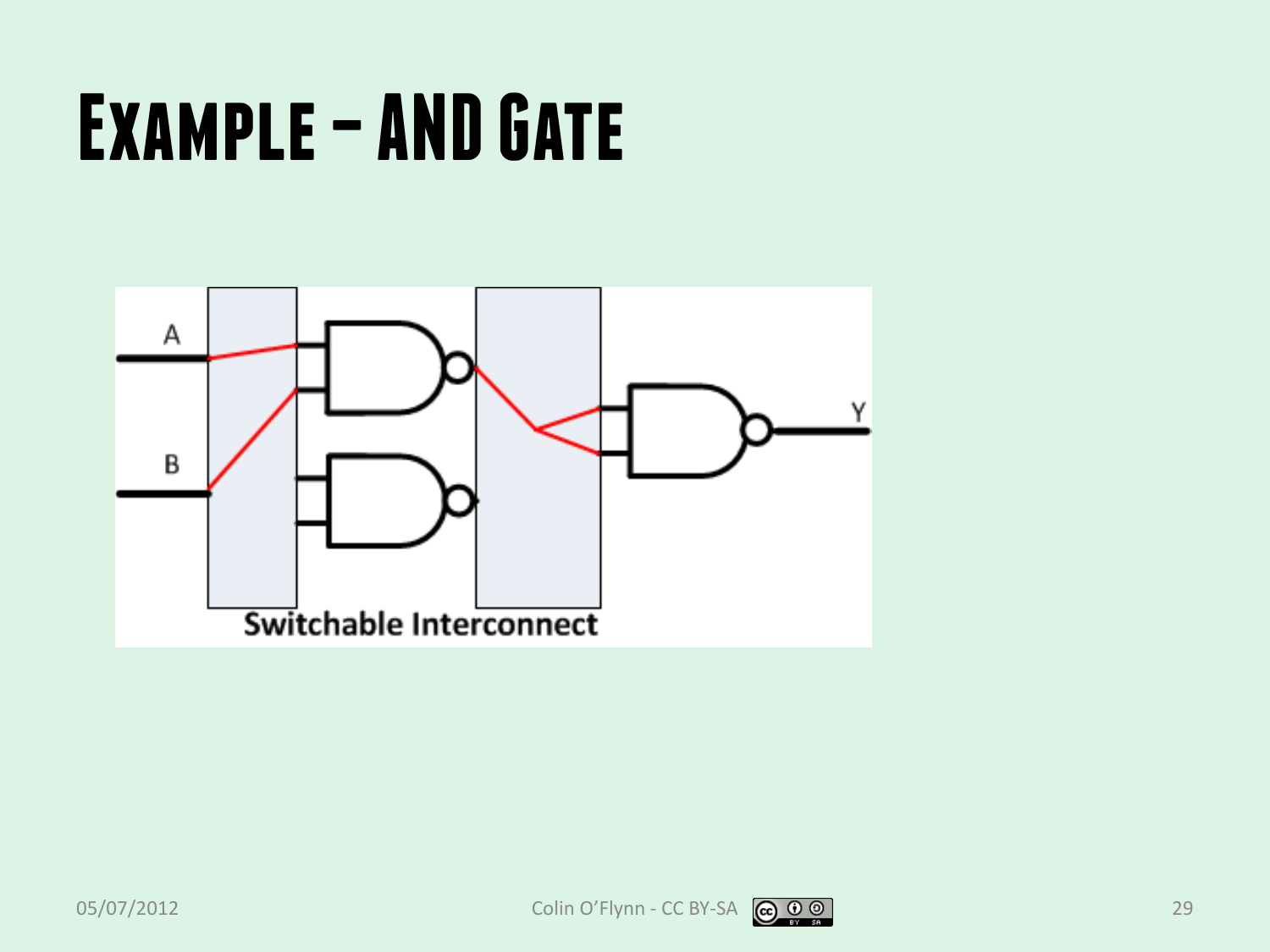# Example – AND Gate

A

B

Y

Switchable Interconnect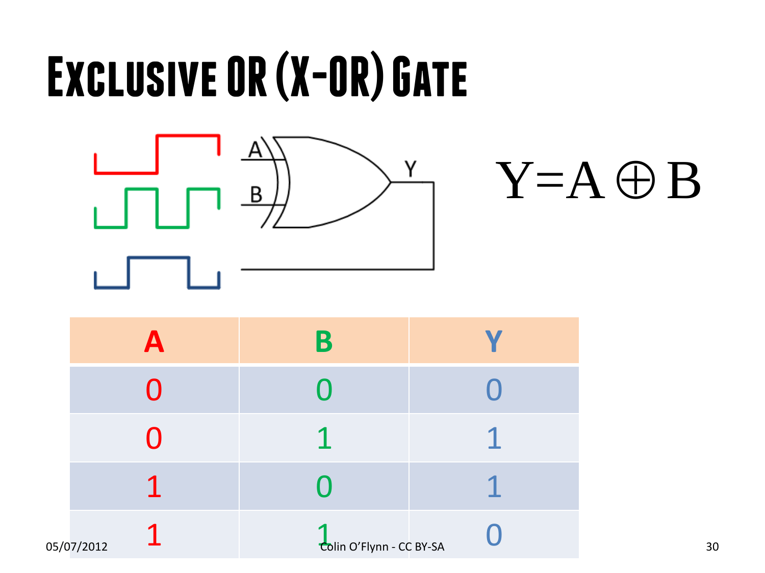# Exclusive OR (X-OR) Gate

$$Y = A \oplus B$$

| A | B | Y |
|---|---|---|
| 0 | 0 | 0 |
| 0 | 1 | 1 |
| 1 | 0 | 1 |
| 1 | 1 | 0 |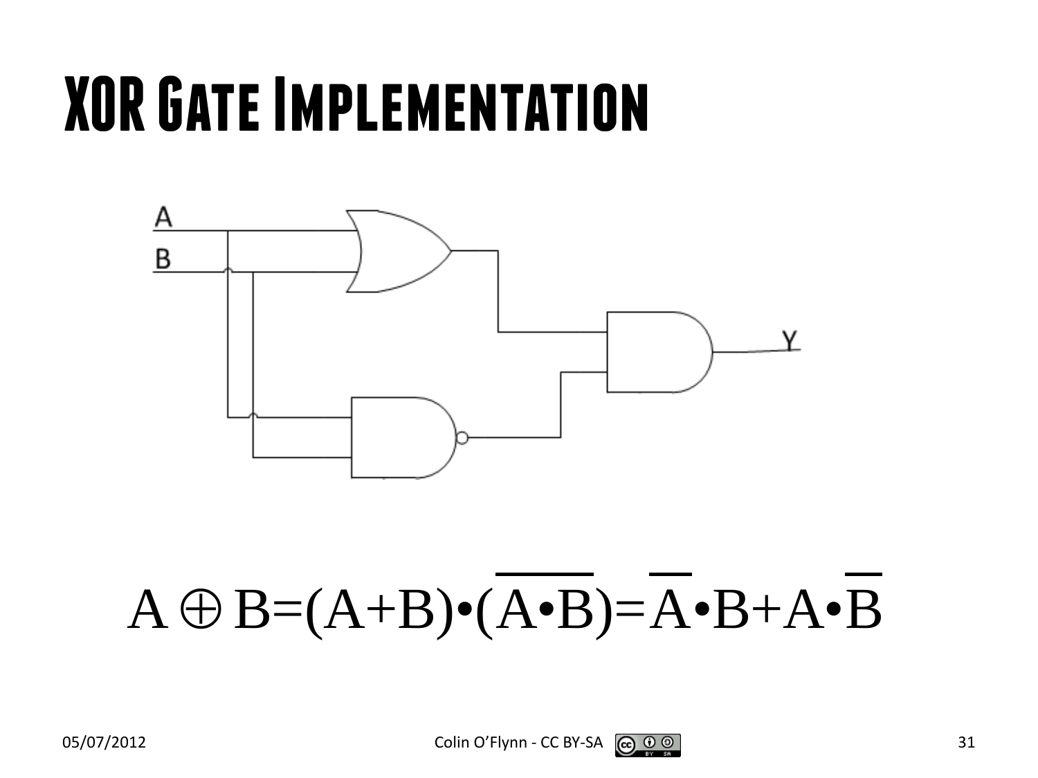# XOR Gate Implementation

$$A \oplus B = (A+B) \bullet (\overline{A \bullet B}) = \overline{A} \bullet B + A \bullet \overline{B}$$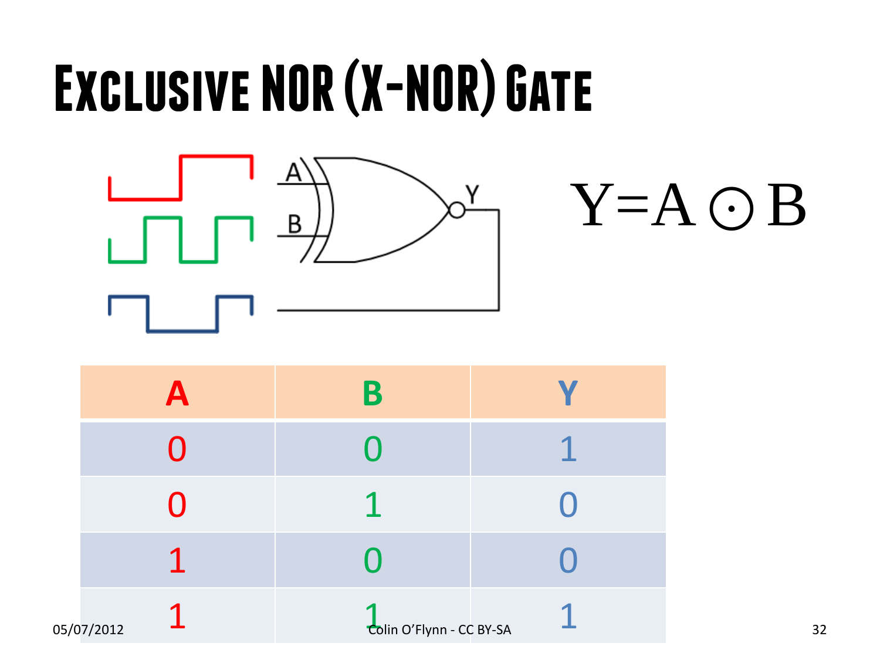# Exclusive NOR (X-NOR) Gate

$$Y = A \odot B$$

| A | B | Y |
|---|---|---|
| 0 | 0 | 1 |
| 0 | 1 | 0 |
| 1 | 0 | 0 |
| 1 | 1 | 1 |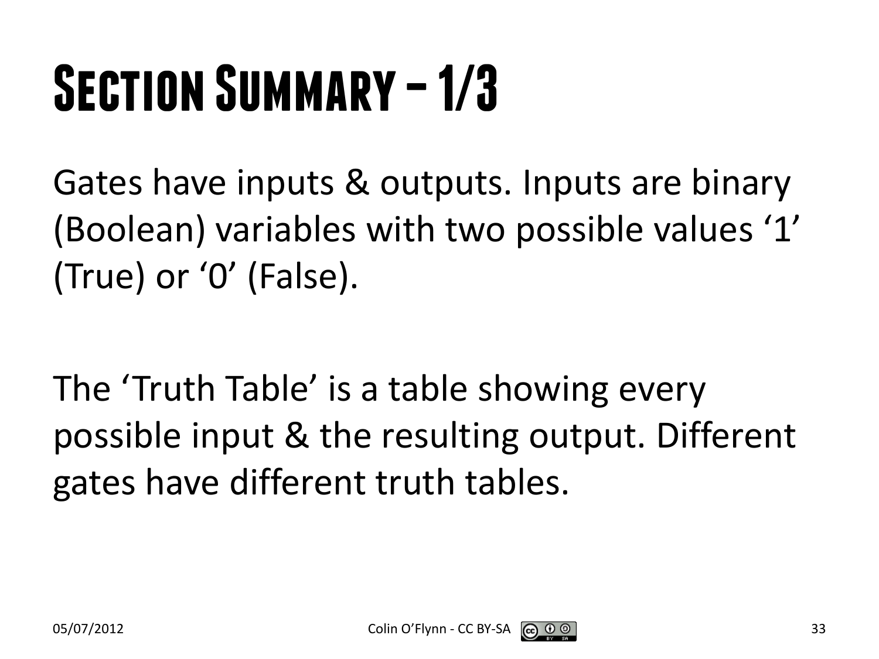# Section Summary – 1/3

Gates have inputs & outputs. Inputs are binary (Boolean) variables with two possible values '1' (True) or '0' (False).

The 'Truth Table' is a table showing every possible input & the resulting output. Different gates have different truth tables.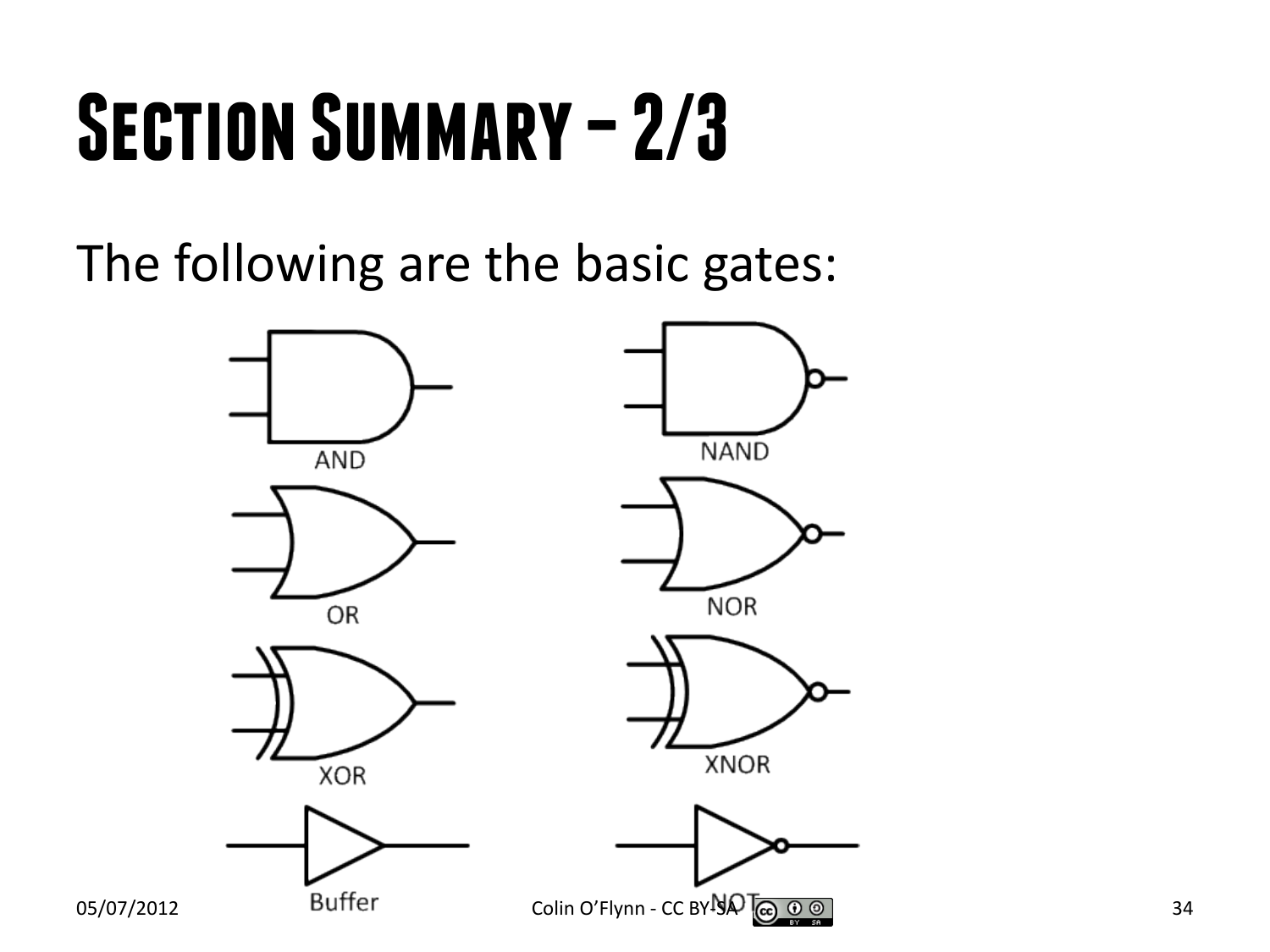# Section Summary – 2/3

The following are the basic gates:

AND

NAND

OR

NOR

XOR

XNOR

Buffer

NOT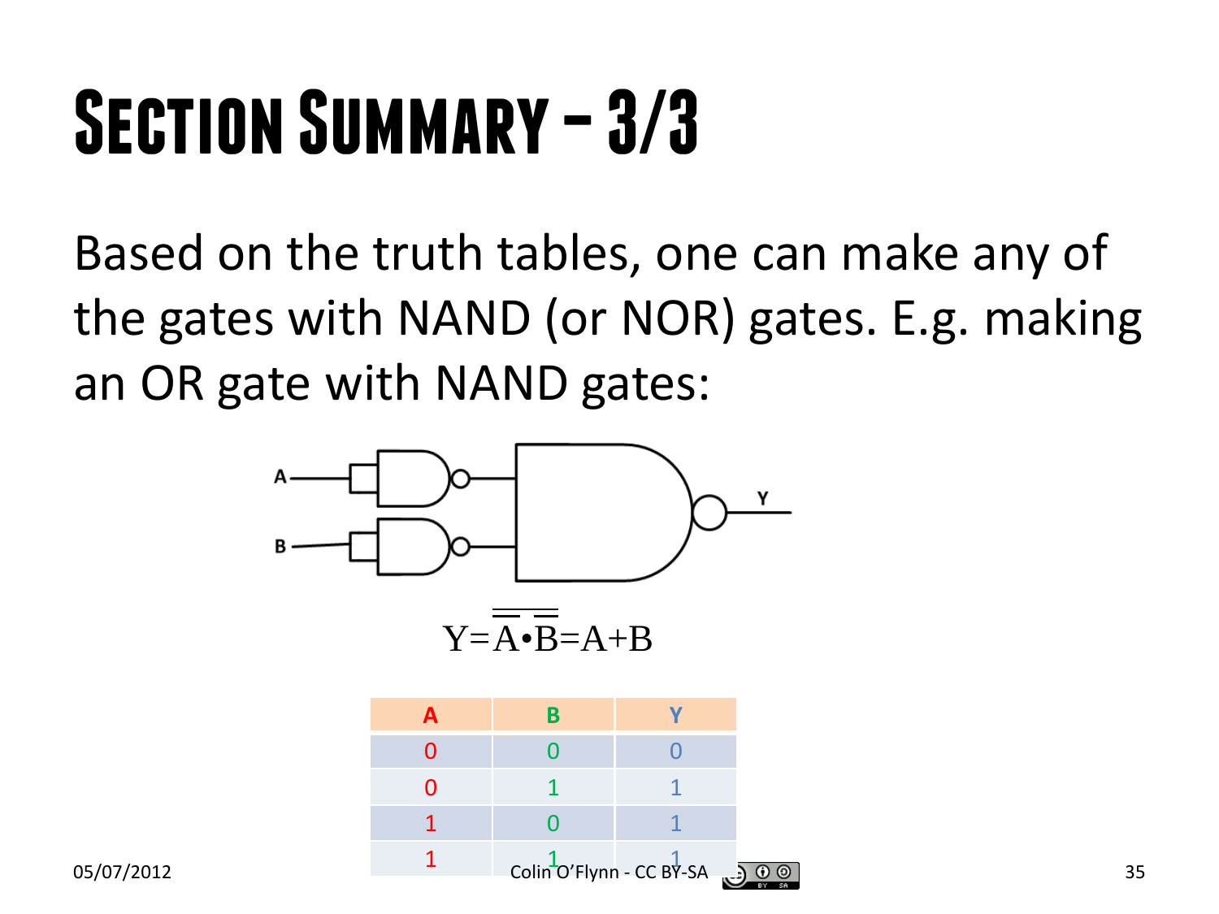# Section Summary – 3/3

Based on the truth tables, one can make any of the gates with NAND (or NOR) gates. E.g. making an OR gate with NAND gates:

$$Y=\overline{\overline{A}\bullet\overline{B}}=A+B$$

| A | B | Y |
|---|---|---|
| 0 | 0 | 0 |
| 0 | 1 | 1 |
| 1 | 0 | 1 |
| 1 | 1 | 1 |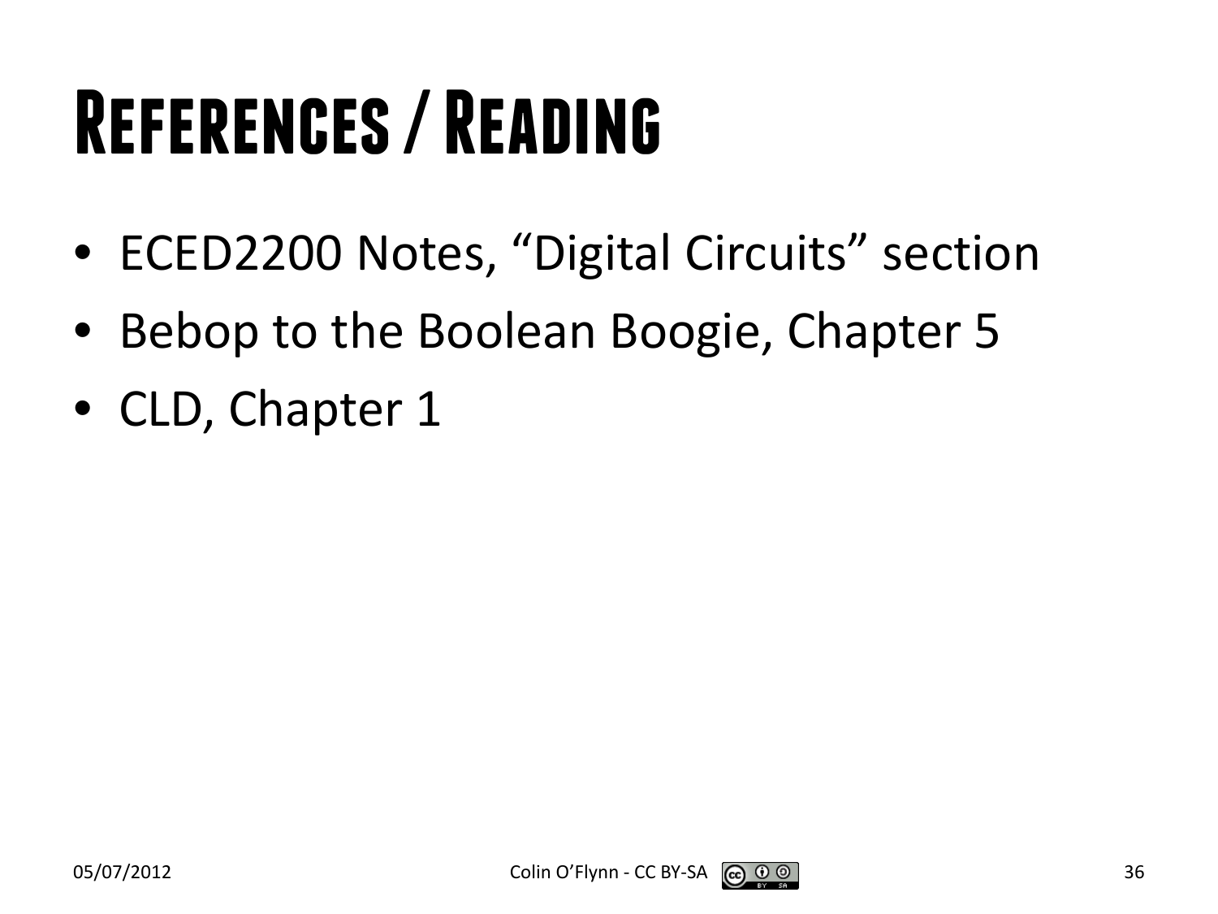# References / Reading

- ECED2200 Notes, “Digital Circuits” section
- Bebop to the Boolean Boogie, Chapter 5
- CLD, Chapter 1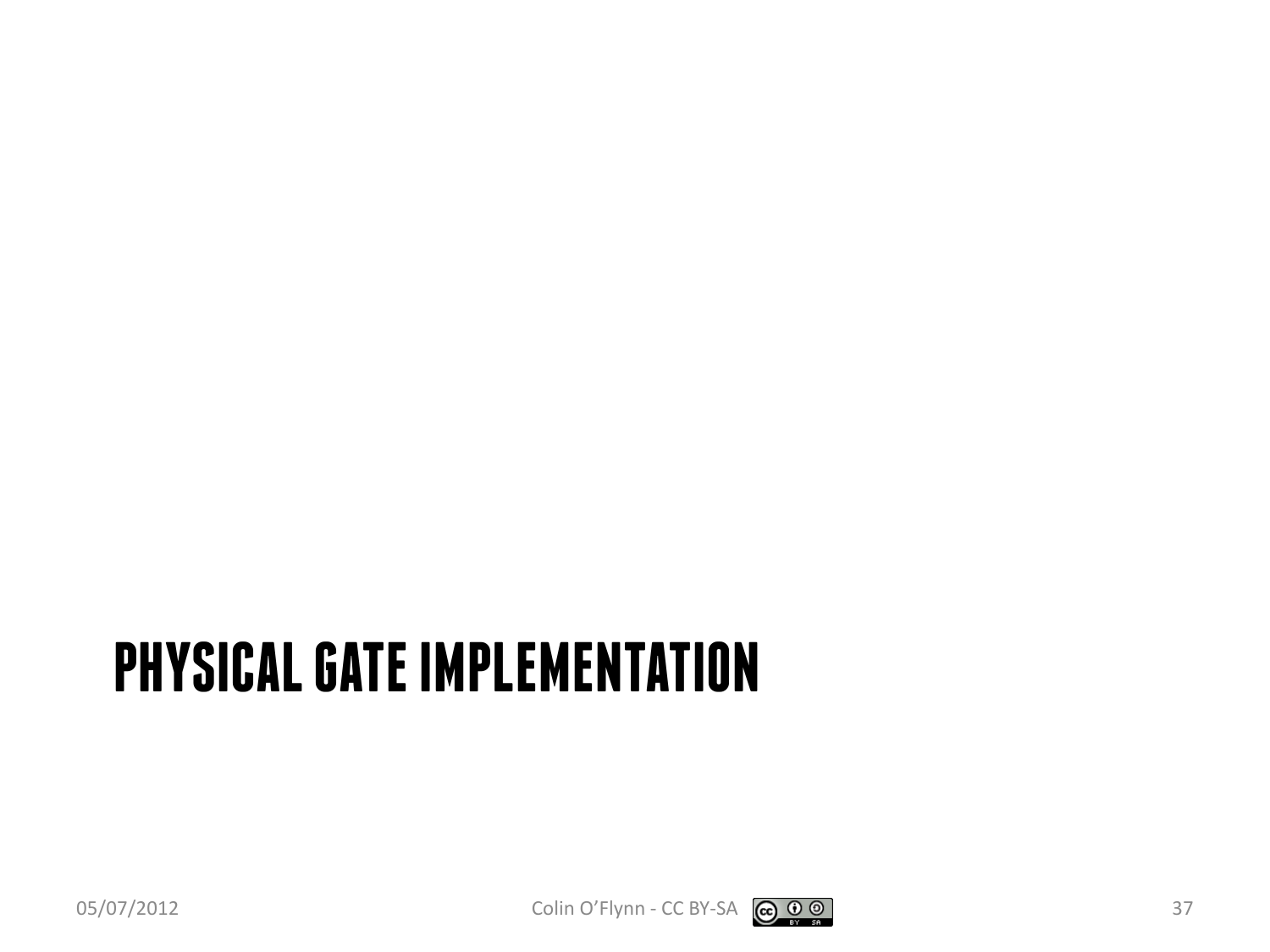# PHYSICAL GATE IMPLEMENTATION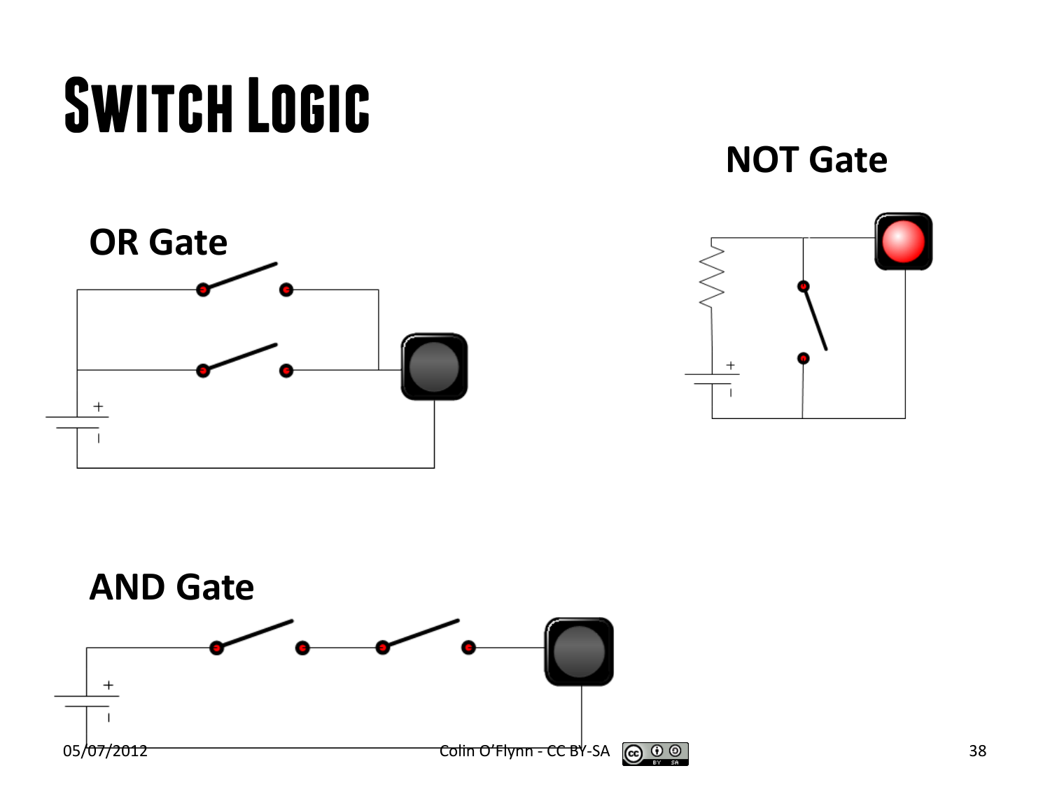# Switch Logic

## NOT Gate

## OR Gate

## AND Gate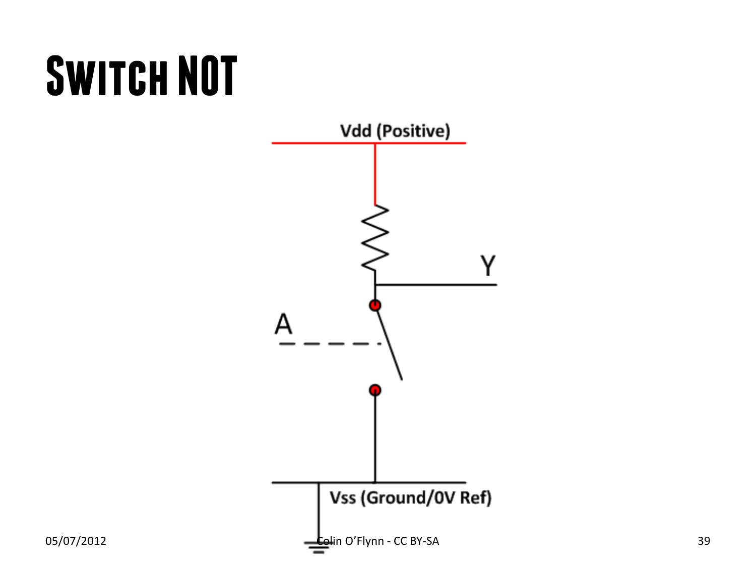# Switch NOT

Vdd (Positive)

Y

A

Vss (Ground/0V Ref)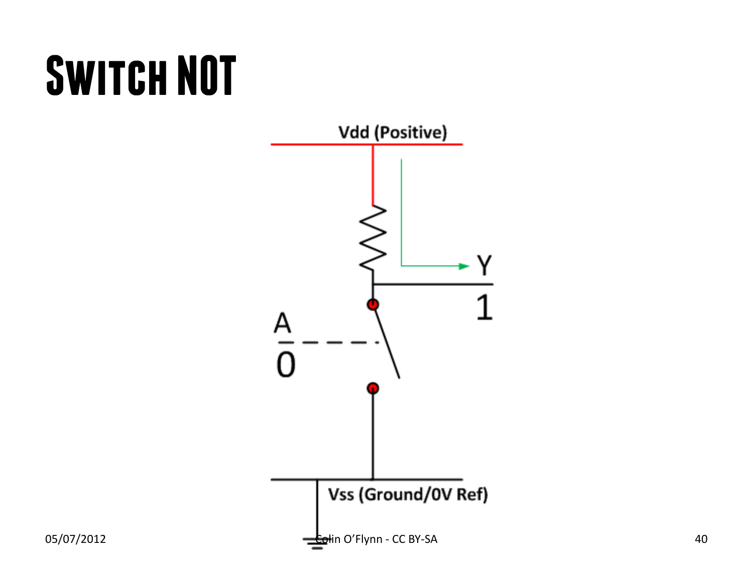# Switch NOT

Vdd (Positive)

Y

1

A

0

Vss (Ground/0V Ref)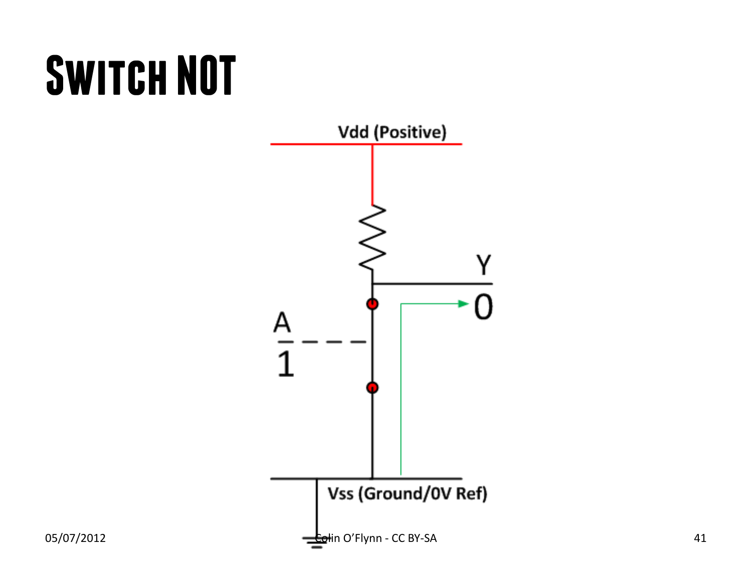# Switch NOT

Vdd (Positive)

Y

0

A

1

Vss (Ground/0V Ref)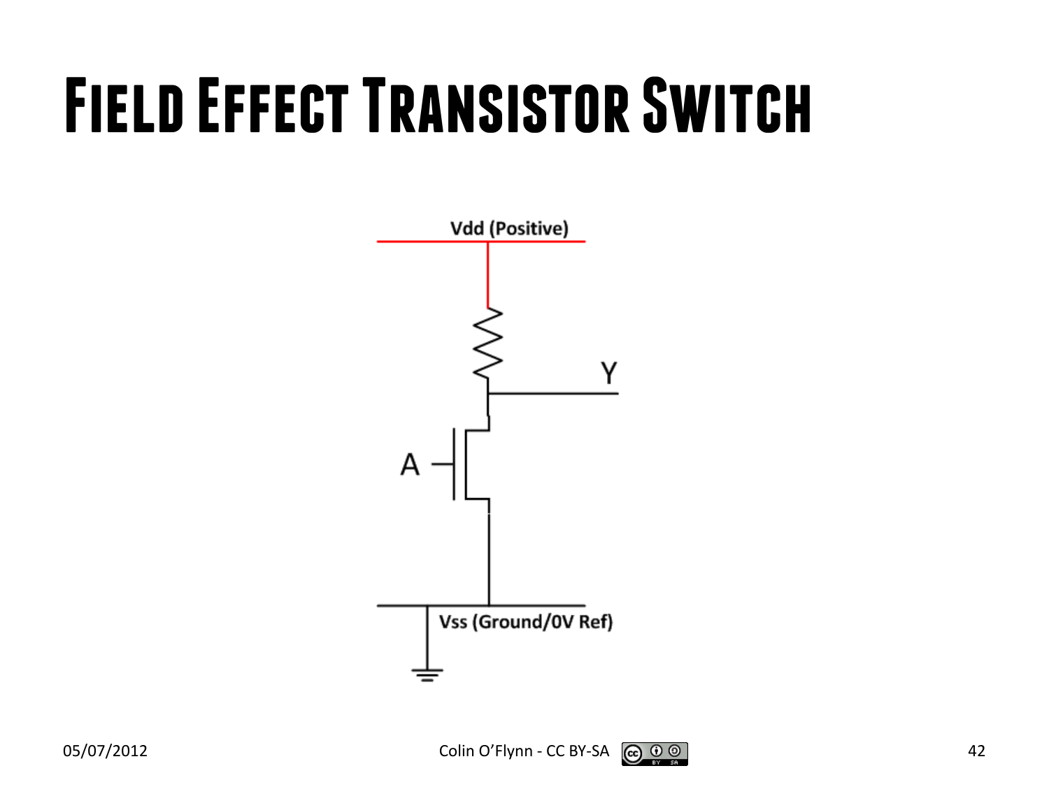# Field Effect Transistor Switch

Vdd (Positive)

Y

A

Vss (Ground/0V Ref)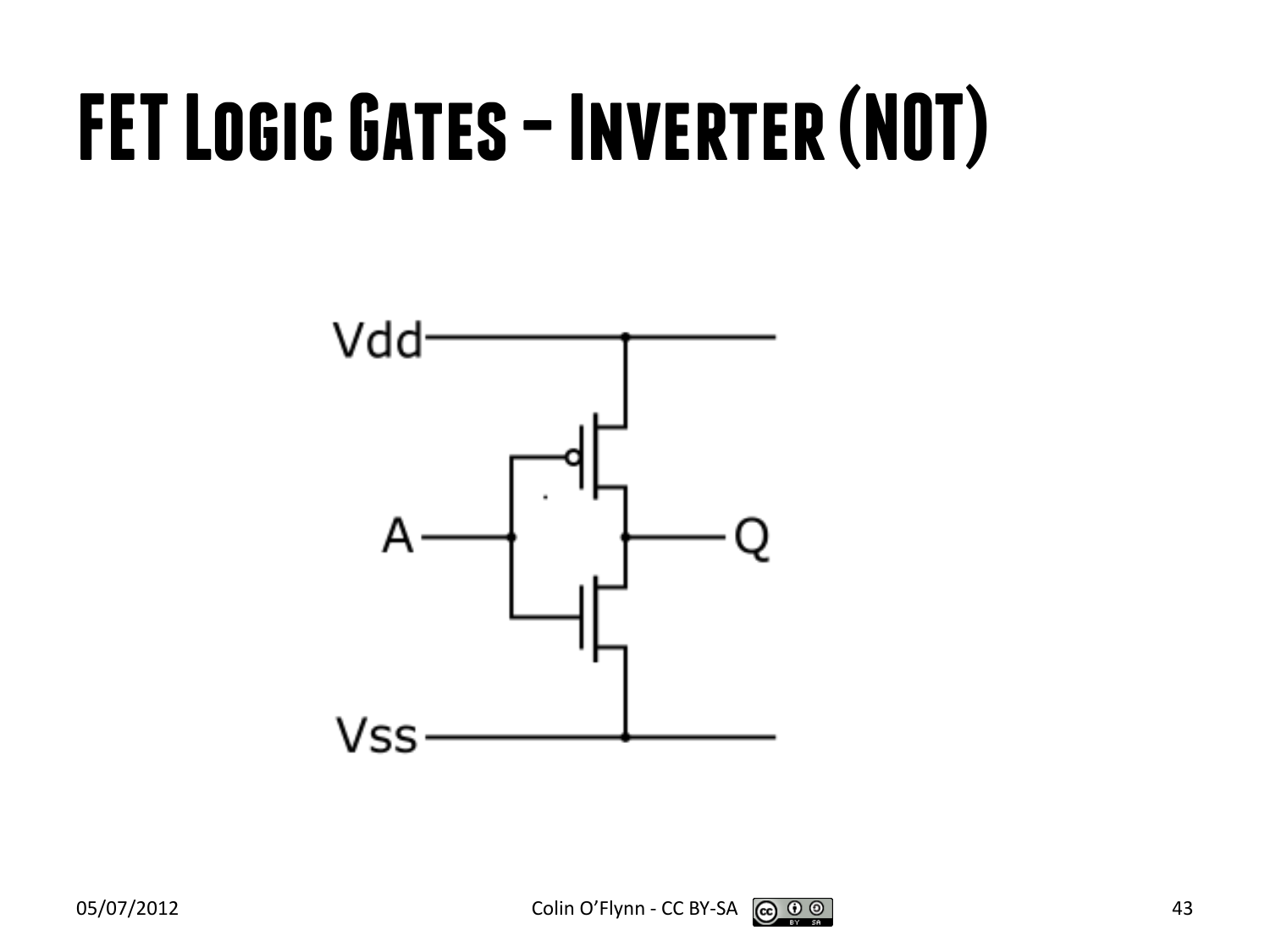# FET Logic Gates – Inverter (NOT)

Vdd

A

Q

Vss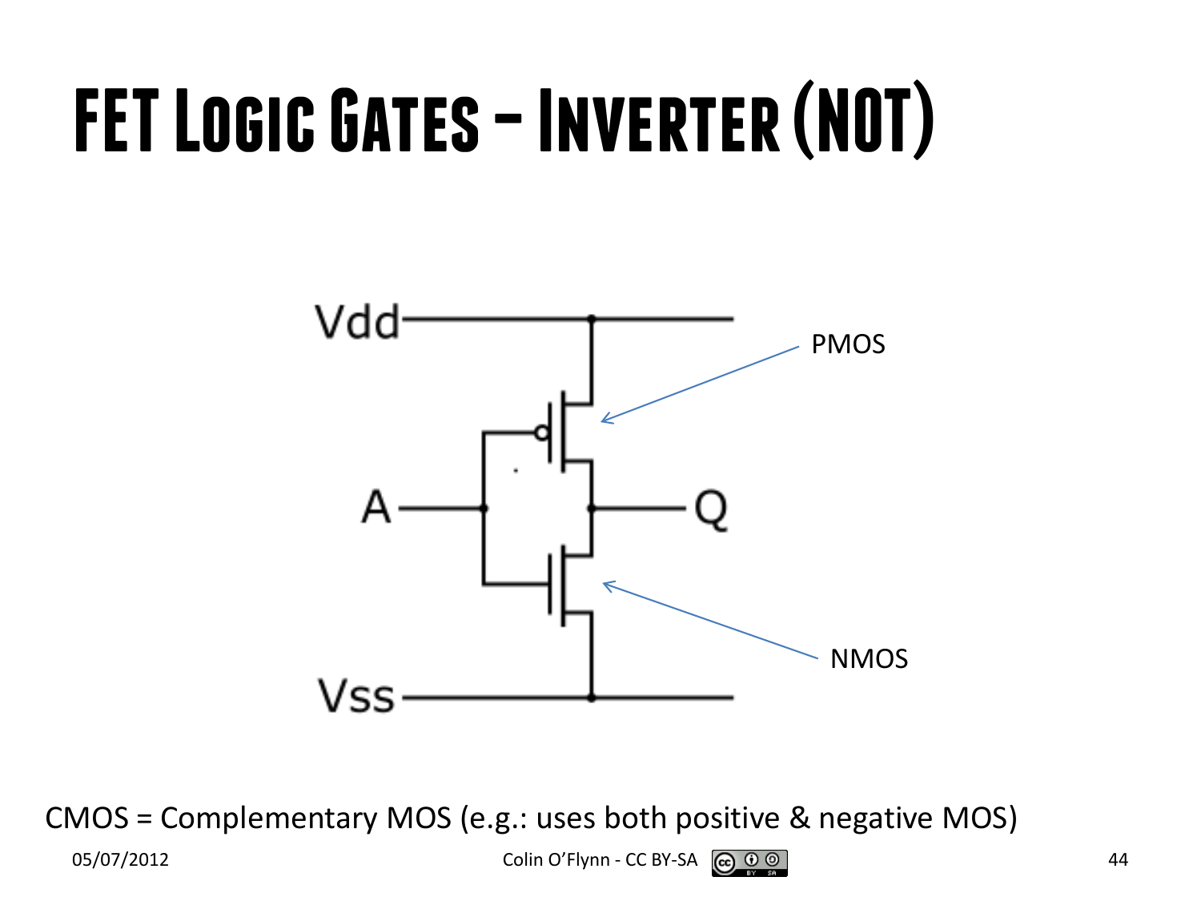# FET Logic Gates – Inverter (NOT)

CMOS = Complementary MOS (e.g.: uses both positive & negative MOS)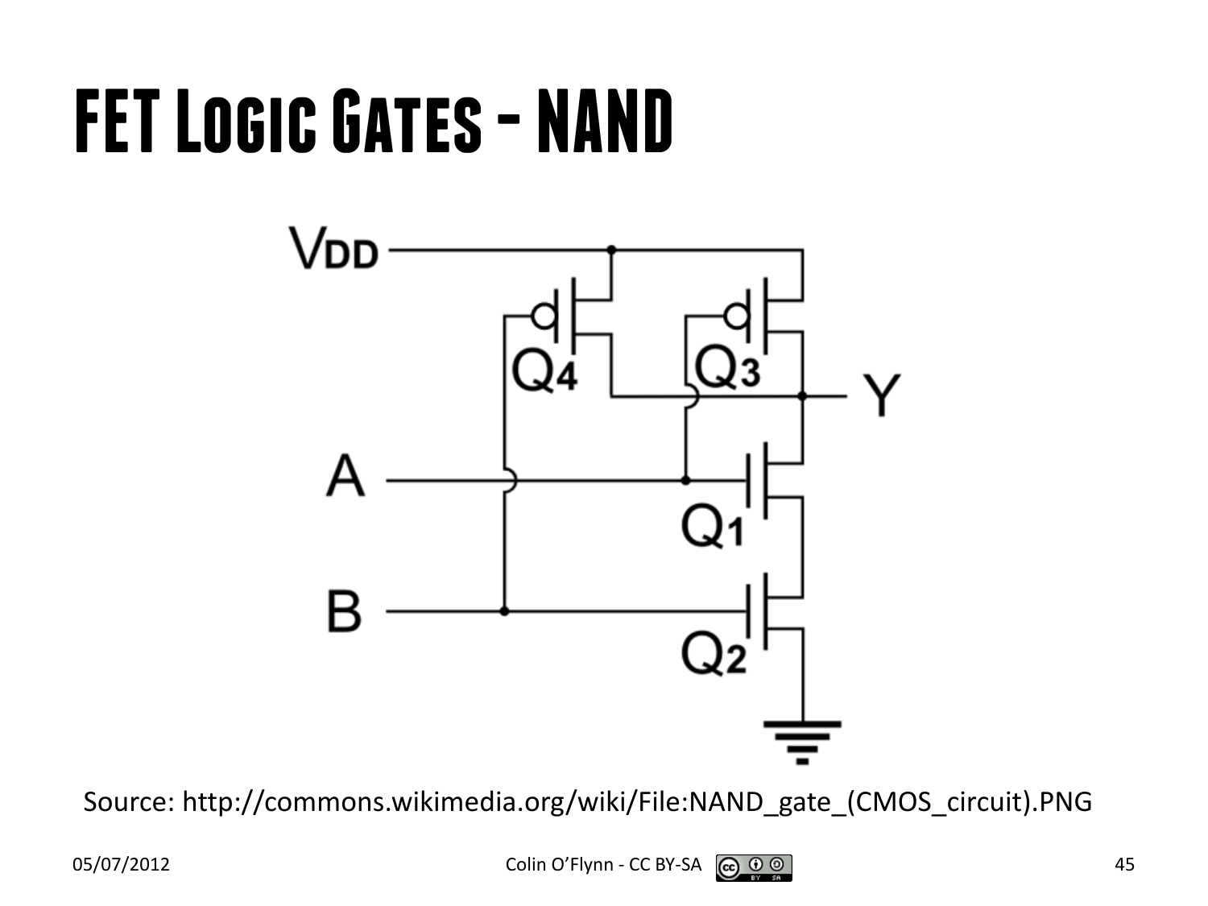# FET Logic Gates - NAND

Source: http://commons.wikimedia.org/wiki/File:NAND_gate_(CMOS_circuit).PNG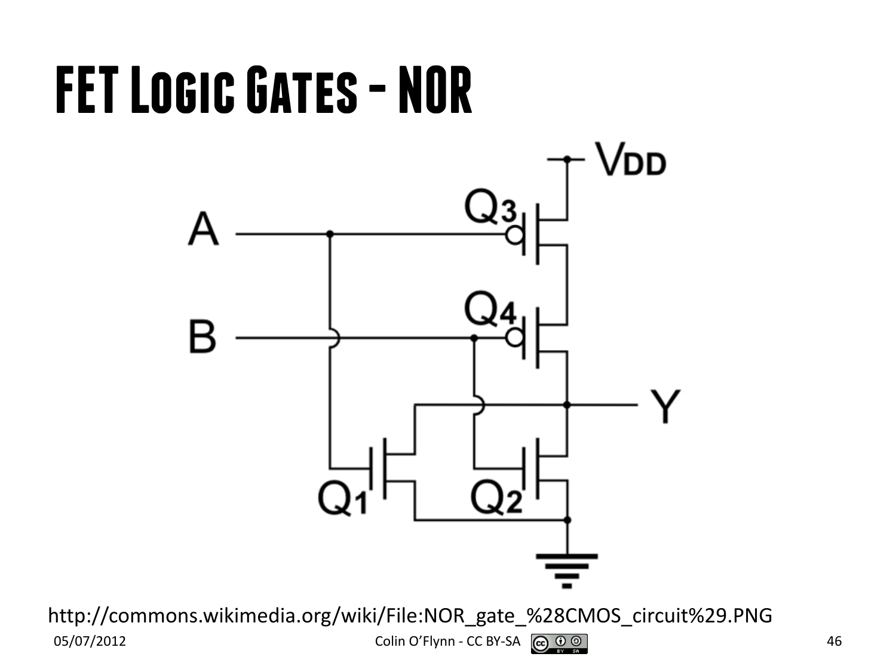# FET Logic Gates - NOR

http://commons.wikimedia.org/wiki/File:NOR_gate_%28CMOS_circuit%29.PNG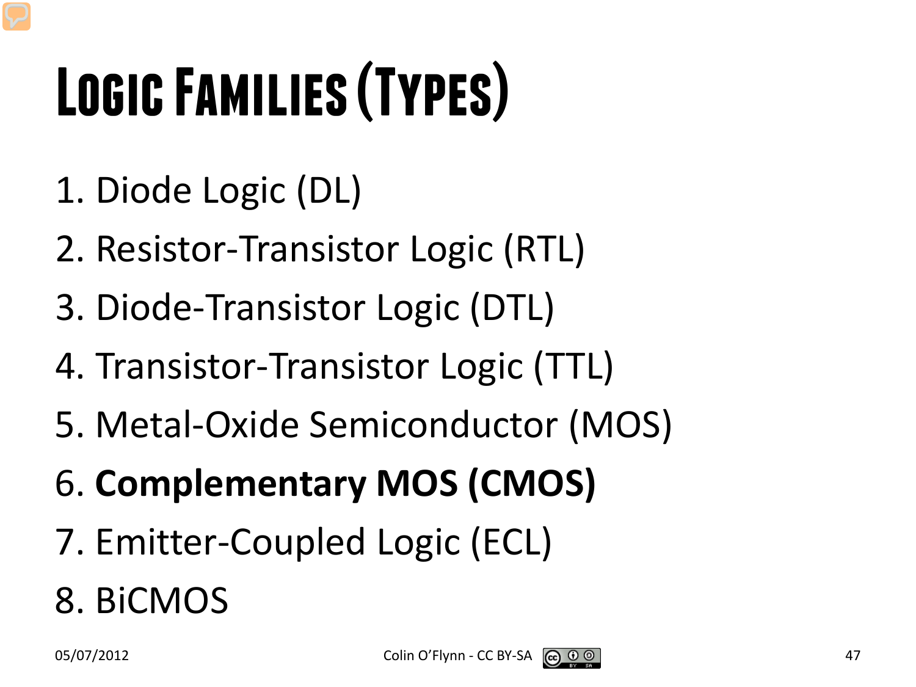# Logic Families (Types)

1. Diode Logic (DL)
2. Resistor-Transistor Logic (RTL)
3. Diode-Transistor Logic (DTL)
4. Transistor-Transistor Logic (TTL)
5. Metal-Oxide Semiconductor (MOS)
6. **Complementary MOS (CMOS)**
7. Emitter-Coupled Logic (ECL)
8. BiCMOS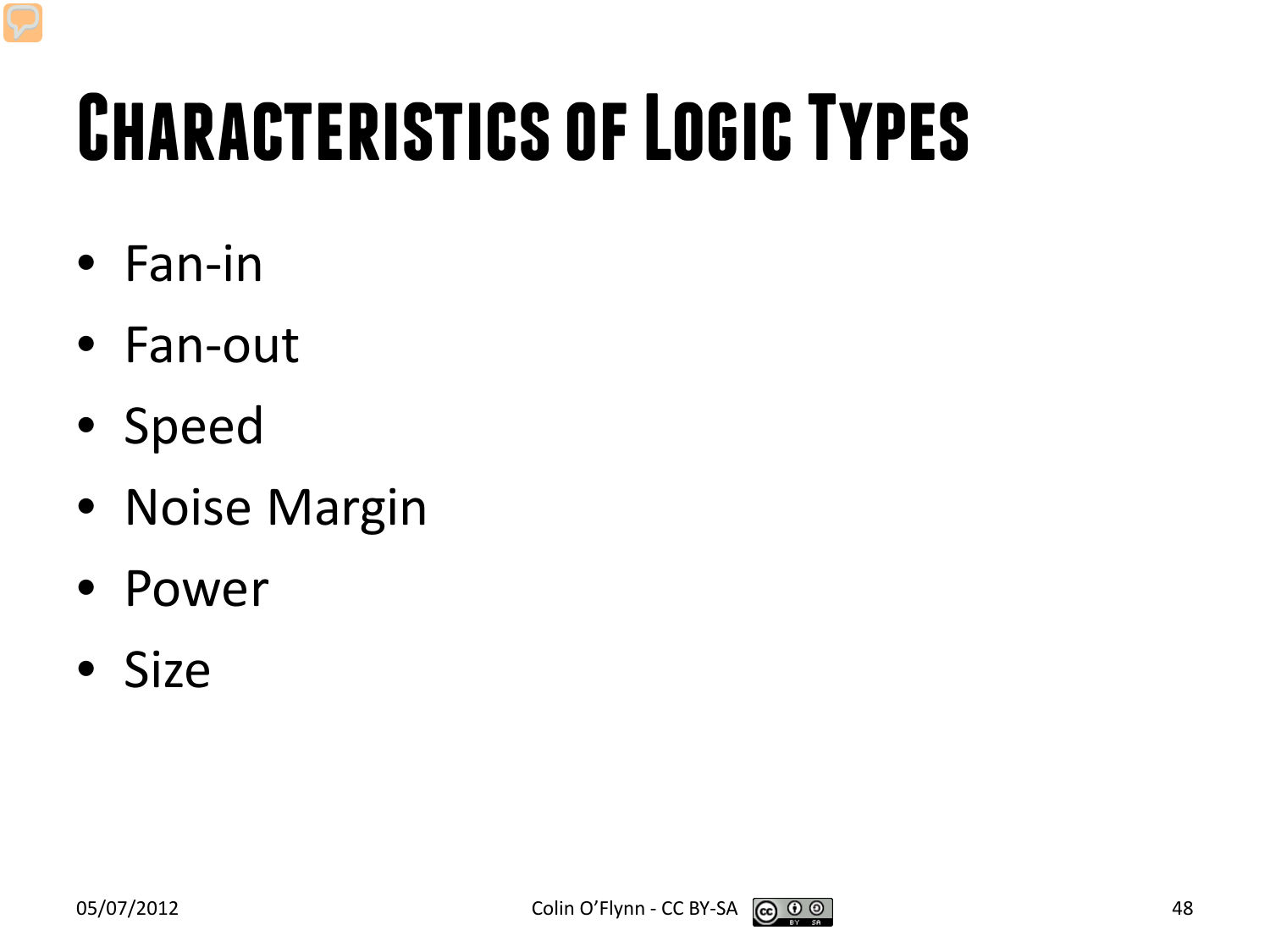# Characteristics of Logic Types

- Fan-in
- Fan-out
- Speed
- Noise Margin
- Power
- Size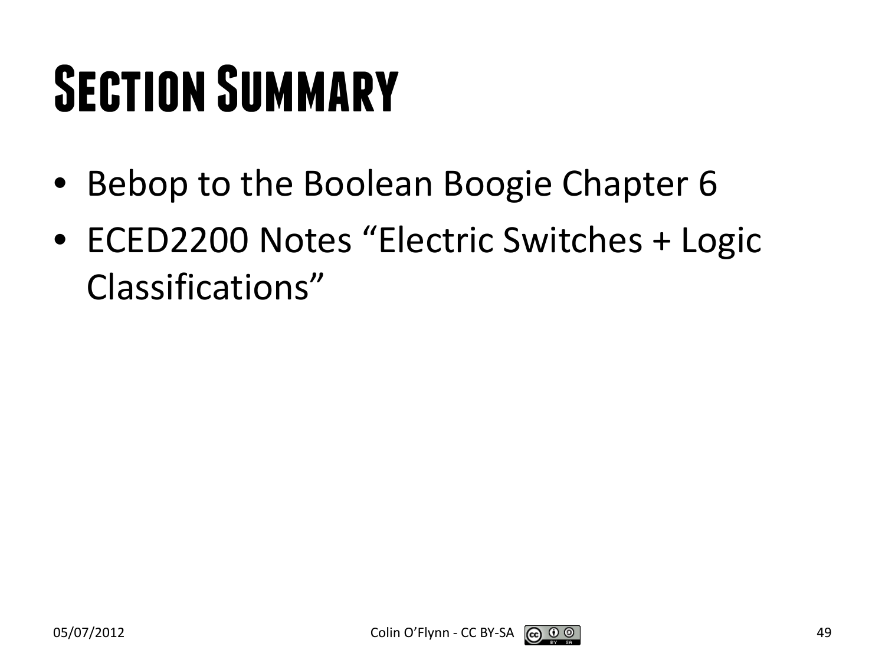# Section Summary

- Bebop to the Boolean Boogie Chapter 6
- ECED2200 Notes “Electric Switches + Logic Classifications”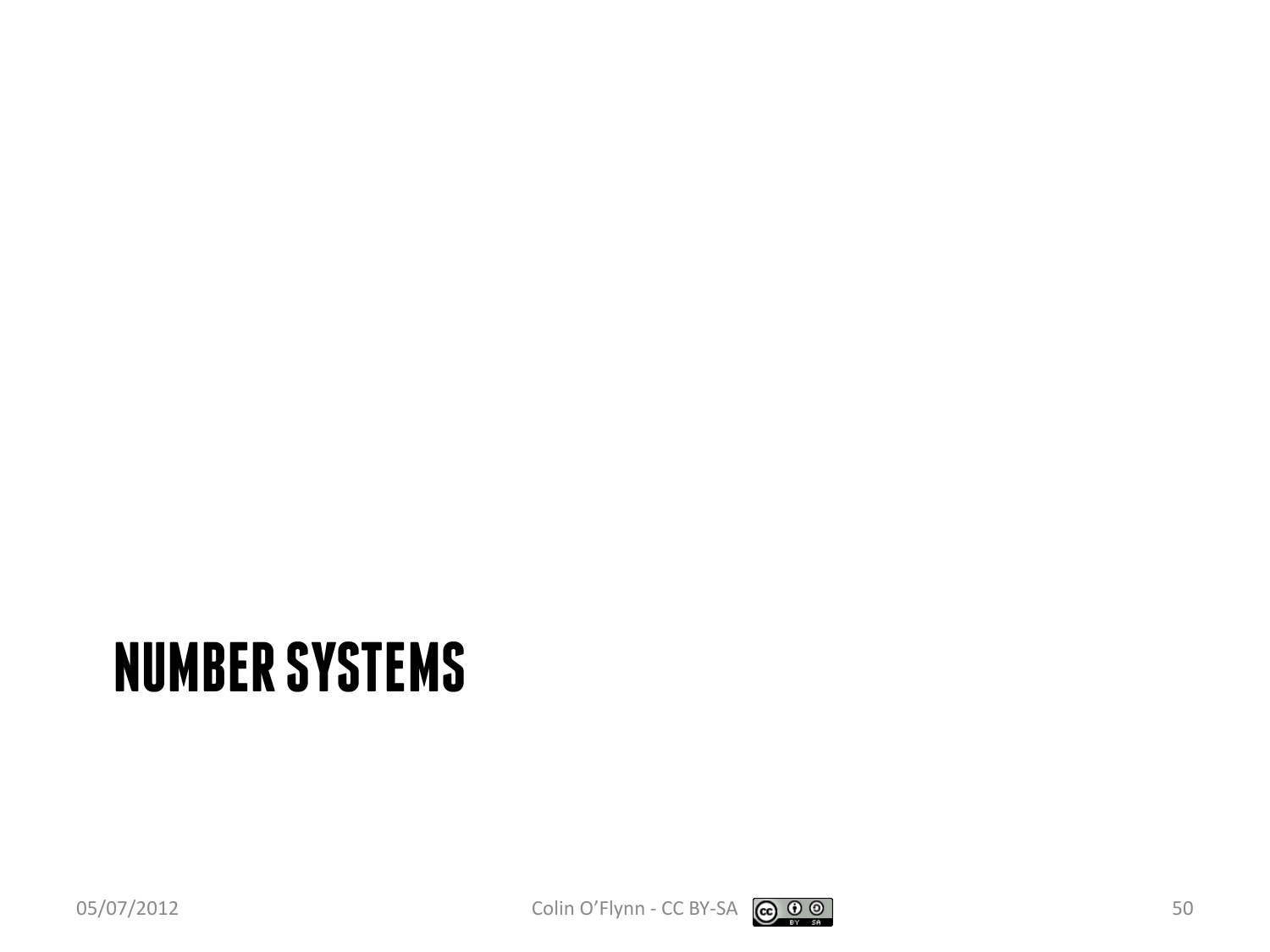# NUMBER SYSTEMS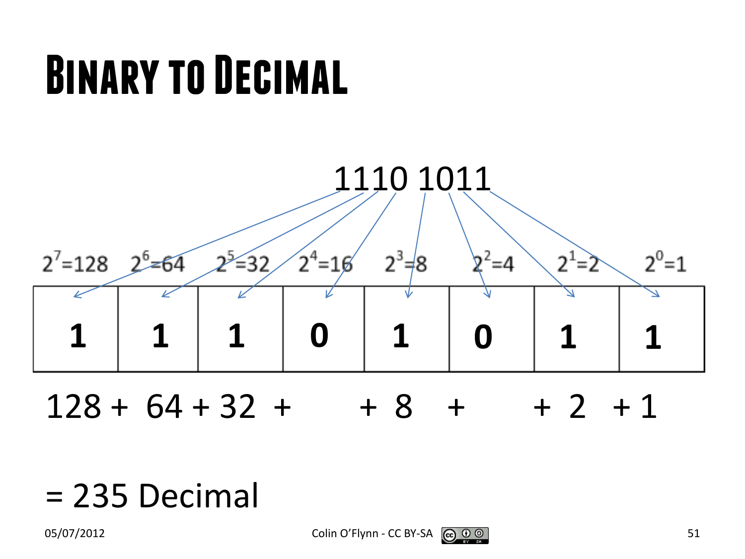# Binary to Decimal

1110 1011

| $2^7$=128 | $2^6$=64 | $2^5$=32 | $2^4$=16 | $2^3$=8 | $2^2$=4 | $2^1$=2 | $2^0$=1 |
|---|---|---|---|---|---|---|---|
| **1** | **1** | **1** | **0** | **1** | **0** | **1** | **1** |

128 + 64 + 32 + + 8 + + 2 + 1

= 235 Decimal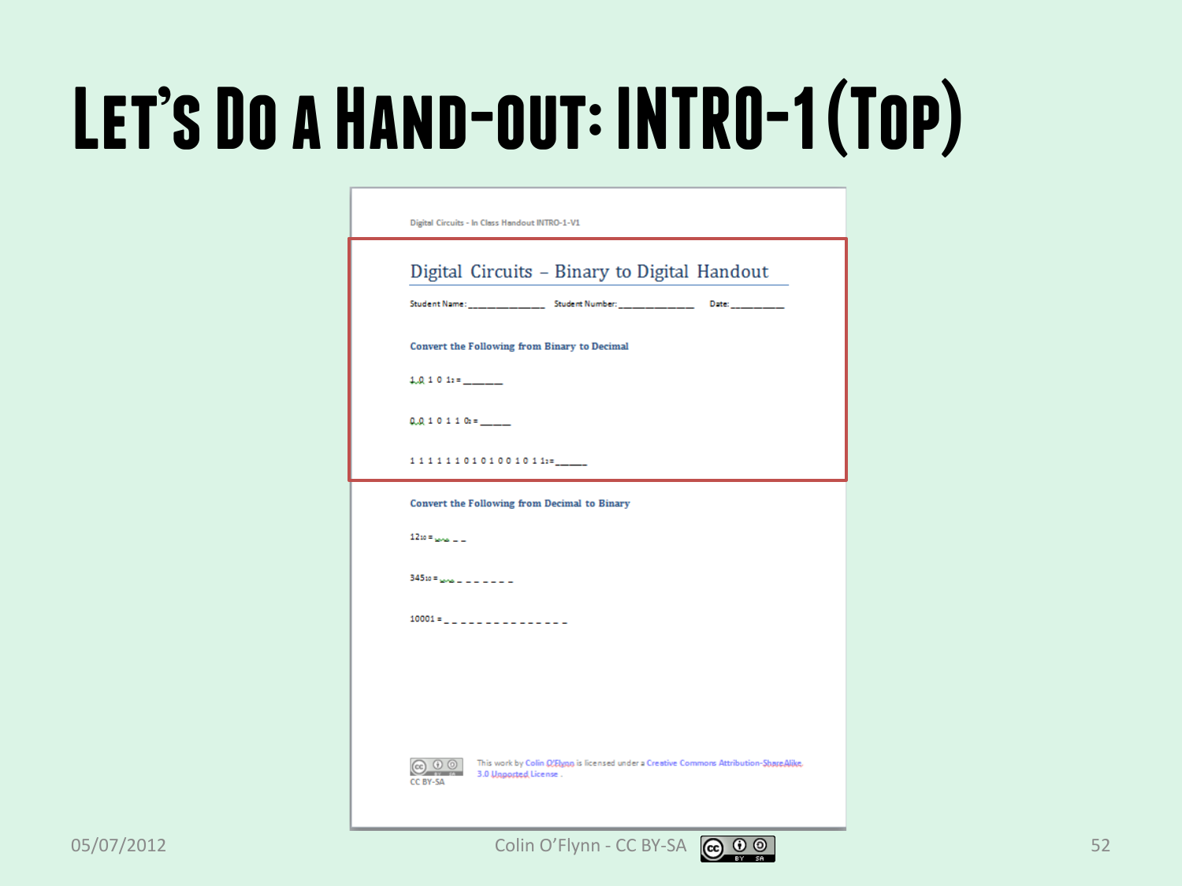# Let's Do a Hand-out: INTRO-1 (Top)

Digital Circuits - In Class Handout INTRO-1-V1

## Digital Circuits – Binary to Digital Handout

Student Name: ______________ Student Number: ______________ Date: __________

**Convert the Following from Binary to Decimal**

$1\,0\,1\,0\,1_2$ = ______

$0\,0\,1\,0\,1\,1\,0_2$ = _____

$1\,1\,1\,1\,1\,1\,0\,1\,0\,1\,0\,0\,1\,0\,1\,1_2$ = _____

**Convert the Following from Decimal to Binary**

$12_{10}$ = _ _ _ _

$345_{10}$ = _ _ _ _ _ _ _ _ _

10001 = _ _ _ _ _ _ _ _ _ _ _ _ _ _ _

CC BY-SA

This work by Colin O'Flynn is licensed under a Creative Commons Attribution-ShareAlike 3.0 Unported License.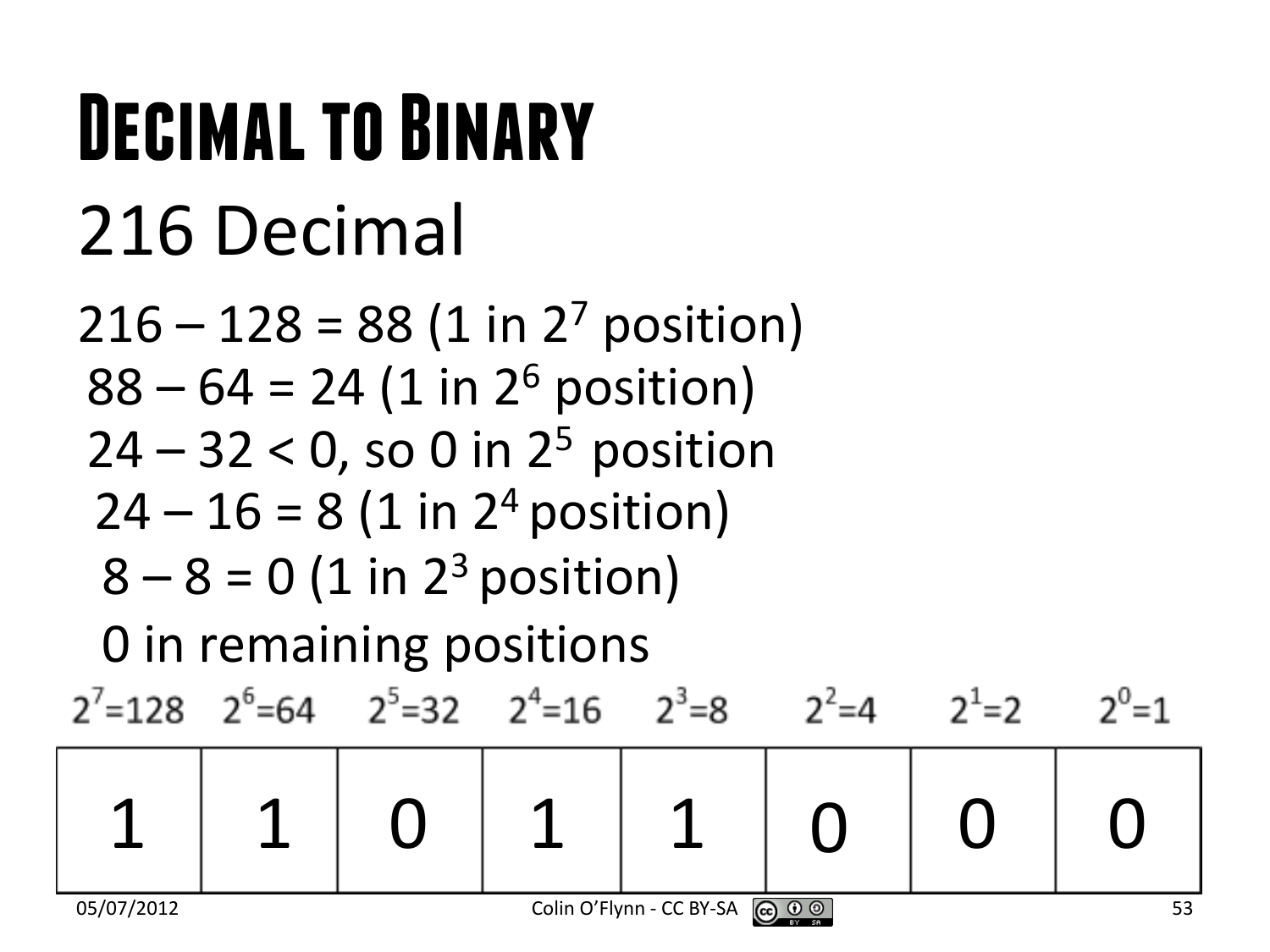# Decimal to Binary

## 216 Decimal

$216 - 128 = 88$ (1 in $2^7$ position)

$88 - 64 = 24$ (1 in $2^6$ position)

$24 - 32 < 0$, so 0 in $2^5$ position

$24 - 16 = 8$ (1 in $2^4$ position)

$8 - 8 = 0$ (1 in $2^3$ position)

0 in remaining positions

| $2^7=128$ | $2^6=64$ | $2^5=32$ | $2^4=16$ | $2^3=8$ | $2^2=4$ | $2^1=2$ | $2^0=1$ |
|---|---|---|---|---|---|---|---|
| 1 | 1 | 0 | 1 | 1 | 0 | 0 | 0 |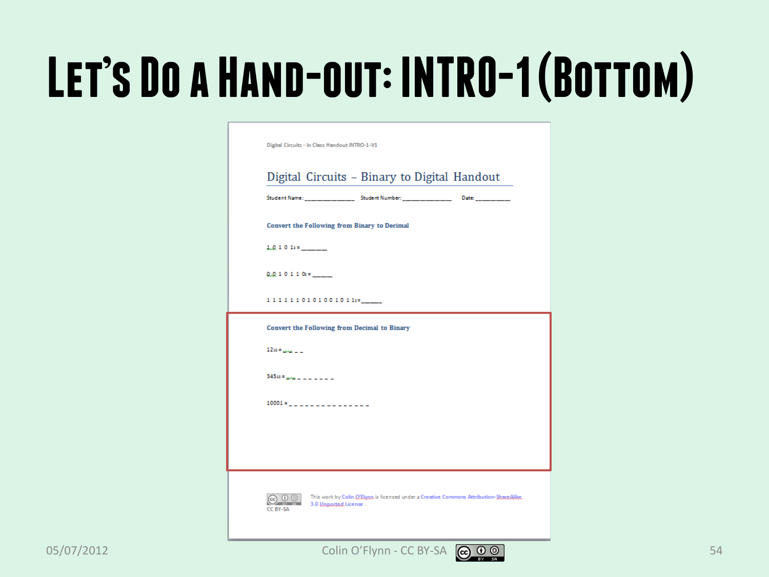# Let's Do a Hand-out: INTRO-1 (Bottom)

Digital Circuits - In Class Handout INTRO-1-V1

## Digital Circuits – Binary to Digital Handout

Student Name: ______________ Student Number: ______________ Date: __________

**Convert the Following from Binary to Decimal**

$1\,0\,1\,0\,1_2$ = ______

$0\,0\,1\,0\,1\,1\,0_2$ = _____

$1\,1\,1\,1\,1\,1\,0\,1\,0\,1\,0\,0\,1\,0\,1\,1_2$ = _____

**Convert the Following from Decimal to Binary**

$12_{10}$ = _ _ _ _

$345_{10}$ = _ _ _ _ _ _ _ _ _

10001 = _ _ _ _ _ _ _ _ _ _ _ _ _ _ _

CC BY-SA

This work by Colin O'Flynn is licensed under a Creative Commons Attribution-ShareAlike 3.0 Unported License.

05/07/2012 Colin O'Flynn - CC BY-SA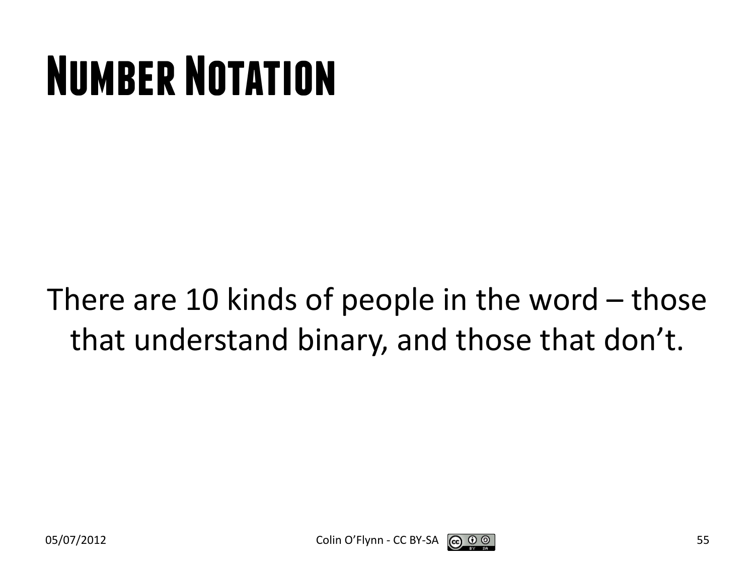# Number Notation

There are 10 kinds of people in the word – those that understand binary, and those that don't.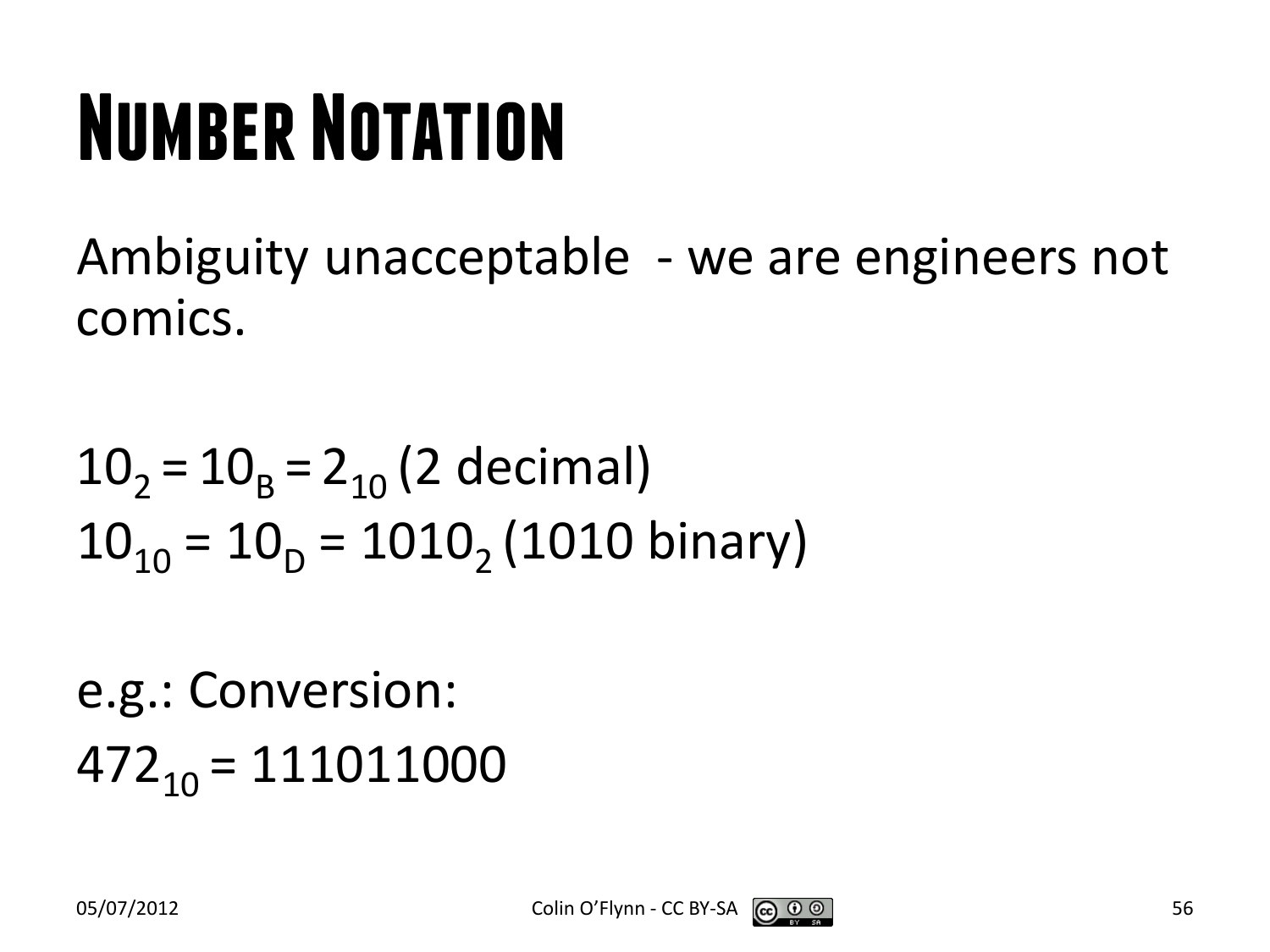# Number Notation

Ambiguity unacceptable - we are engineers not comics.

$10_2 = 10_B = 2_{10}$ (2 decimal)
$10_{10} = 10_D = 1010_2$ (1010 binary)

e.g.: Conversion:
$472_{10} = 111011000$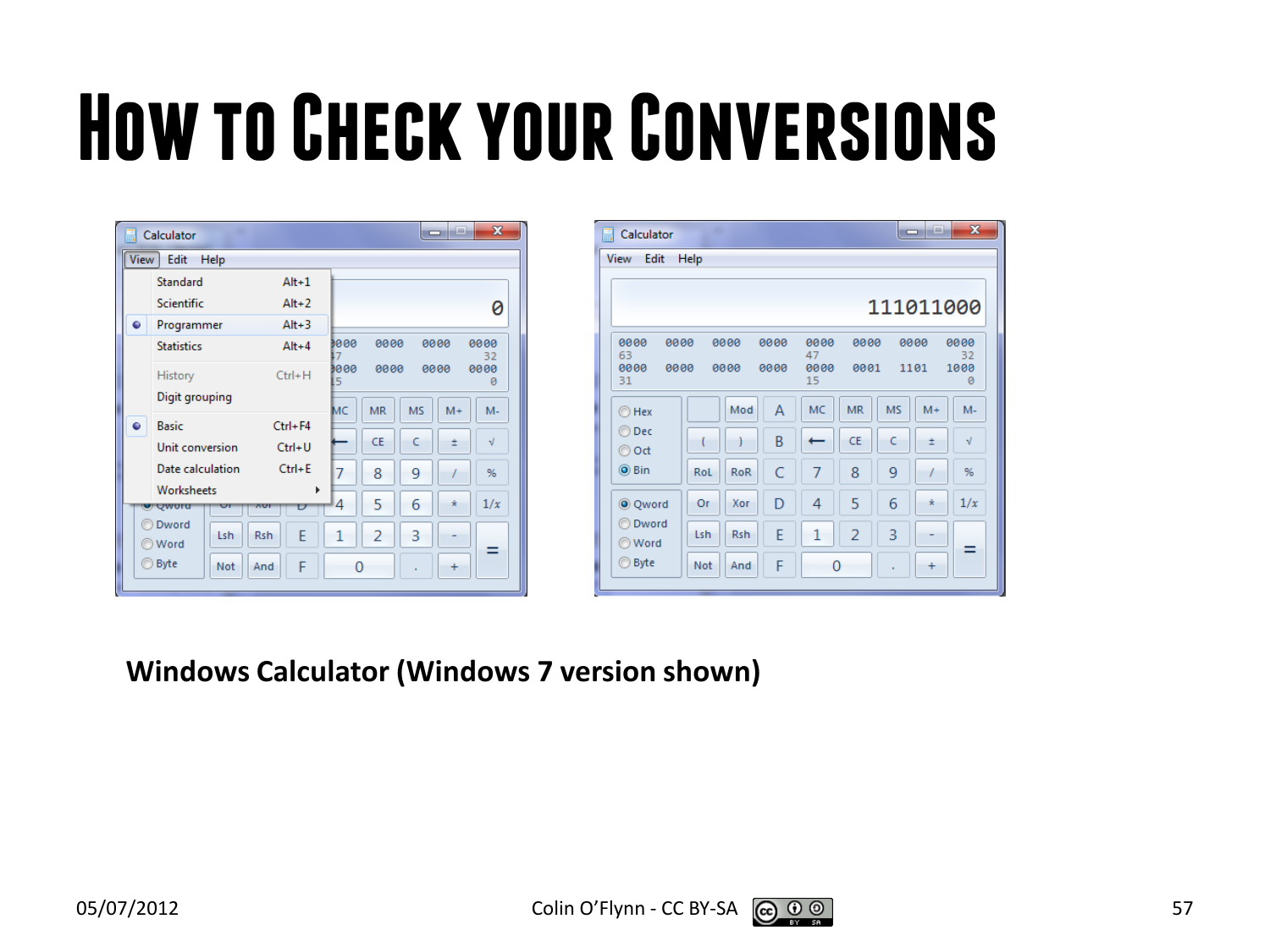# How to Check your Conversions

**Windows Calculator (Windows 7 version shown)**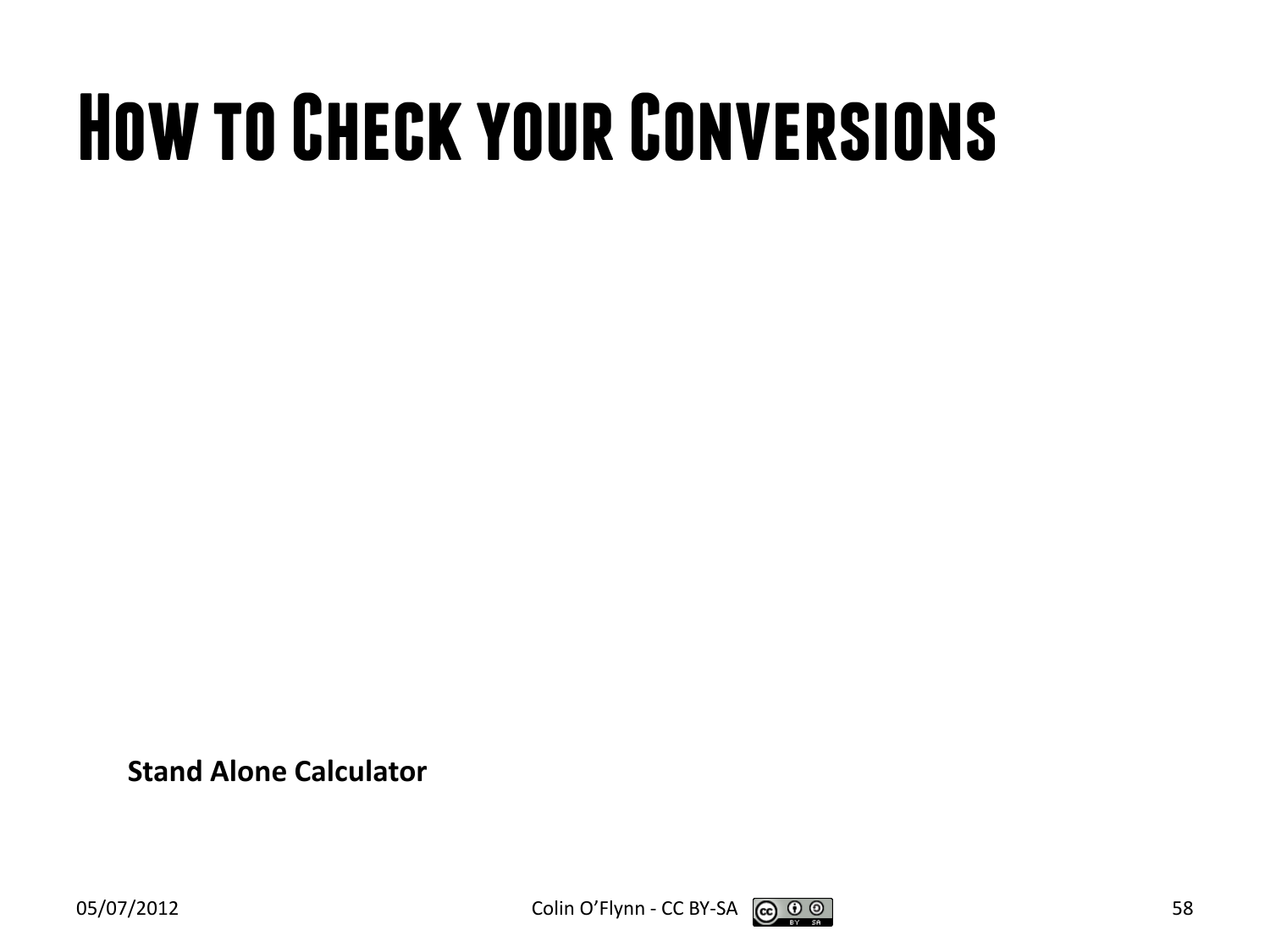# How to Check your Conversions

**Stand Alone Calculator**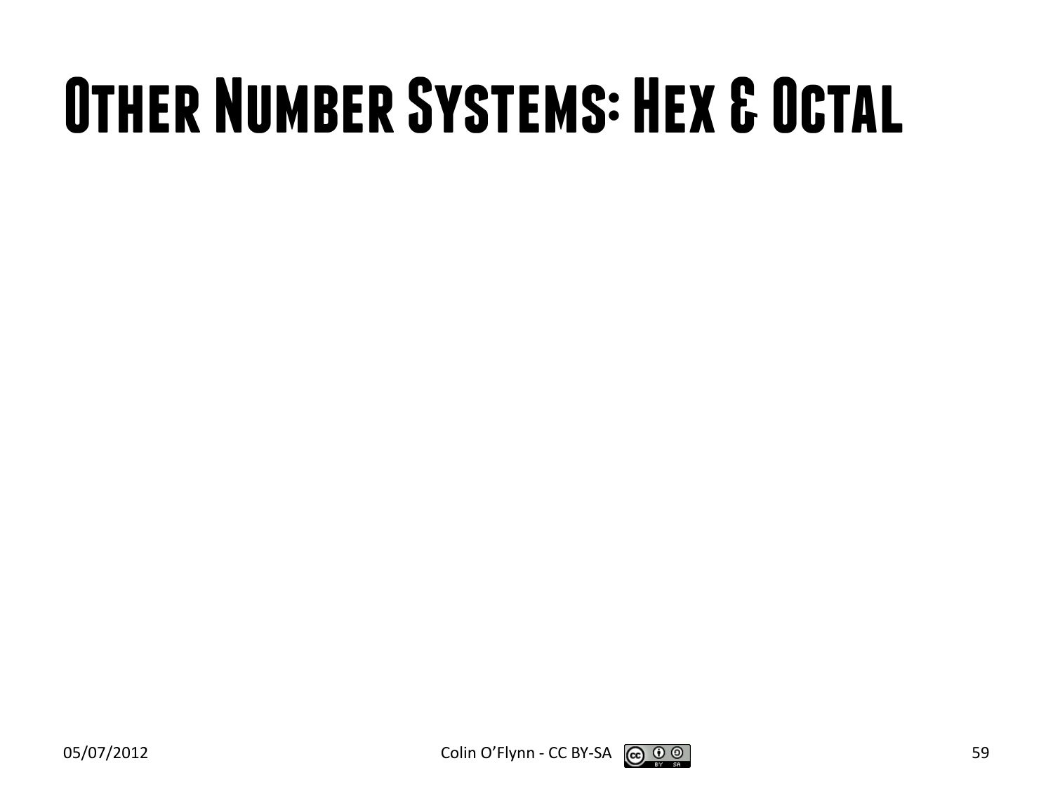# Other Number Systems: Hex & Octal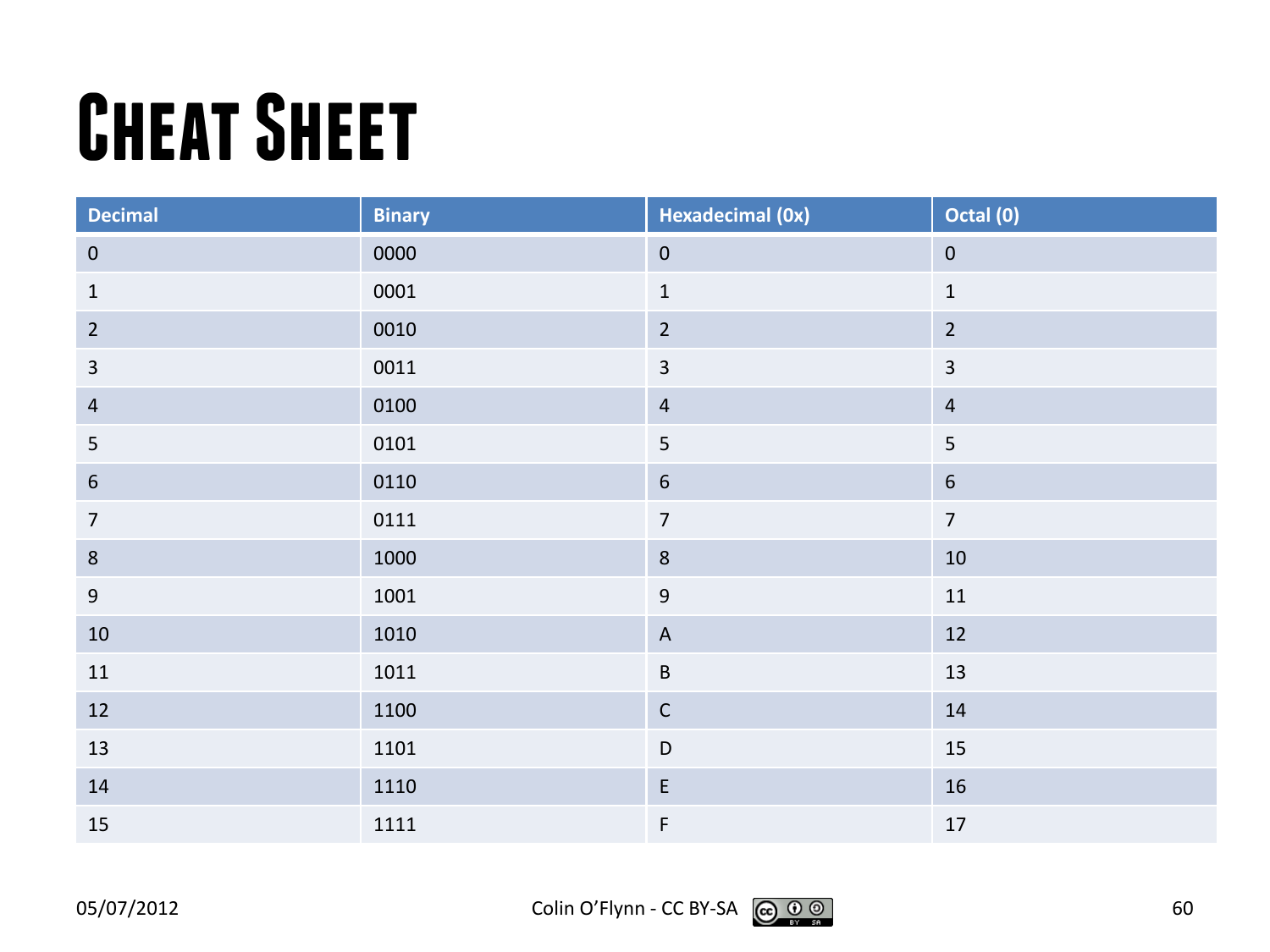# Cheat Sheet

| Decimal | Binary | Hexadecimal (0x) | Octal (0) |
|---|---|---|---|
| 0 | 0000 | 0 | 0 |
| 1 | 0001 | 1 | 1 |
| 2 | 0010 | 2 | 2 |
| 3 | 0011 | 3 | 3 |
| 4 | 0100 | 4 | 4 |
| 5 | 0101 | 5 | 5 |
| 6 | 0110 | 6 | 6 |
| 7 | 0111 | 7 | 7 |
| 8 | 1000 | 8 | 10 |
| 9 | 1001 | 9 | 11 |
| 10 | 1010 | A | 12 |
| 11 | 1011 | B | 13 |
| 12 | 1100 | C | 14 |
| 13 | 1101 | D | 15 |
| 14 | 1110 | E | 16 |
| 15 | 1111 | F | 17 |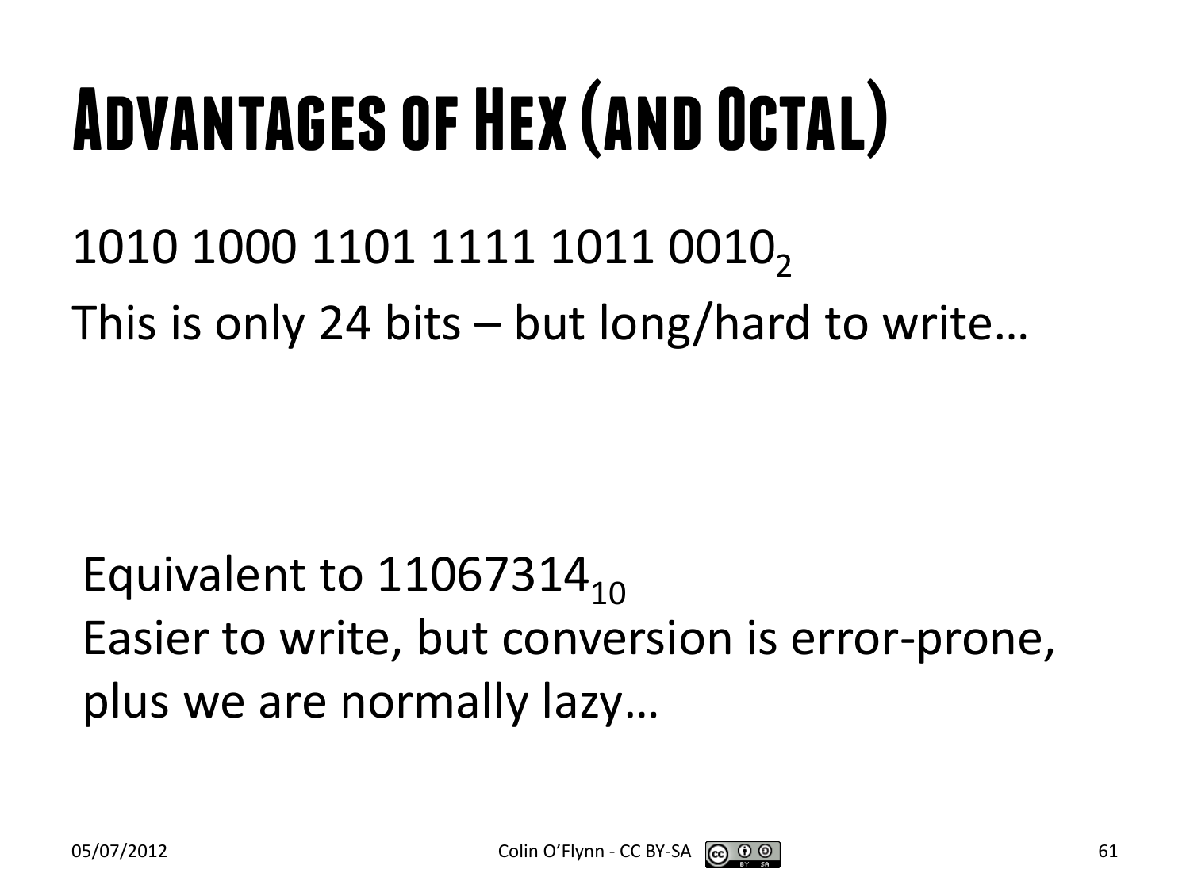# Advantages of Hex (and Octal)

$1010\ 1000\ 1101\ 1111\ 1011\ 0010_2$

This is only 24 bits – but long/hard to write…

Equivalent to $11067314_{10}$

Easier to write, but conversion is error-prone, plus we are normally lazy…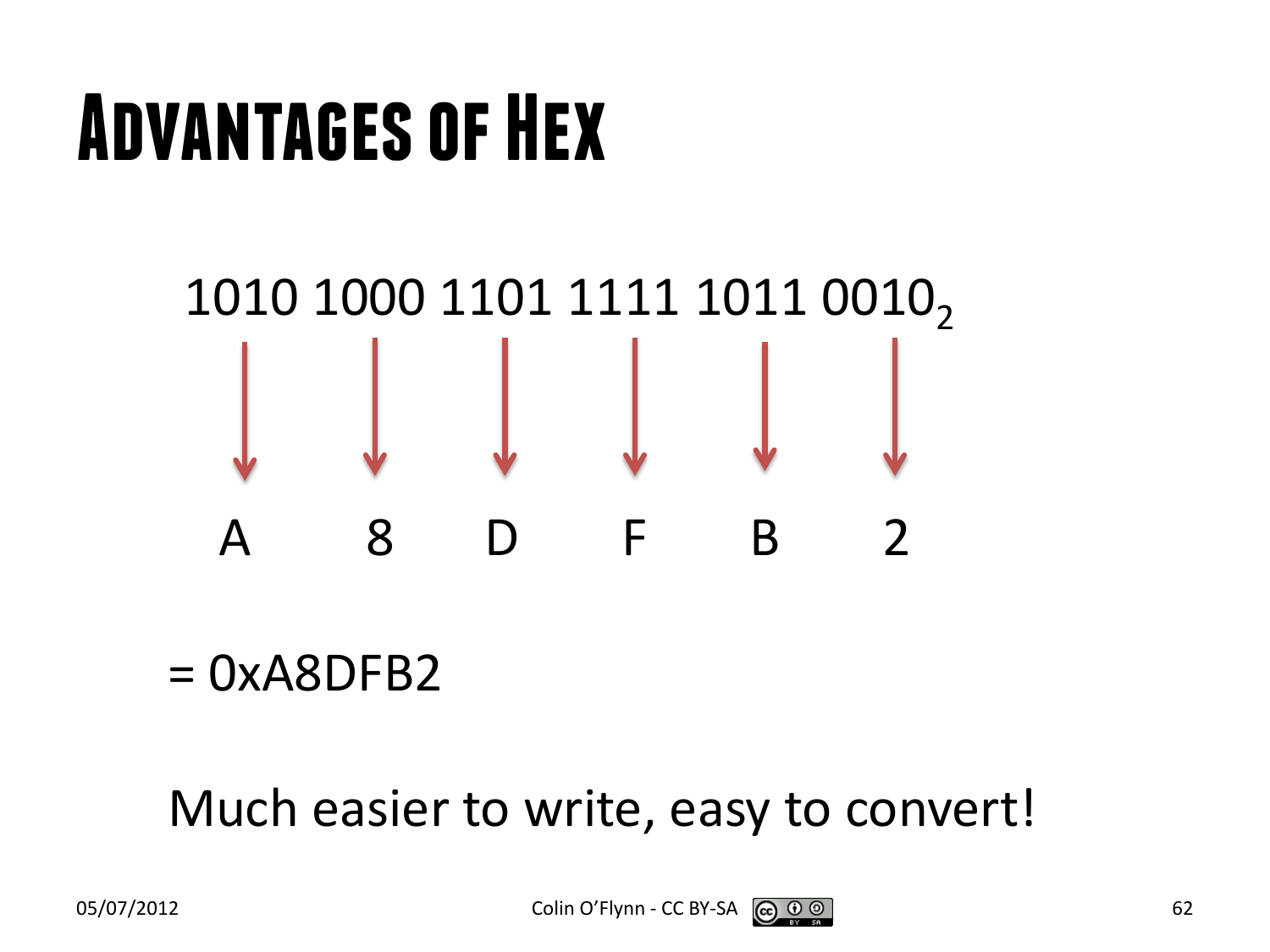# Advantages of Hex

$1010\ 1000\ 1101\ 1111\ 1011\ 0010_2$

| 1010 | 1000 | 1101 | 1111 | 1011 | 0010 |
|---|---|---|---|---|---|
| ↓ | ↓ | ↓ | ↓ | ↓ | ↓ |
| A | 8 | D | F | B | 2 |

= 0xA8DFB2

Much easier to write, easy to convert!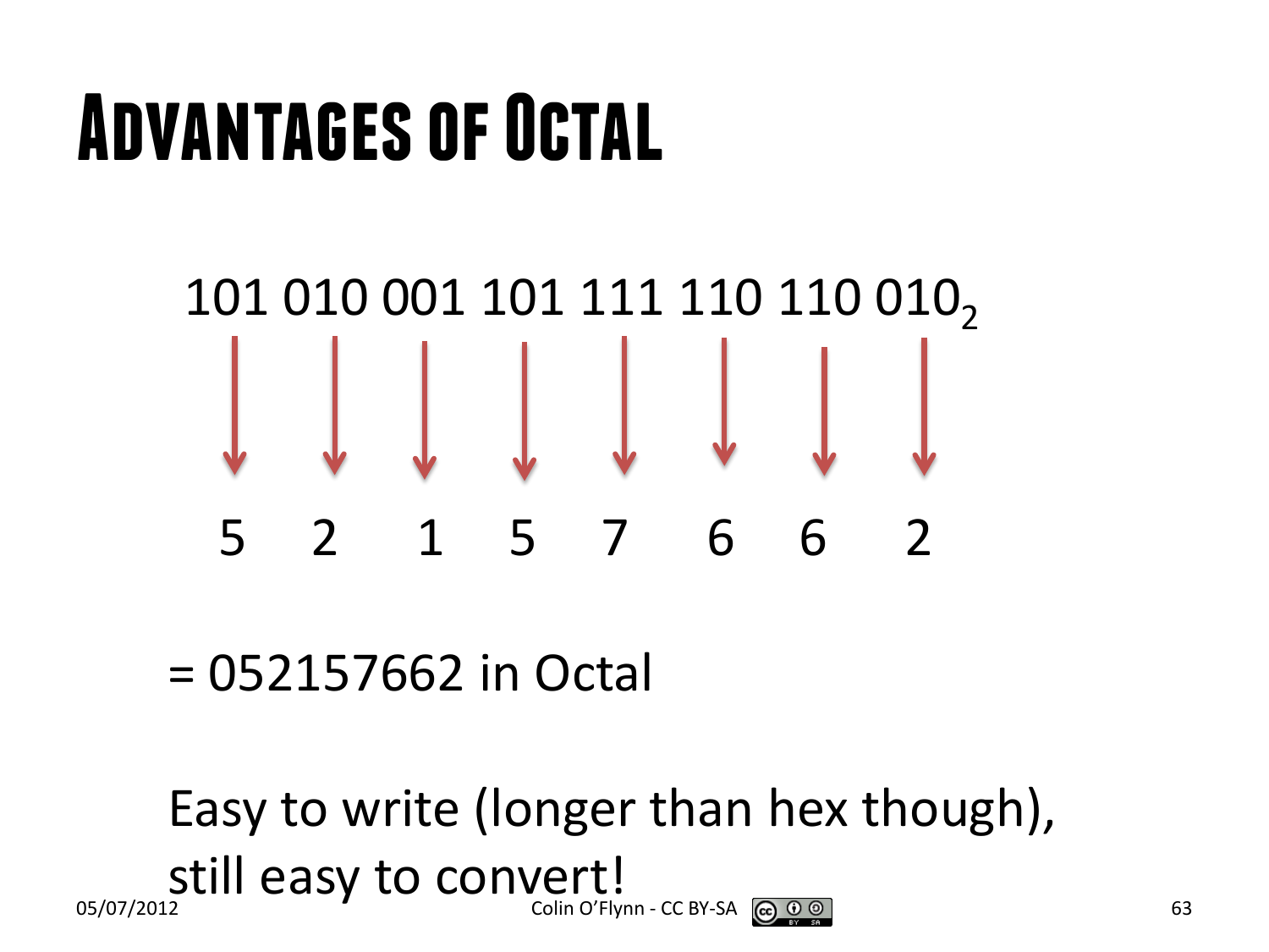# Advantages of Octal

$101\ 010\ 001\ 101\ 111\ 110\ 110\ 010_2$

↓ ↓ ↓ ↓ ↓ ↓ ↓ ↓

5 2 1 5 7 6 6 2

= 052157662 in Octal

Easy to write (longer than hex though), still easy to convert!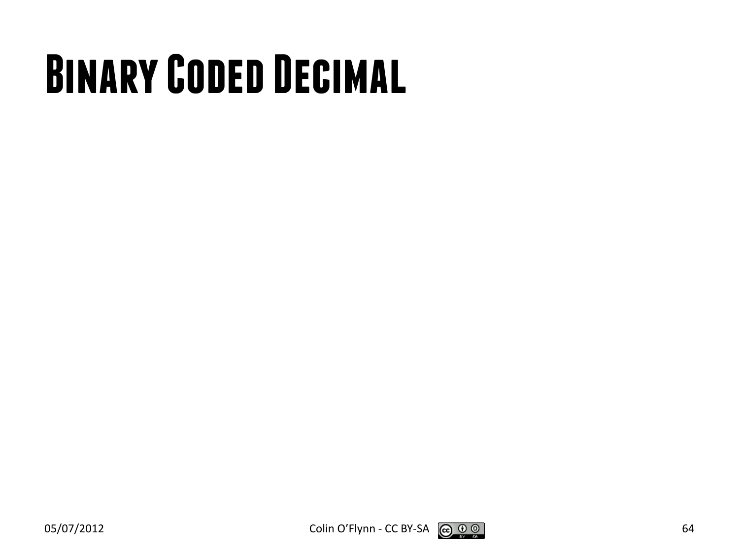# Binary Coded Decimal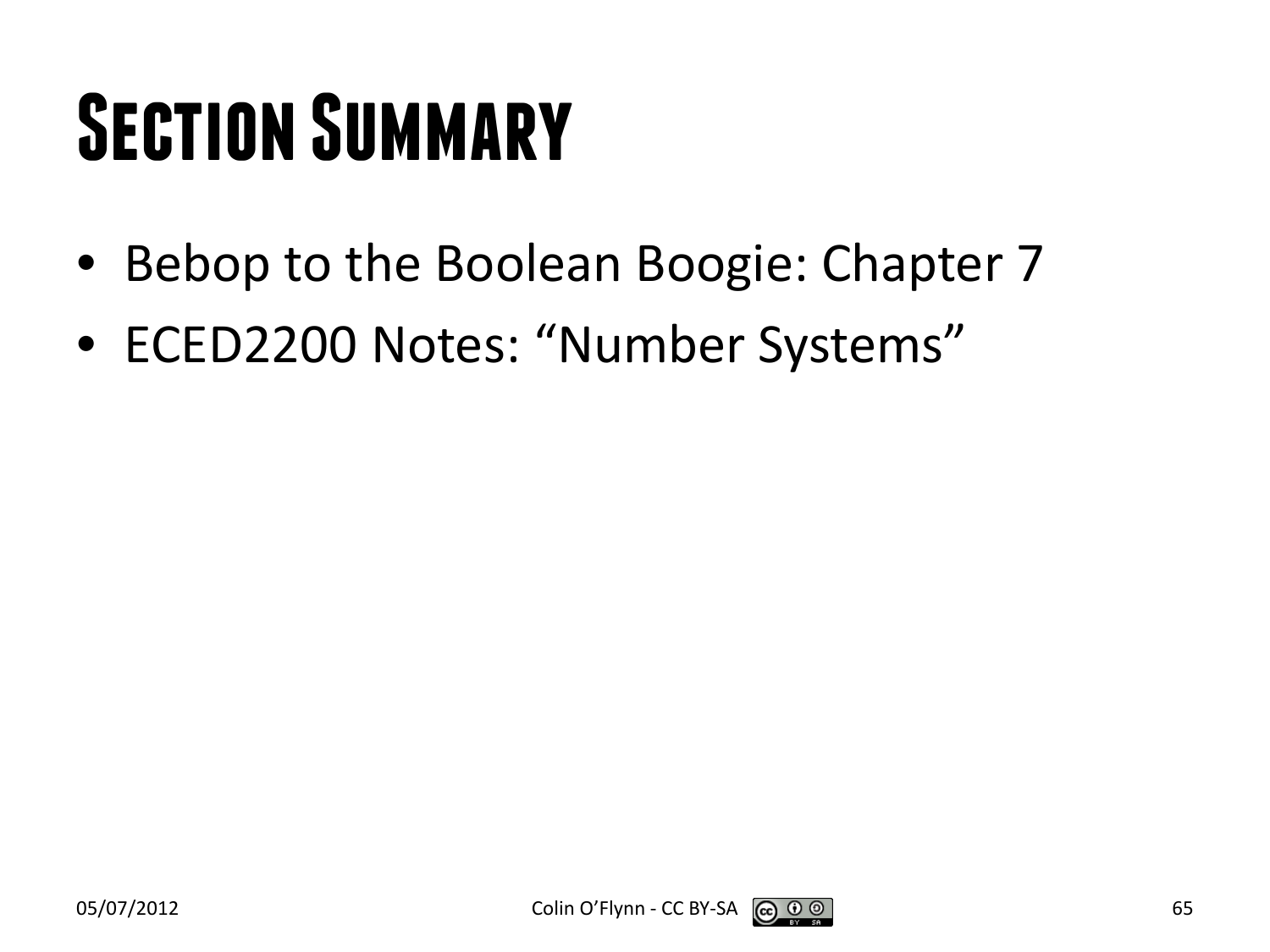# Section Summary

- Bebop to the Boolean Boogie: Chapter 7
- ECED2200 Notes: “Number Systems”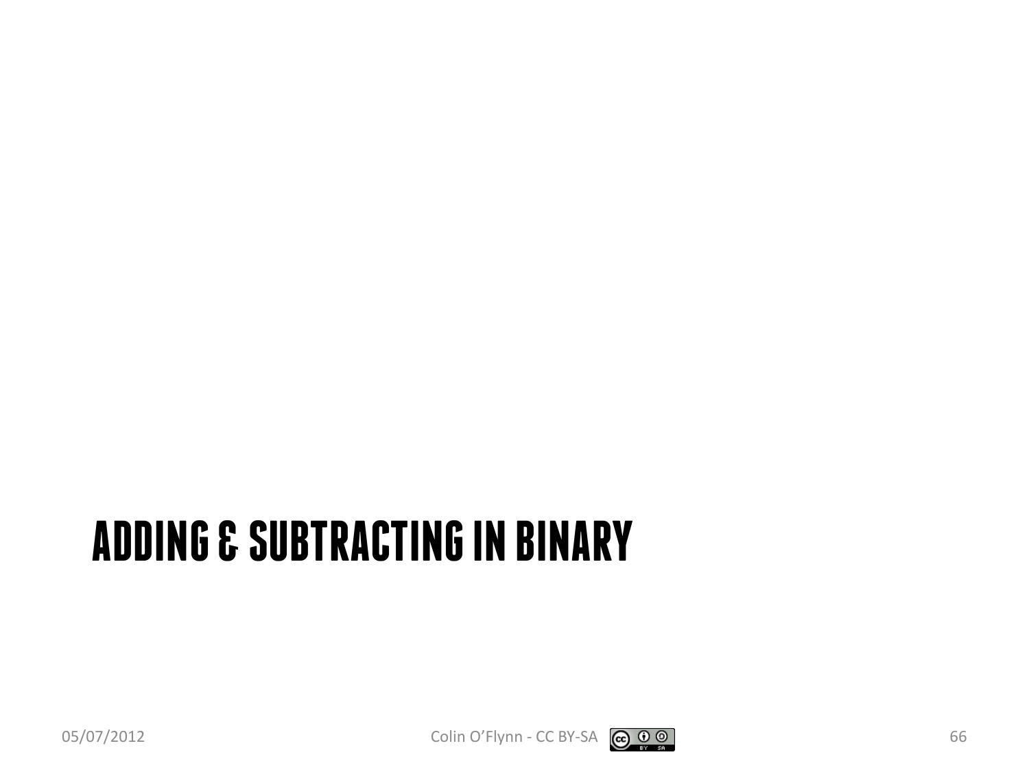# ADDING & SUBTRACTING IN BINARY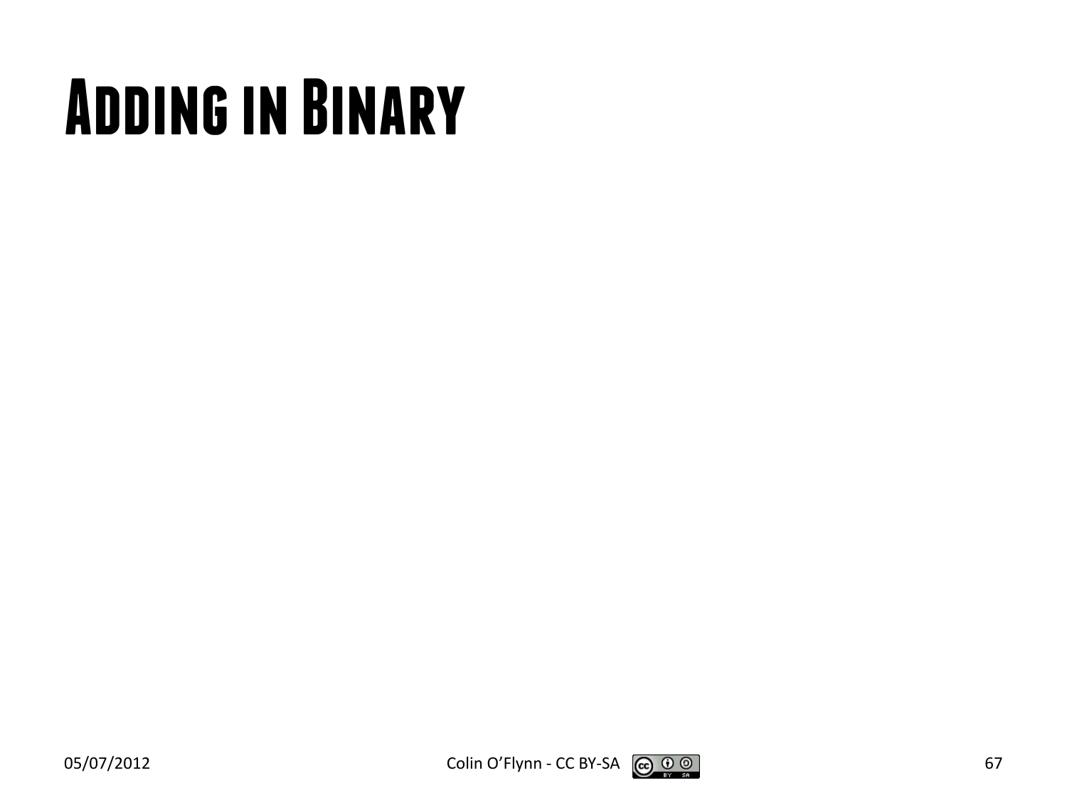# Adding in Binary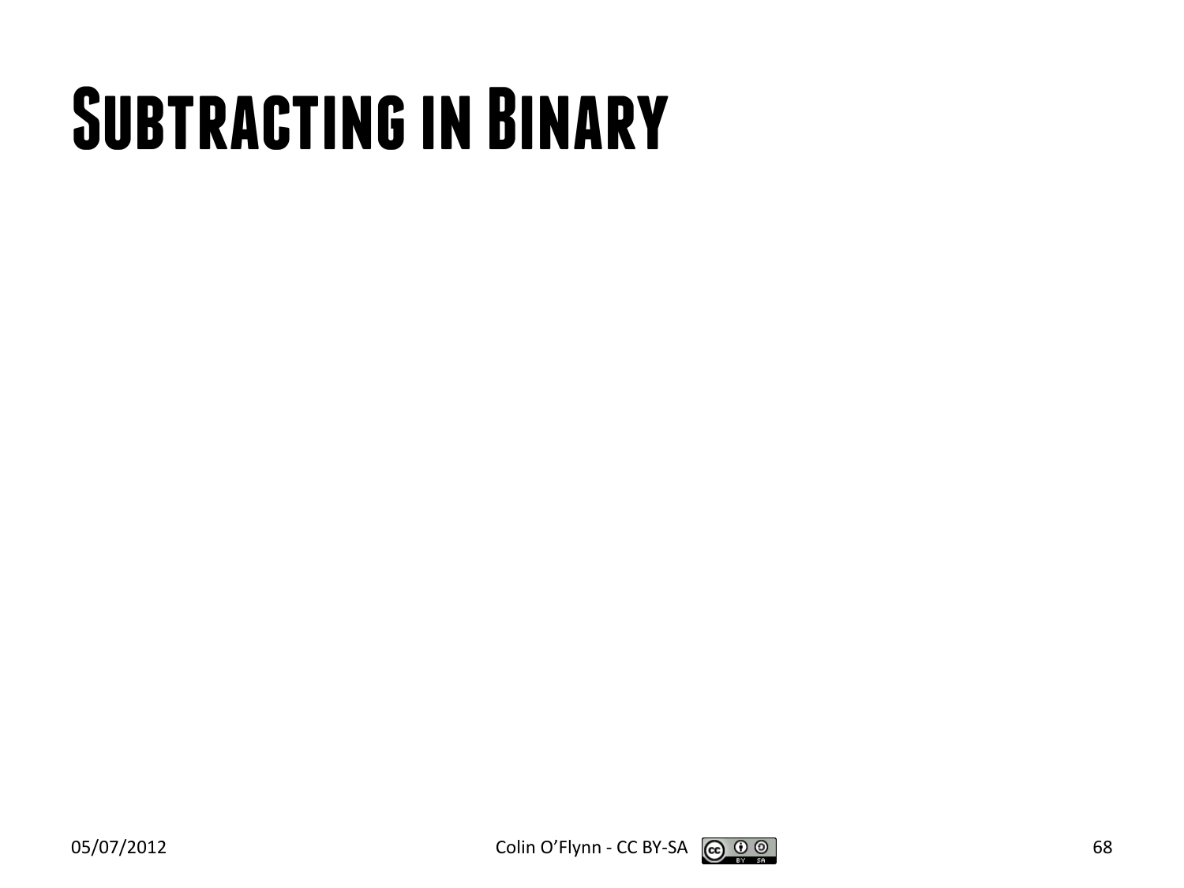# Subtracting in Binary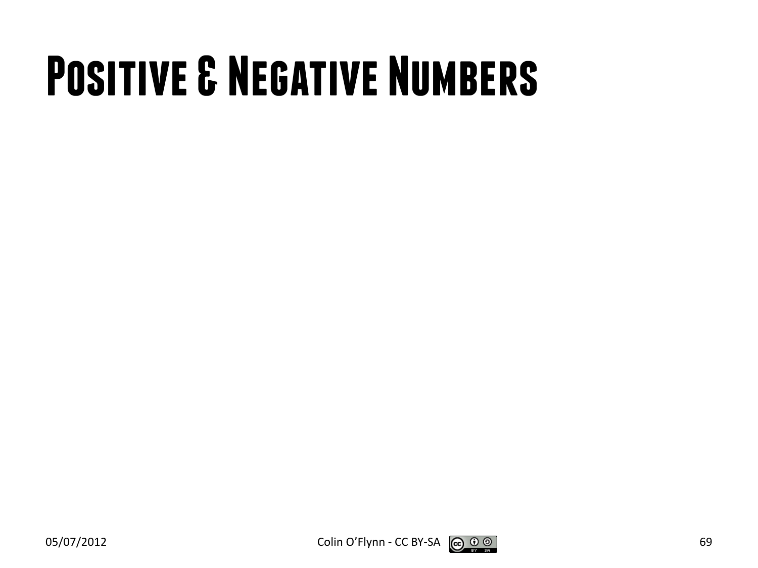# Positive & Negative Numbers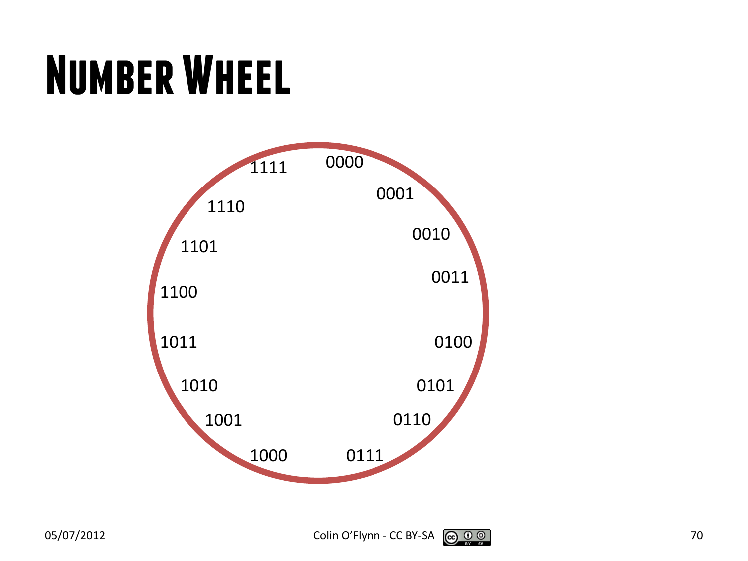# Number Wheel

0000
0001
0010
0011
0100
0101
0110
0111
1000
1001
1010
1011
1100
1101
1110
1111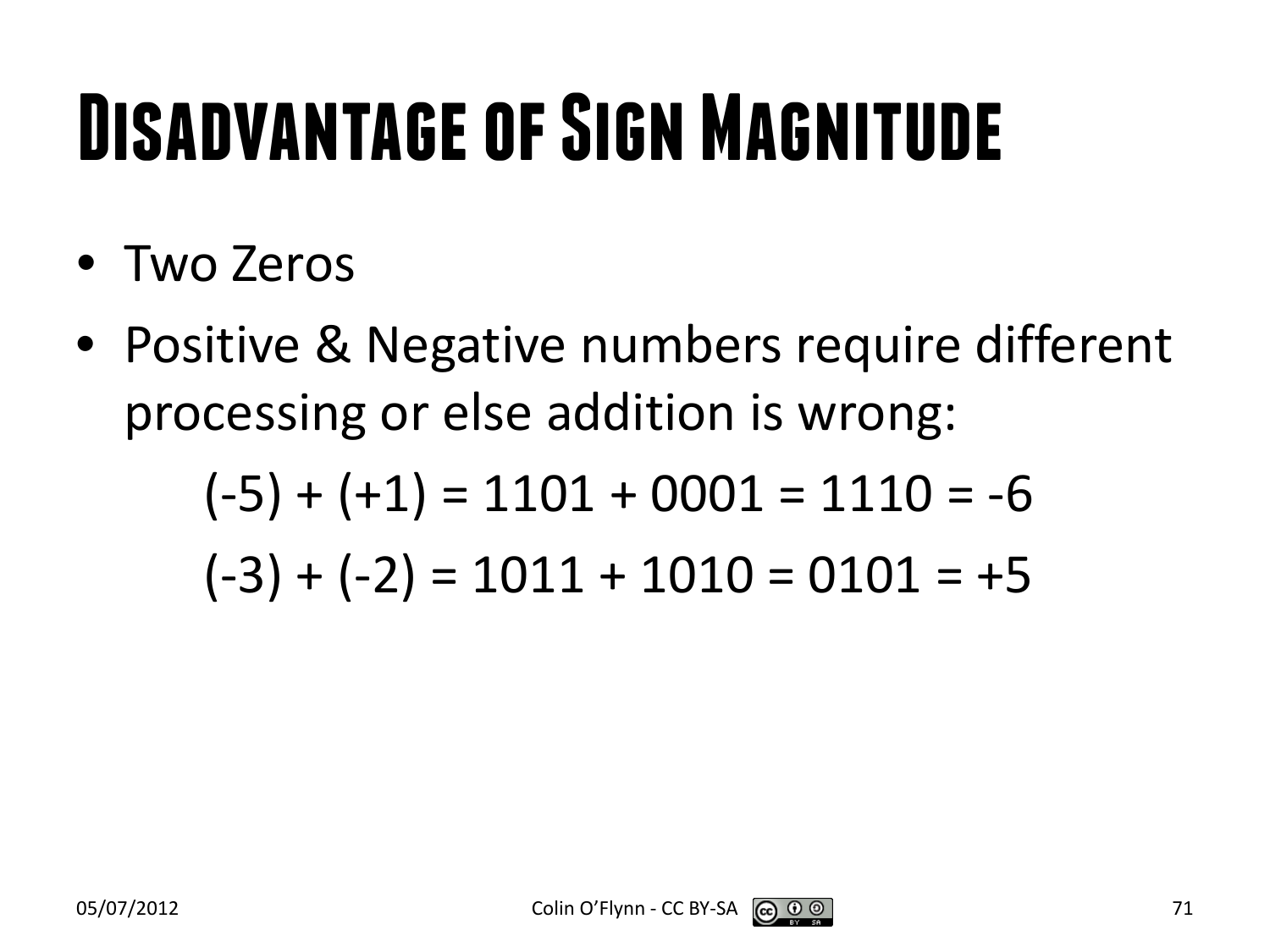# Disadvantage of Sign Magnitude

- Two Zeros
- Positive & Negative numbers require different processing or else addition is wrong:

$$(-5) + (+1) = 1101 + 0001 = 1110 = -6$$

$$(-3) + (-2) = 1011 + 1010 = 0101 = +5$$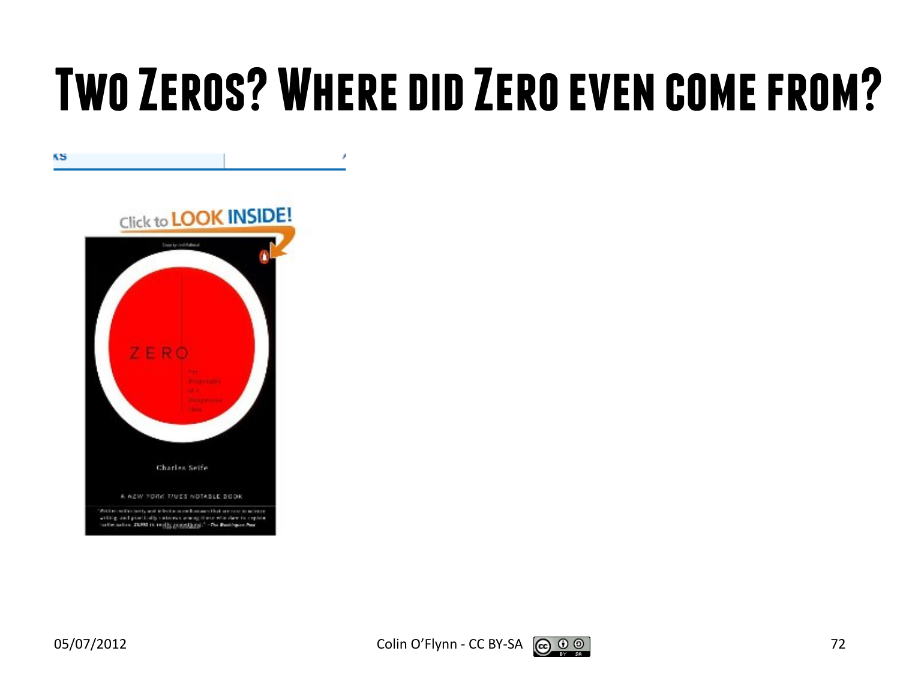# Two Zeros? Where did Zero even come from?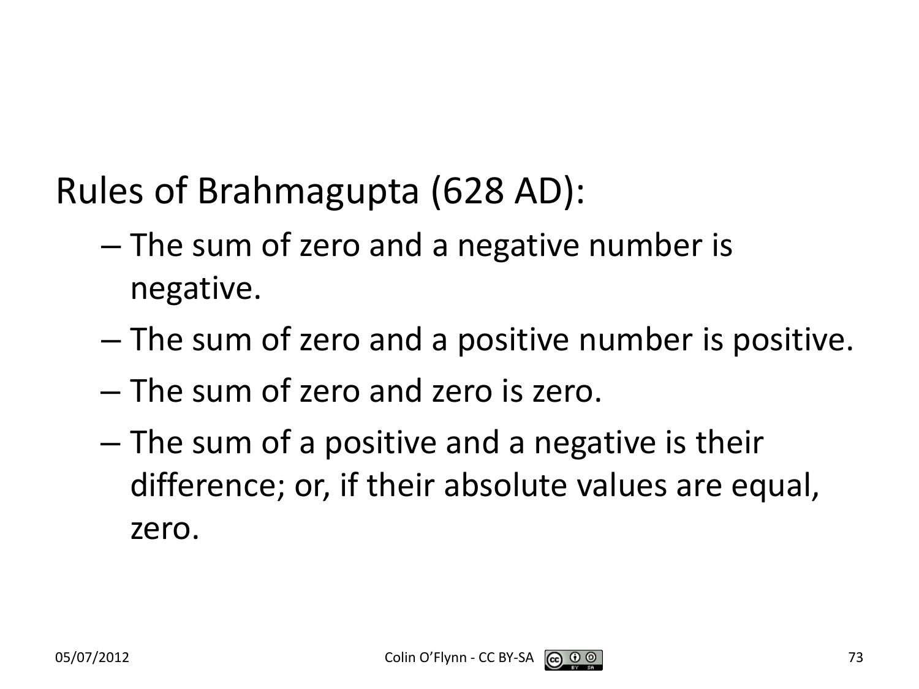Rules of Brahmagupta (628 AD):

- The sum of zero and a negative number is negative.
- The sum of zero and a positive number is positive.
- The sum of zero and zero is zero.
- The sum of a positive and a negative is their difference; or, if their absolute values are equal, zero.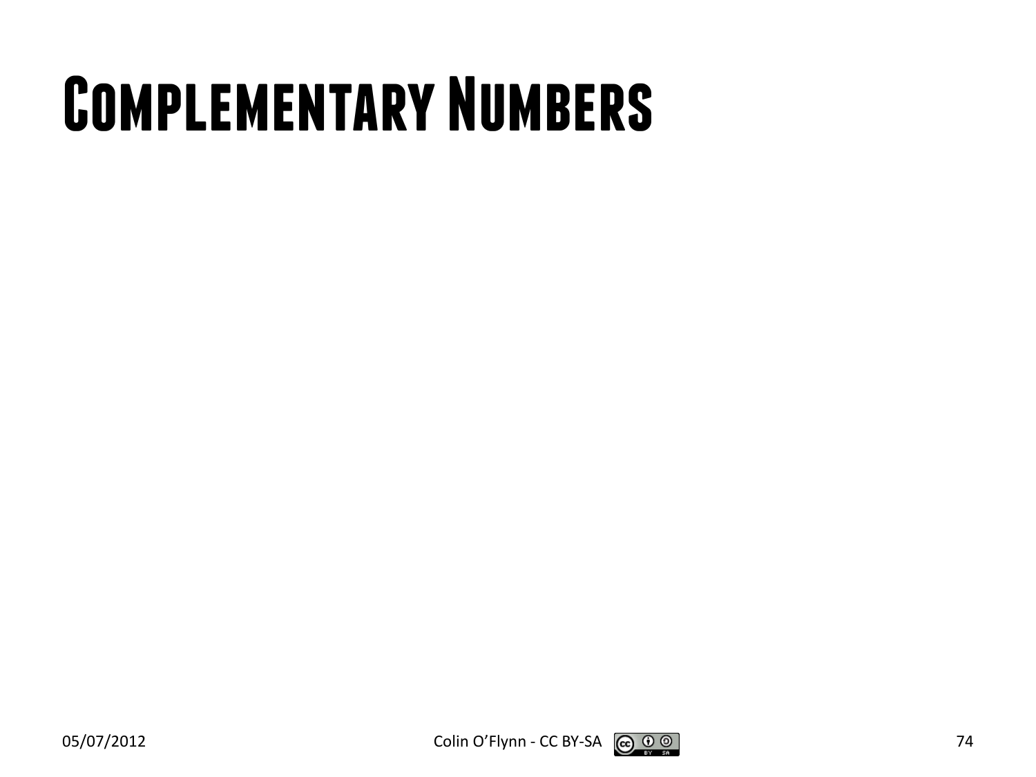# Complementary Numbers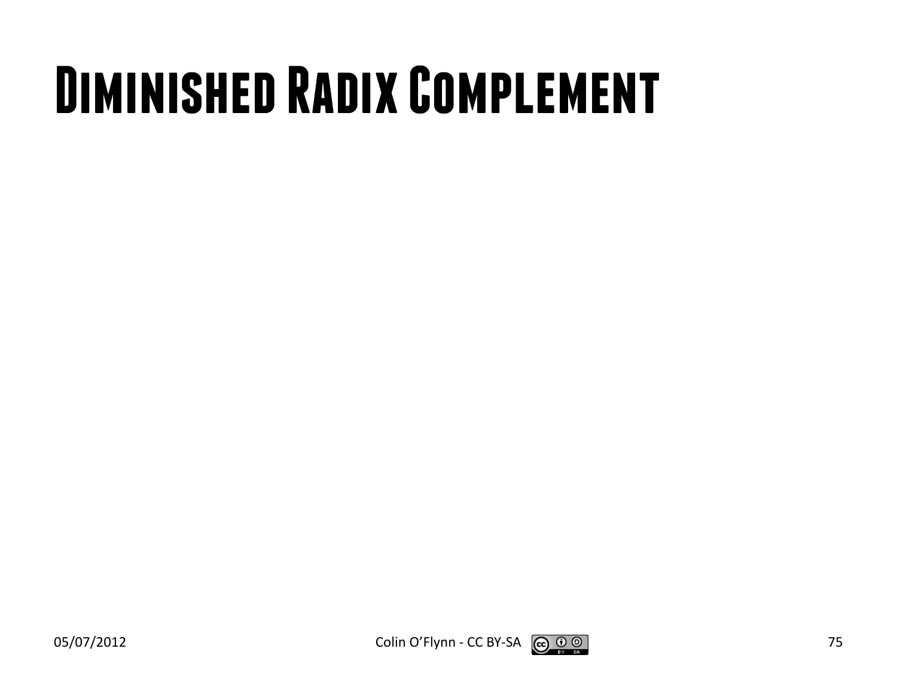# Diminished Radix Complement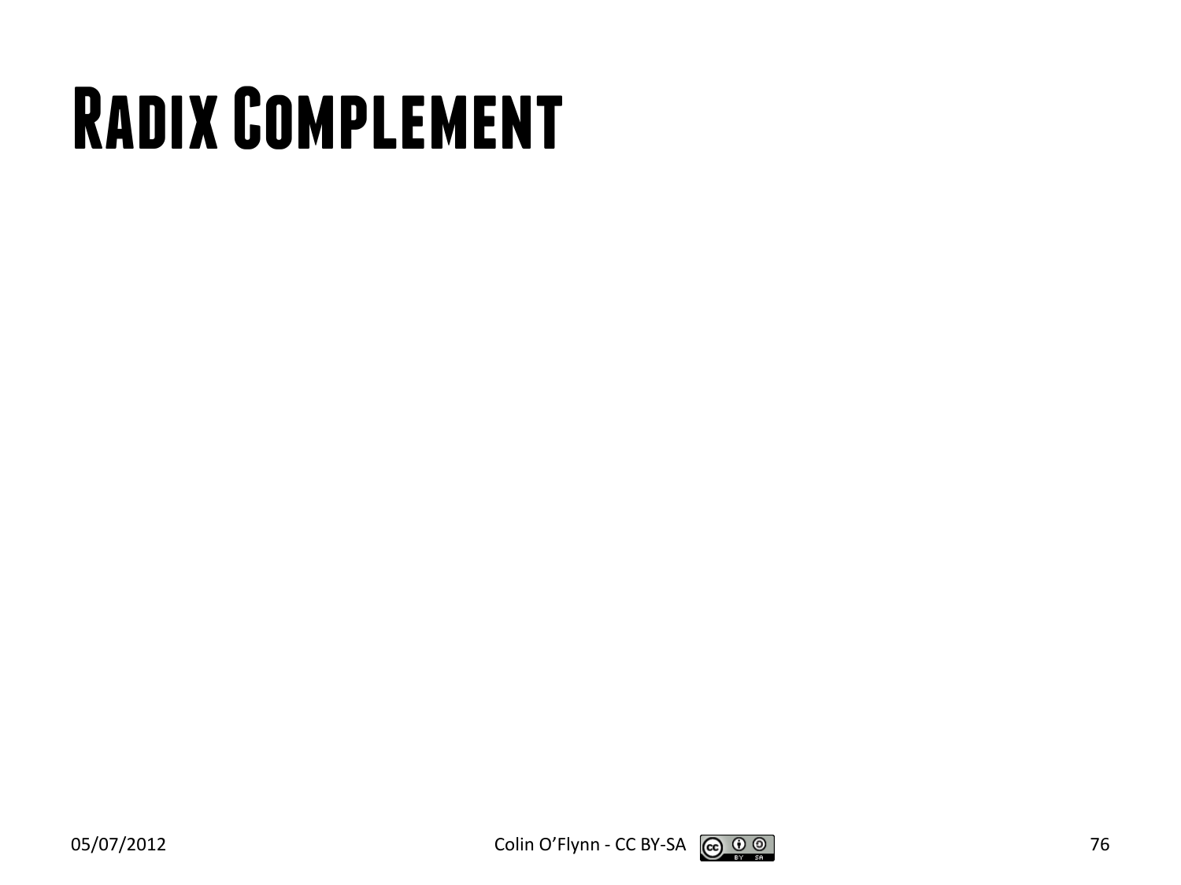# Radix Complement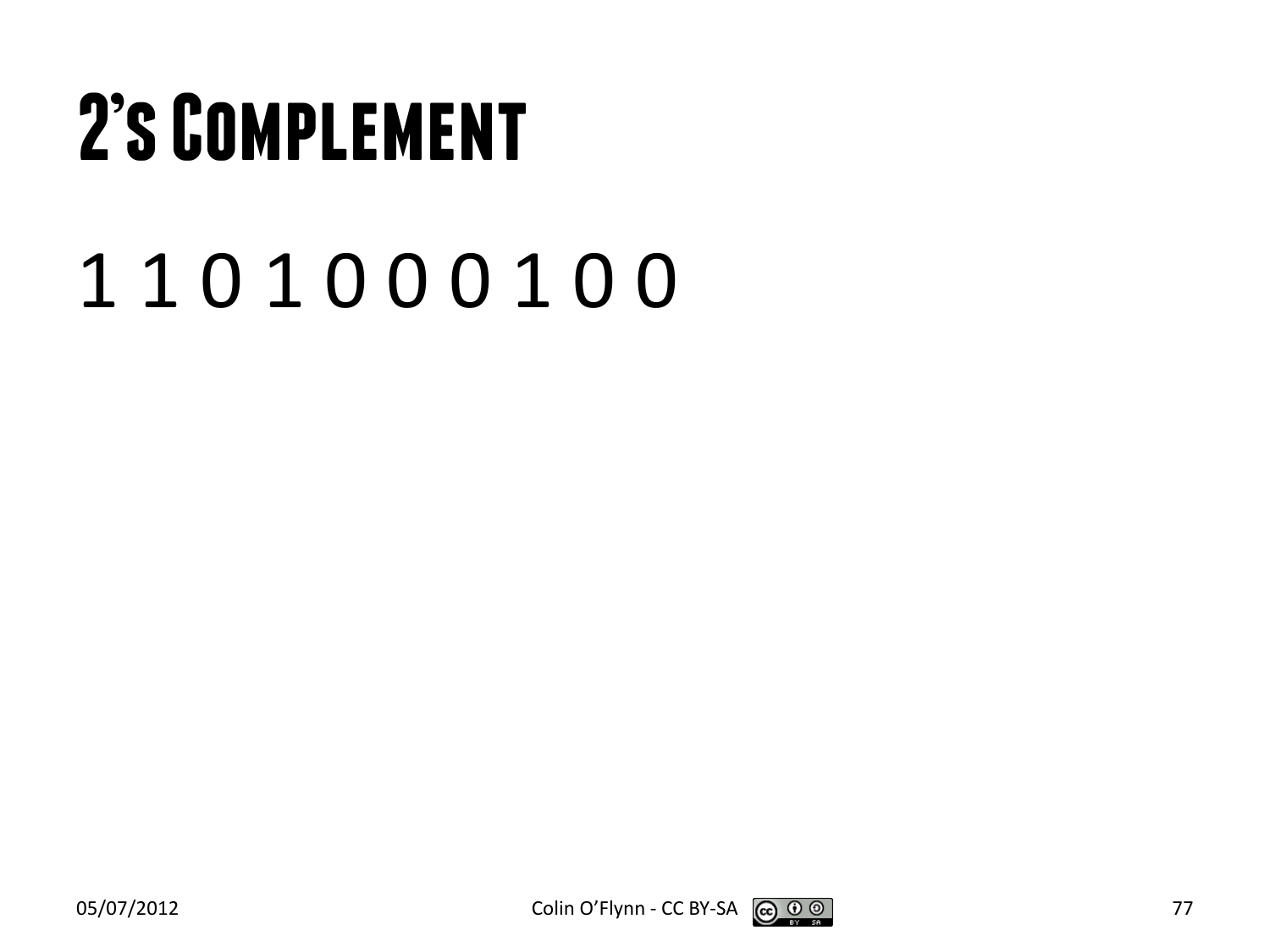# 2's Complement

1 1 0 1 0 0 0 1 0 0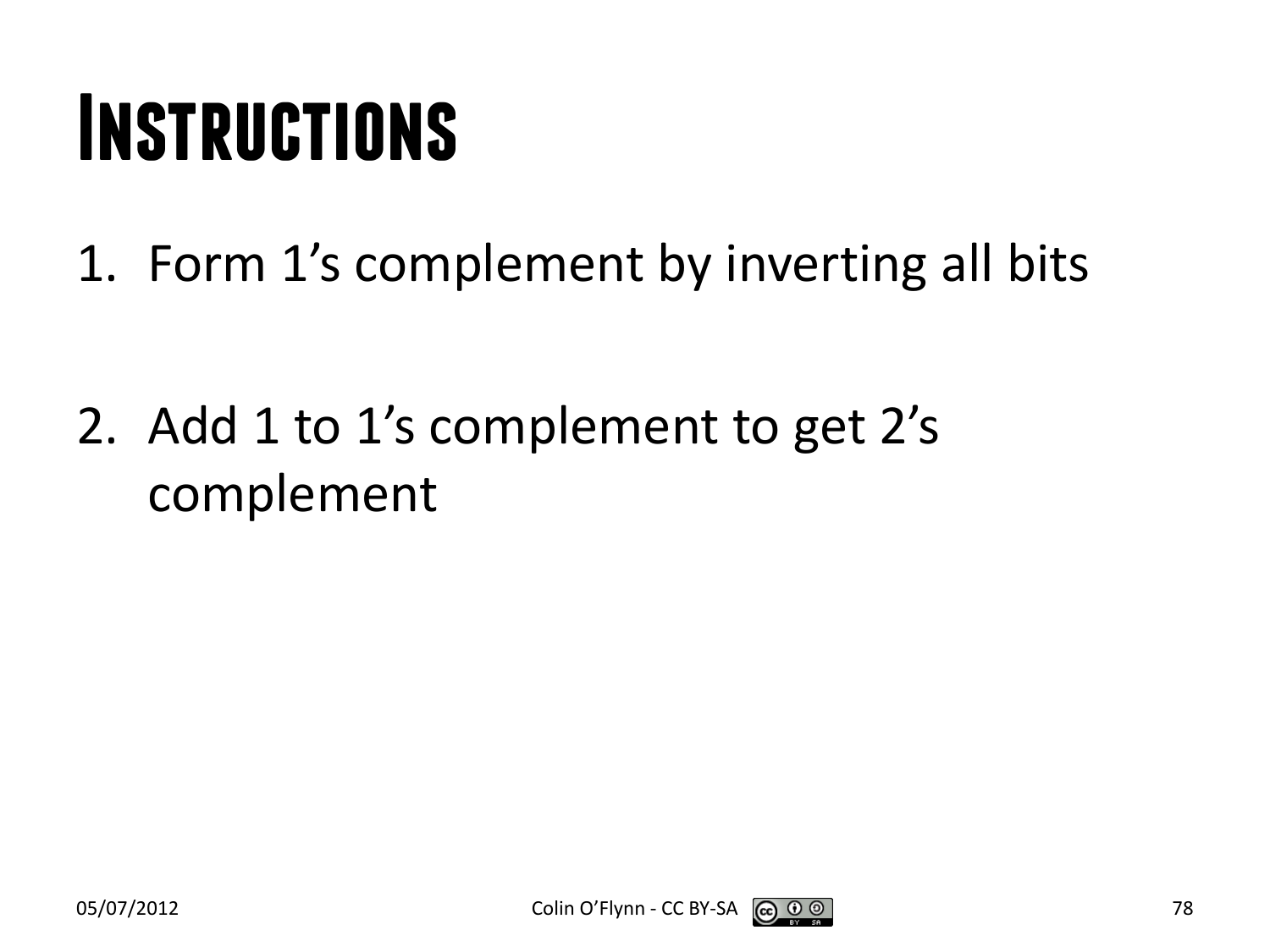# Instructions

1. Form 1's complement by inverting all bits

2. Add 1 to 1's complement to get 2's complement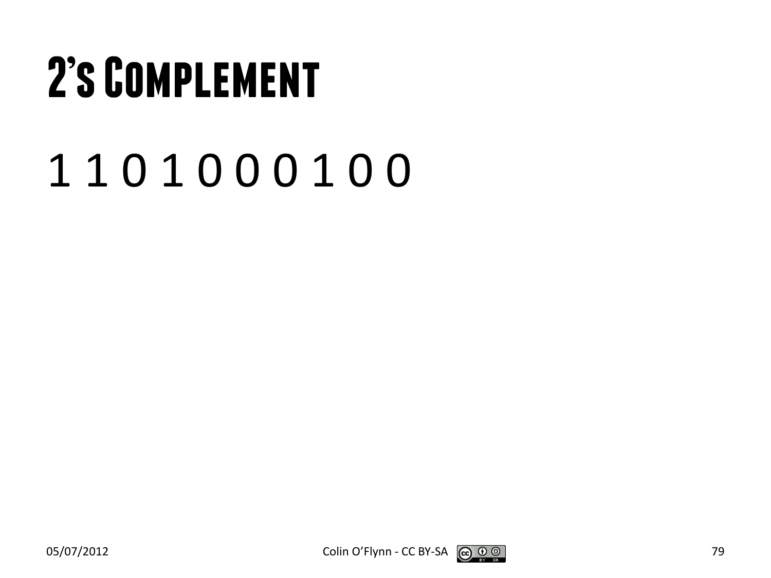# 2's Complement

1 1 0 1 0 0 0 1 0 0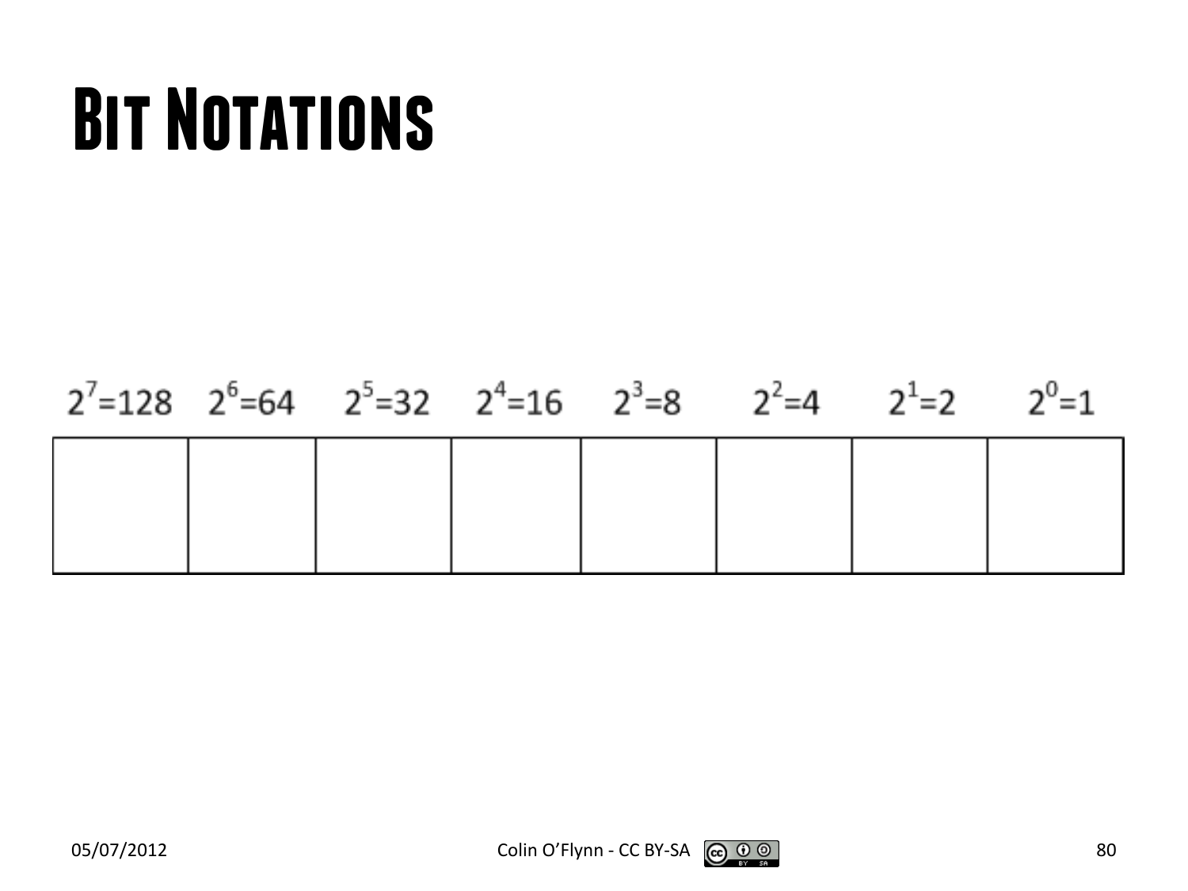# Bit Notations

| $2^7=128$ | $2^6=64$ | $2^5=32$ | $2^4=16$ | $2^3=8$ | $2^2=4$ | $2^1=2$ | $2^0=1$ |
|---|---|---|---|---|---|---|---|
| | | | | | | | |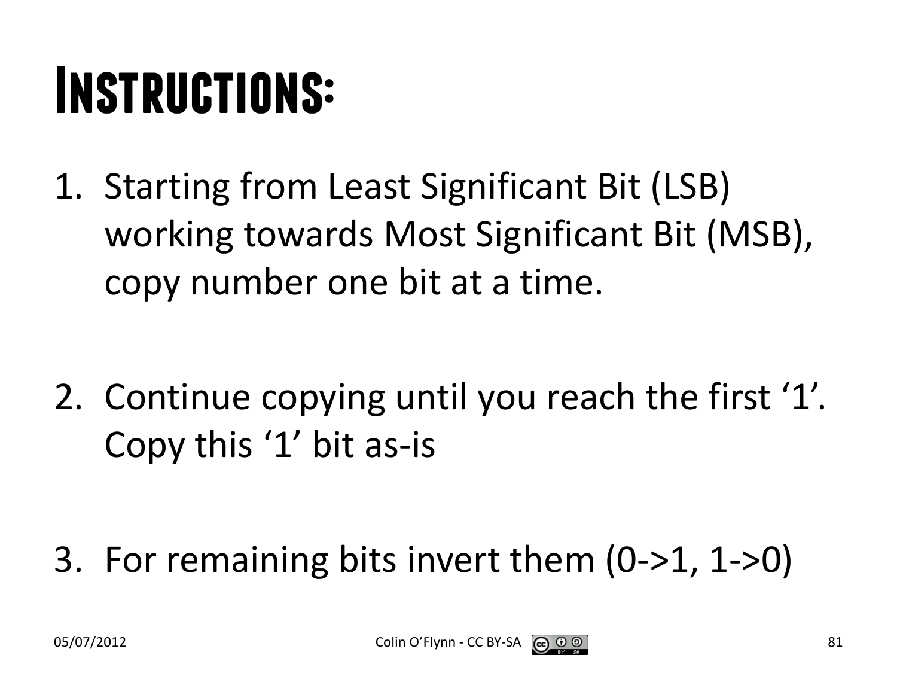# Instructions:

1. Starting from Least Significant Bit (LSB) working towards Most Significant Bit (MSB), copy number one bit at a time.

2. Continue copying until you reach the first ‘1’. Copy this ‘1’ bit as-is

3. For remaining bits invert them (0->1, 1->0)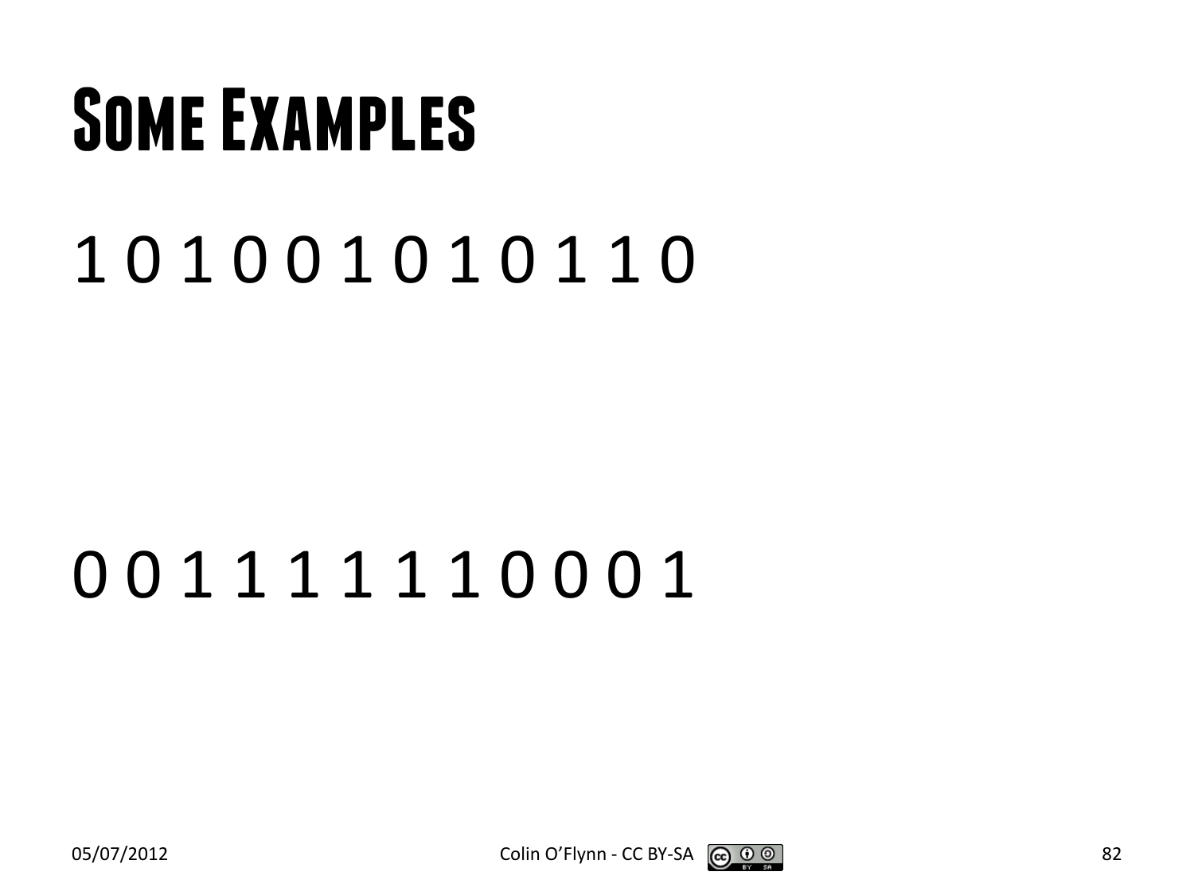# Some Examples

1 0 1 0 0 1 0 1 0 1 1 0

0 0 1 1 1 1 1 1 0 0 0 1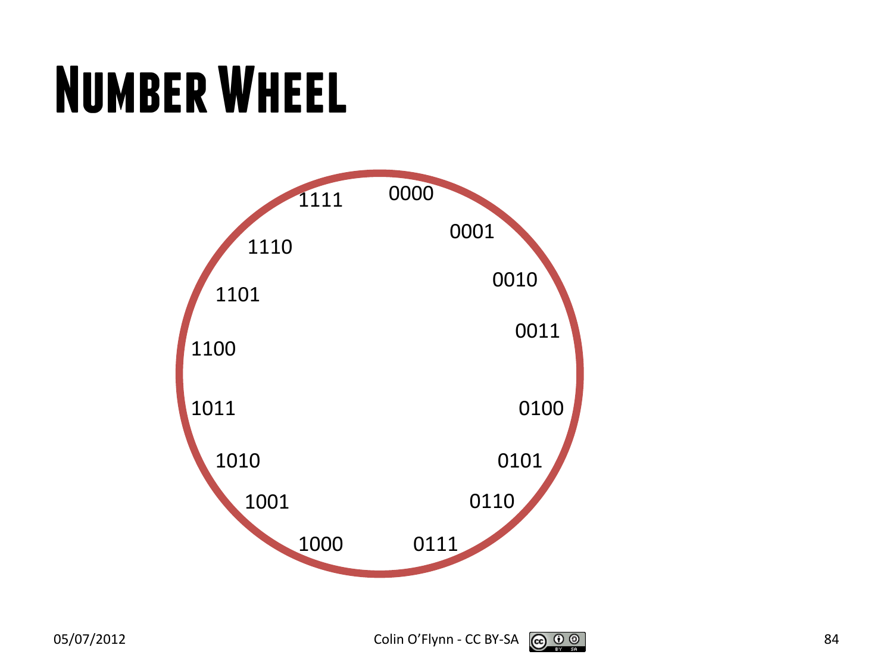# Number Wheel

0000
0001
0010
0011
0100
0101
0110
0111
1000
1001
1010
1011
1100
1101
1110
1111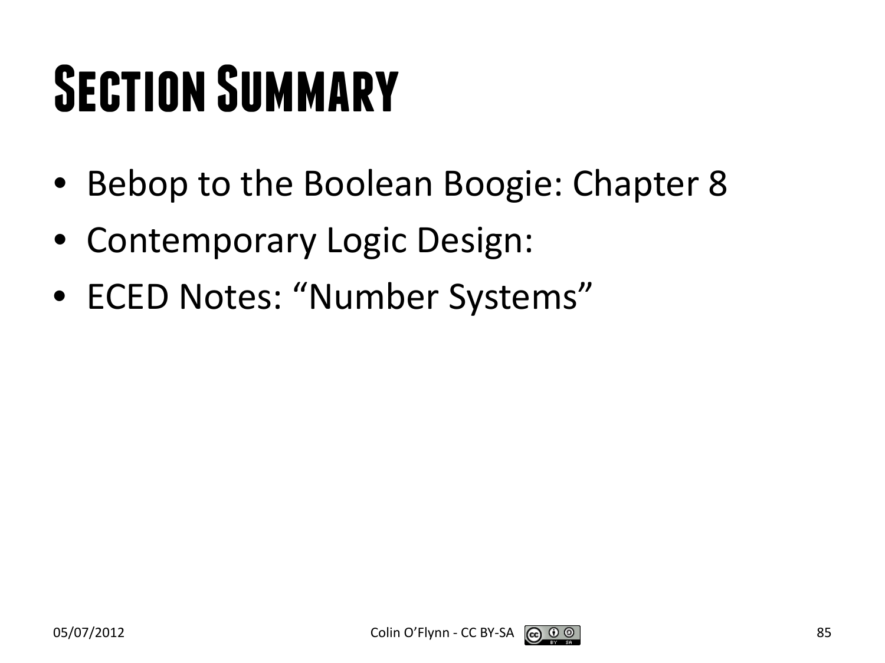# Section Summary

- Bebop to the Boolean Boogie: Chapter 8
- Contemporary Logic Design:
- ECED Notes: “Number Systems”